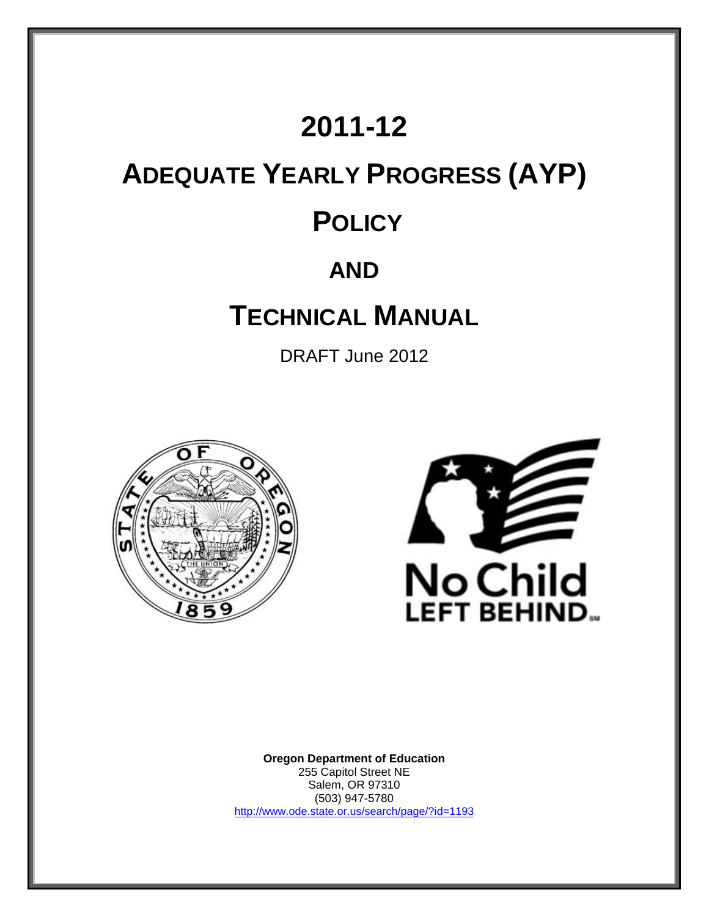# 2011-12

# Adequate Yearly Progress (AYP)

# Policy

# and

# Technical Manual

DRAFT June 2012

**Oregon Department of Education**
255 Capitol Street NE
Salem, OR 97310
(503) 947-5780
http://www.ode.state.or.us/search/page/?id=1193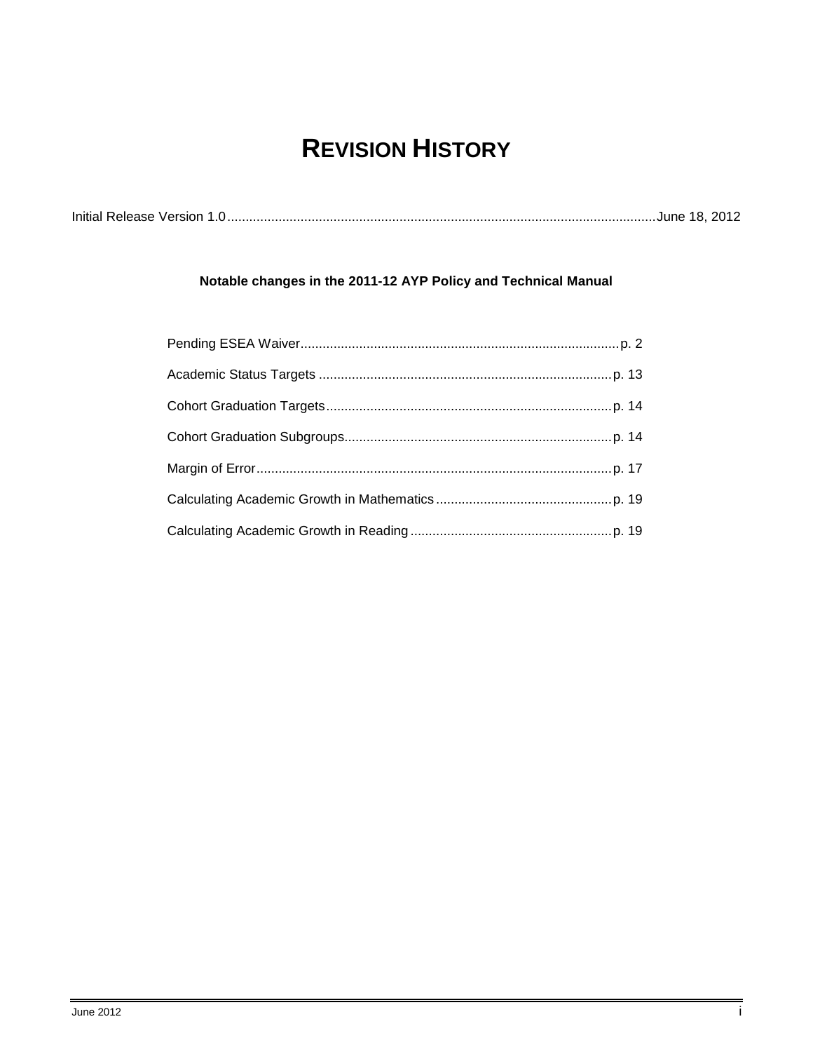# REVISION HISTORY

Initial Release Version 1.0 .......................................................................................................... June 18, 2012

**Notable changes in the 2011-12 AYP Policy and Technical Manual**

Pending ESEA Waiver ........................................................................................ p. 2

Academic Status Targets ................................................................................. p. 13

Cohort Graduation Targets .............................................................................. p. 14

Cohort Graduation Subgroups ......................................................................... p. 14

Margin of Error ................................................................................................. p. 17

Calculating Academic Growth in Mathematics ................................................ p. 19

Calculating Academic Growth in Reading ....................................................... p. 19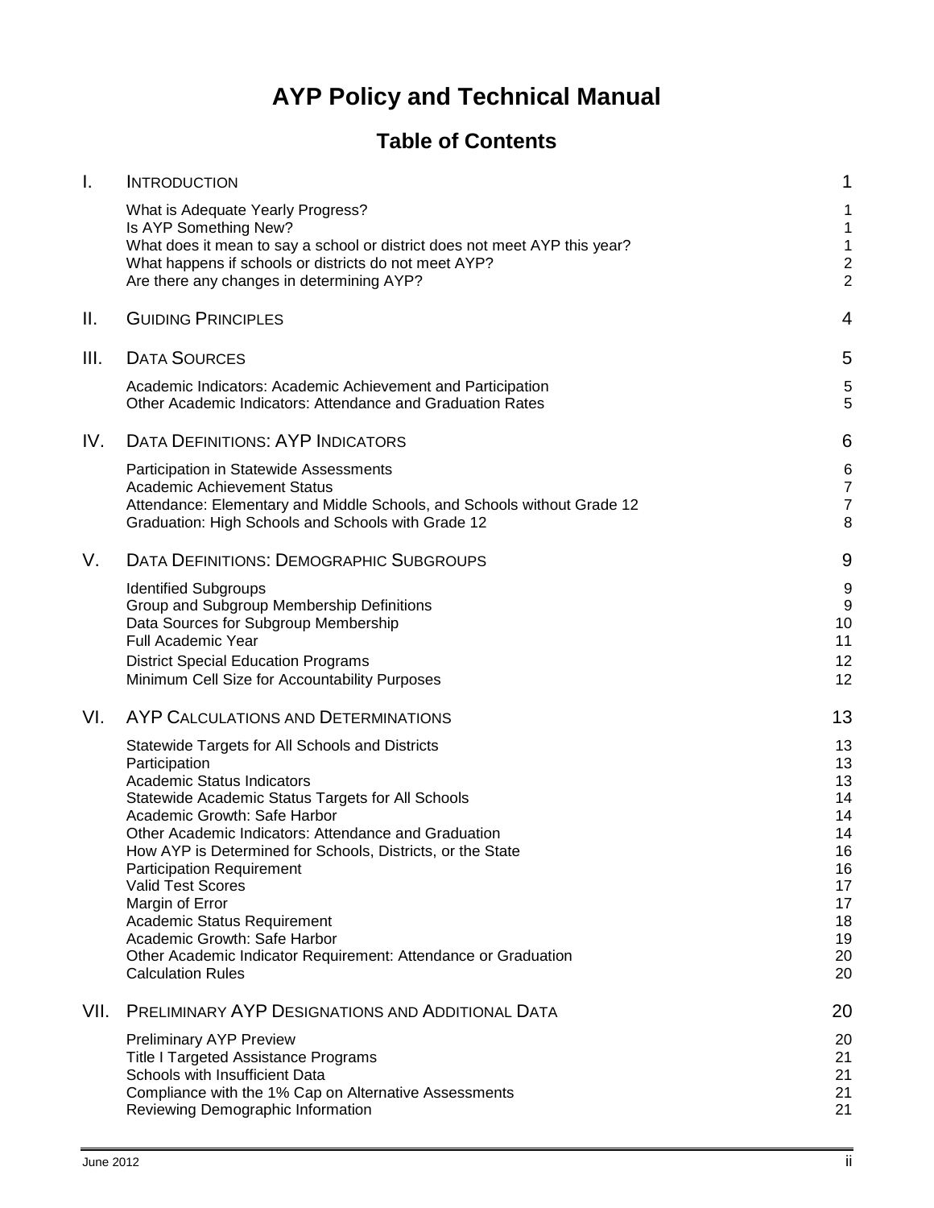# AYP Policy and Technical Manual

## Table of Contents

| | | |
|---|---|---|
| I. | INTRODUCTION | 1 |
| | What is Adequate Yearly Progress? | 1 |
| | Is AYP Something New? | 1 |
| | What does it mean to say a school or district does not meet AYP this year? | 1 |
| | What happens if schools or districts do not meet AYP? | 2 |
| | Are there any changes in determining AYP? | 2 |
| II. | GUIDING PRINCIPLES | 4 |
| III. | DATA SOURCES | 5 |
| | Academic Indicators: Academic Achievement and Participation | 5 |
| | Other Academic Indicators: Attendance and Graduation Rates | 5 |
| IV. | DATA DEFINITIONS: AYP INDICATORS | 6 |
| | Participation in Statewide Assessments | 6 |
| | Academic Achievement Status | 7 |
| | Attendance: Elementary and Middle Schools, and Schools without Grade 12 | 7 |
| | Graduation: High Schools and Schools with Grade 12 | 8 |
| V. | DATA DEFINITIONS: DEMOGRAPHIC SUBGROUPS | 9 |
| | Identified Subgroups | 9 |
| | Group and Subgroup Membership Definitions | 9 |
| | Data Sources for Subgroup Membership | 10 |
| | Full Academic Year | 11 |
| | District Special Education Programs | 12 |
| | Minimum Cell Size for Accountability Purposes | 12 |
| VI. | AYP CALCULATIONS AND DETERMINATIONS | 13 |
| | Statewide Targets for All Schools and Districts | 13 |
| | Participation | 13 |
| | Academic Status Indicators | 13 |
| | Statewide Academic Status Targets for All Schools | 14 |
| | Academic Growth: Safe Harbor | 14 |
| | Other Academic Indicators: Attendance and Graduation | 14 |
| | How AYP is Determined for Schools, Districts, or the State | 16 |
| | Participation Requirement | 16 |
| | Valid Test Scores | 17 |
| | Margin of Error | 17 |
| | Academic Status Requirement | 18 |
| | Academic Growth: Safe Harbor | 19 |
| | Other Academic Indicator Requirement: Attendance or Graduation | 20 |
| | Calculation Rules | 20 |
| VII. | PRELIMINARY AYP DESIGNATIONS AND ADDITIONAL DATA | 20 |
| | Preliminary AYP Preview | 20 |
| | Title I Targeted Assistance Programs | 21 |
| | Schools with Insufficient Data | 21 |
| | Compliance with the 1% Cap on Alternative Assessments | 21 |
| | Reviewing Demographic Information | 21 |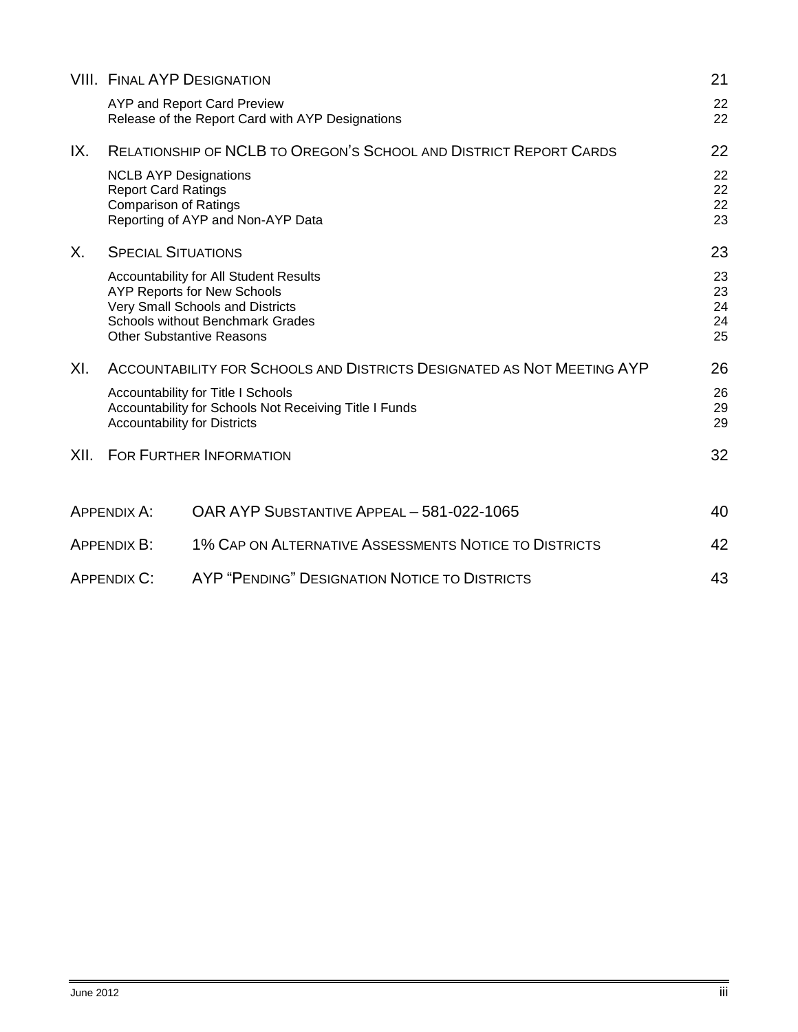| | | |
|---|---|---|
| VIII. | FINAL AYP DESIGNATION | 21 |
| | AYP and Report Card Preview | 22 |
| | Release of the Report Card with AYP Designations | 22 |
| IX. | RELATIONSHIP OF NCLB TO OREGON'S SCHOOL AND DISTRICT REPORT CARDS | 22 |
| | NCLB AYP Designations | 22 |
| | Report Card Ratings | 22 |
| | Comparison of Ratings | 22 |
| | Reporting of AYP and Non-AYP Data | 23 |
| X. | SPECIAL SITUATIONS | 23 |
| | Accountability for All Student Results | 23 |
| | AYP Reports for New Schools | 23 |
| | Very Small Schools and Districts | 24 |
| | Schools without Benchmark Grades | 24 |
| | Other Substantive Reasons | 25 |
| XI. | ACCOUNTABILITY FOR SCHOOLS AND DISTRICTS DESIGNATED AS NOT MEETING AYP | 26 |
| | Accountability for Title I Schools | 26 |
| | Accountability for Schools Not Receiving Title I Funds | 29 |
| | Accountability for Districts | 29 |
| XII. | FOR FURTHER INFORMATION | 32 |
| APPENDIX A: | OAR AYP SUBSTANTIVE APPEAL – 581-022-1065 | 40 |
| APPENDIX B: | 1% CAP ON ALTERNATIVE ASSESSMENTS NOTICE TO DISTRICTS | 42 |
| APPENDIX C: | AYP "PENDING" DESIGNATION NOTICE TO DISTRICTS | 43 |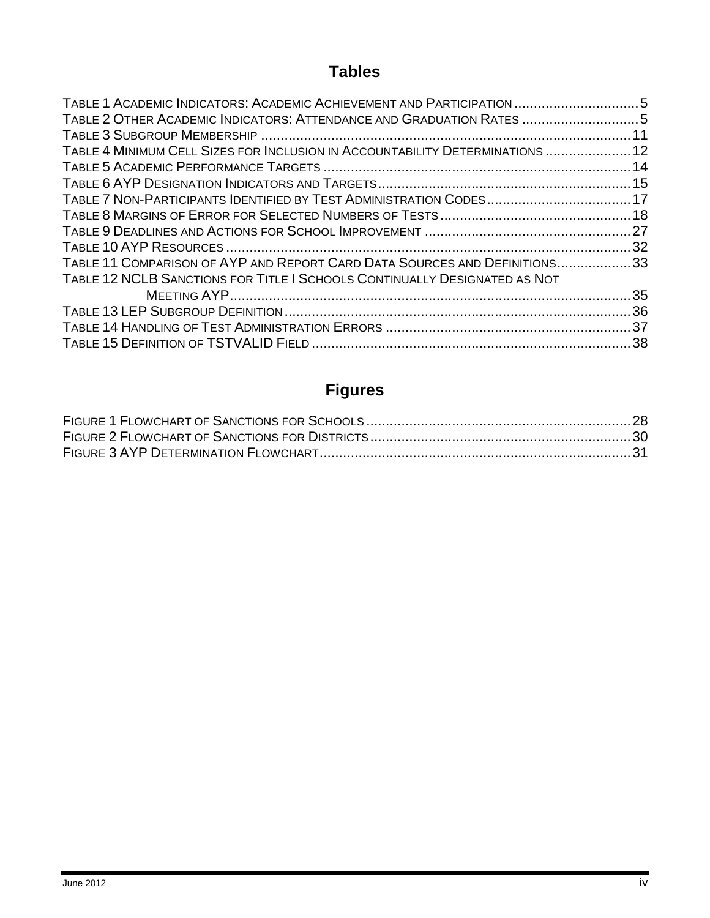## Tables

TABLE 1 ACADEMIC INDICATORS: ACADEMIC ACHIEVEMENT AND PARTICIPATION ................................5
TABLE 2 OTHER ACADEMIC INDICATORS: ATTENDANCE AND GRADUATION RATES ..............................5
TABLE 3 SUBGROUP MEMBERSHIP ................................................................................................11
TABLE 4 MINIMUM CELL SIZES FOR INCLUSION IN ACCOUNTABILITY DETERMINATIONS ......................12
TABLE 5 ACADEMIC PERFORMANCE TARGETS ...............................................................................14
TABLE 6 AYP DESIGNATION INDICATORS AND TARGETS.................................................................15
TABLE 7 NON-PARTICIPANTS IDENTIFIED BY TEST ADMINISTRATION CODES.....................................17
TABLE 8 MARGINS OF ERROR FOR SELECTED NUMBERS OF TESTS.................................................18
TABLE 9 DEADLINES AND ACTIONS FOR SCHOOL IMPROVEMENT ....................................................27
TABLE 10 AYP RESOURCES.........................................................................................................32
TABLE 11 COMPARISON OF AYP AND REPORT CARD DATA SOURCES AND DEFINITIONS...................33
TABLE 12 NCLB SANCTIONS FOR TITLE I SCHOOLS CONTINUALLY DESIGNATED AS NOT MEETING AYP.......................................................................................................35
TABLE 13 LEP SUBGROUP DEFINITION.........................................................................................36
TABLE 14 HANDLING OF TEST ADMINISTRATION ERRORS ...............................................................37
TABLE 15 DEFINITION OF TSTVALID FIELD..................................................................................38

## Figures

FIGURE 1 FLOWCHART OF SANCTIONS FOR SCHOOLS ...................................................................28
FIGURE 2 FLOWCHART OF SANCTIONS FOR DISTRICTS..................................................................30
FIGURE 3 AYP DETERMINATION FLOWCHART................................................................................31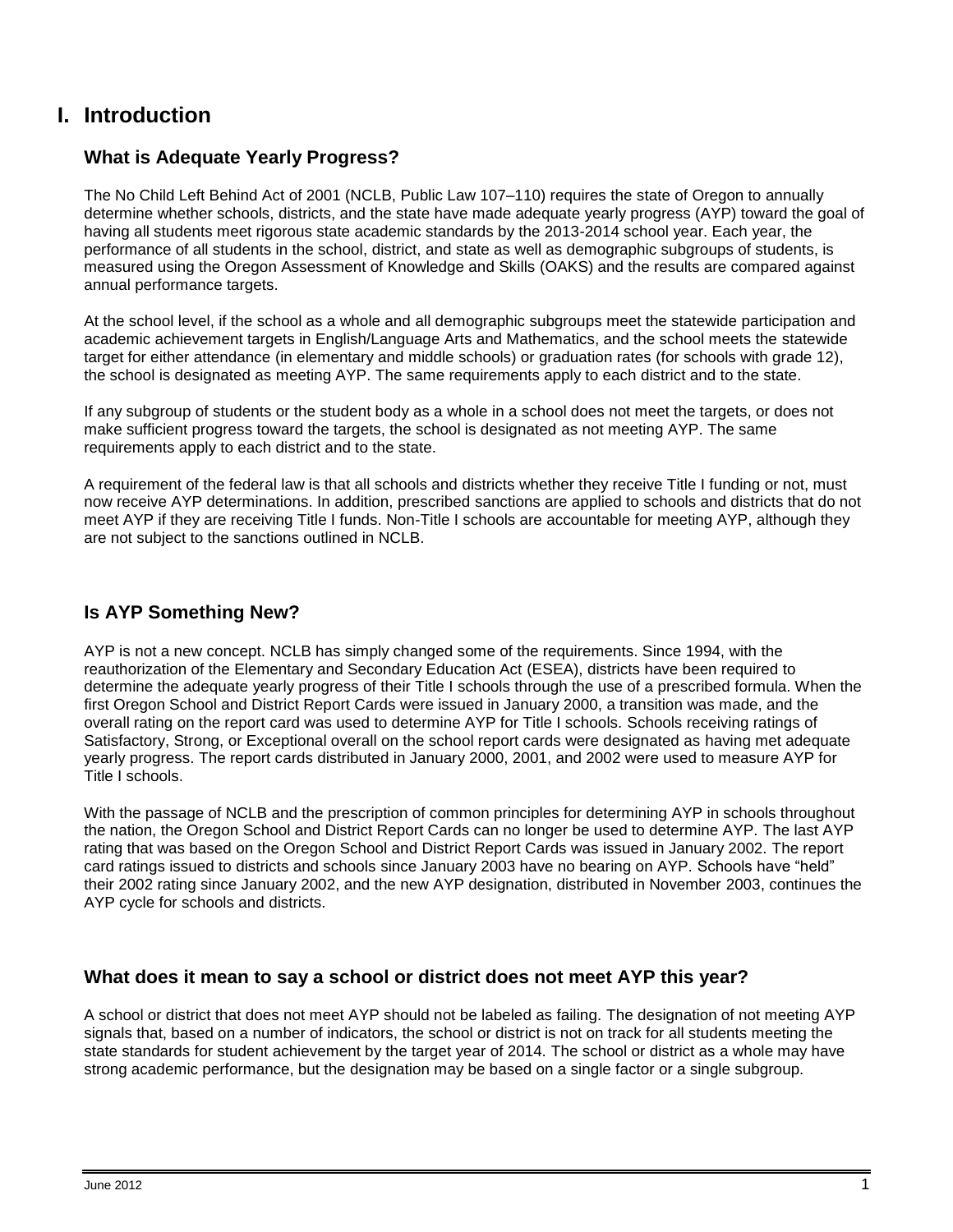# I. Introduction

## What is Adequate Yearly Progress?

The No Child Left Behind Act of 2001 (NCLB, Public Law 107–110) requires the state of Oregon to annually determine whether schools, districts, and the state have made adequate yearly progress (AYP) toward the goal of having all students meet rigorous state academic standards by the 2013-2014 school year. Each year, the performance of all students in the school, district, and state as well as demographic subgroups of students, is measured using the Oregon Assessment of Knowledge and Skills (OAKS) and the results are compared against annual performance targets.

At the school level, if the school as a whole and all demographic subgroups meet the statewide participation and academic achievement targets in English/Language Arts and Mathematics, and the school meets the statewide target for either attendance (in elementary and middle schools) or graduation rates (for schools with grade 12), the school is designated as meeting AYP. The same requirements apply to each district and to the state.

If any subgroup of students or the student body as a whole in a school does not meet the targets, or does not make sufficient progress toward the targets, the school is designated as not meeting AYP. The same requirements apply to each district and to the state.

A requirement of the federal law is that all schools and districts whether they receive Title I funding or not, must now receive AYP determinations. In addition, prescribed sanctions are applied to schools and districts that do not meet AYP if they are receiving Title I funds. Non-Title I schools are accountable for meeting AYP, although they are not subject to the sanctions outlined in NCLB.

## Is AYP Something New?

AYP is not a new concept. NCLB has simply changed some of the requirements. Since 1994, with the reauthorization of the Elementary and Secondary Education Act (ESEA), districts have been required to determine the adequate yearly progress of their Title I schools through the use of a prescribed formula. When the first Oregon School and District Report Cards were issued in January 2000, a transition was made, and the overall rating on the report card was used to determine AYP for Title I schools. Schools receiving ratings of Satisfactory, Strong, or Exceptional overall on the school report cards were designated as having met adequate yearly progress. The report cards distributed in January 2000, 2001, and 2002 were used to measure AYP for Title I schools.

With the passage of NCLB and the prescription of common principles for determining AYP in schools throughout the nation, the Oregon School and District Report Cards can no longer be used to determine AYP. The last AYP rating that was based on the Oregon School and District Report Cards was issued in January 2002. The report card ratings issued to districts and schools since January 2003 have no bearing on AYP. Schools have "held" their 2002 rating since January 2002, and the new AYP designation, distributed in November 2003, continues the AYP cycle for schools and districts.

## What does it mean to say a school or district does not meet AYP this year?

A school or district that does not meet AYP should not be labeled as failing. The designation of not meeting AYP signals that, based on a number of indicators, the school or district is not on track for all students meeting the state standards for student achievement by the target year of 2014. The school or district as a whole may have strong academic performance, but the designation may be based on a single factor or a single subgroup.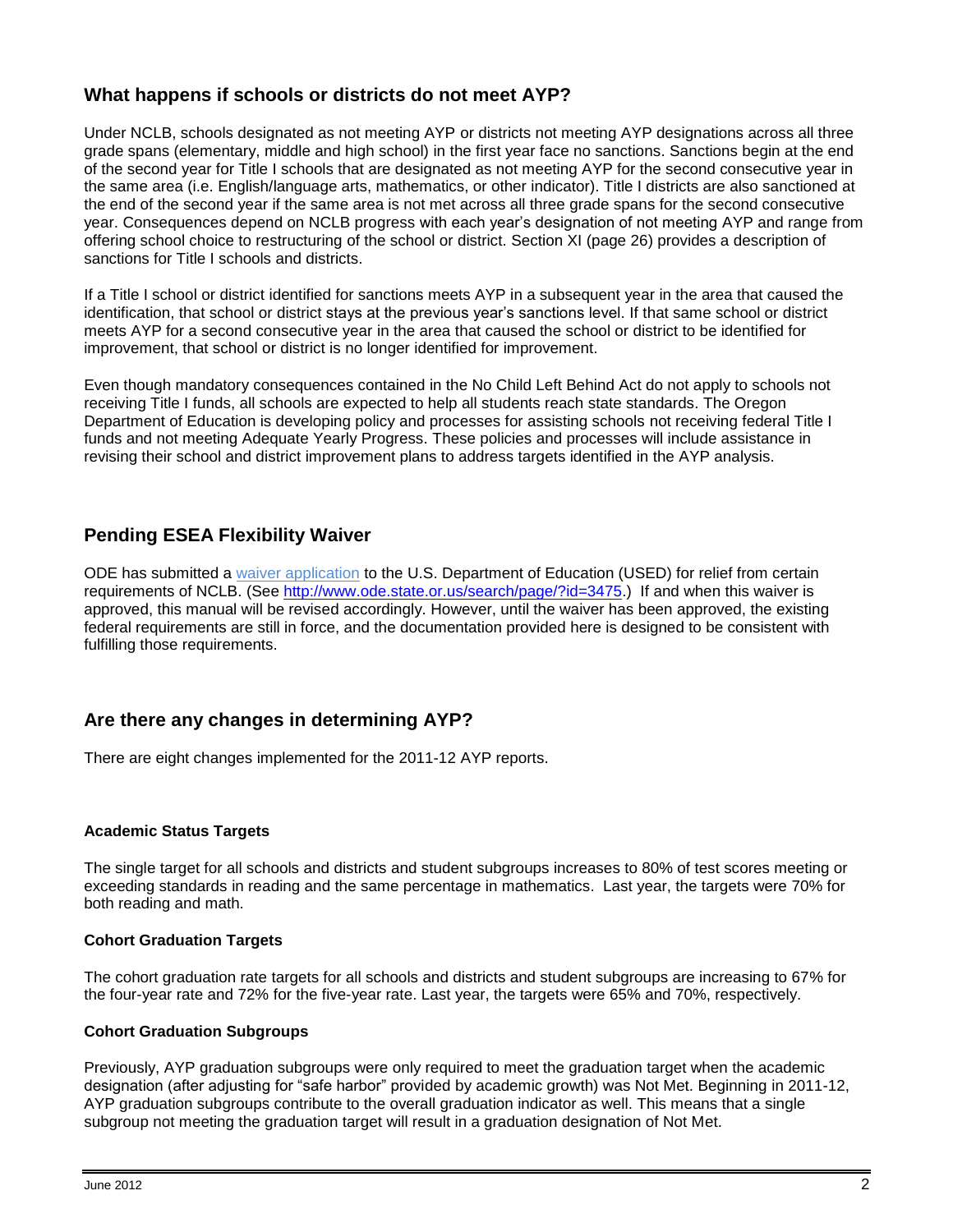## What happens if schools or districts do not meet AYP?

Under NCLB, schools designated as not meeting AYP or districts not meeting AYP designations across all three grade spans (elementary, middle and high school) in the first year face no sanctions. Sanctions begin at the end of the second year for Title I schools that are designated as not meeting AYP for the second consecutive year in the same area (i.e. English/language arts, mathematics, or other indicator). Title I districts are also sanctioned at the end of the second year if the same area is not met across all three grade spans for the second consecutive year. Consequences depend on NCLB progress with each year's designation of not meeting AYP and range from offering school choice to restructuring of the school or district. Section XI (page 26) provides a description of sanctions for Title I schools and districts.

If a Title I school or district identified for sanctions meets AYP in a subsequent year in the area that caused the identification, that school or district stays at the previous year's sanctions level. If that same school or district meets AYP for a second consecutive year in the area that caused the school or district to be identified for improvement, that school or district is no longer identified for improvement.

Even though mandatory consequences contained in the No Child Left Behind Act do not apply to schools not receiving Title I funds, all schools are expected to help all students reach state standards. The Oregon Department of Education is developing policy and processes for assisting schools not receiving federal Title I funds and not meeting Adequate Yearly Progress. These policies and processes will include assistance in revising their school and district improvement plans to address targets identified in the AYP analysis.

## Pending ESEA Flexibility Waiver

ODE has submitted a waiver application to the U.S. Department of Education (USED) for relief from certain requirements of NCLB. (See http://www.ode.state.or.us/search/page/?id=3475.) If and when this waiver is approved, this manual will be revised accordingly. However, until the waiver has been approved, the existing federal requirements are still in force, and the documentation provided here is designed to be consistent with fulfilling those requirements.

## Are there any changes in determining AYP?

There are eight changes implemented for the 2011-12 AYP reports.

**Academic Status Targets**

The single target for all schools and districts and student subgroups increases to 80% of test scores meeting or exceeding standards in reading and the same percentage in mathematics. Last year, the targets were 70% for both reading and math.

**Cohort Graduation Targets**

The cohort graduation rate targets for all schools and districts and student subgroups are increasing to 67% for the four-year rate and 72% for the five-year rate. Last year, the targets were 65% and 70%, respectively.

**Cohort Graduation Subgroups**

Previously, AYP graduation subgroups were only required to meet the graduation target when the academic designation (after adjusting for "safe harbor" provided by academic growth) was Not Met. Beginning in 2011-12, AYP graduation subgroups contribute to the overall graduation indicator as well. This means that a single subgroup not meeting the graduation target will result in a graduation designation of Not Met.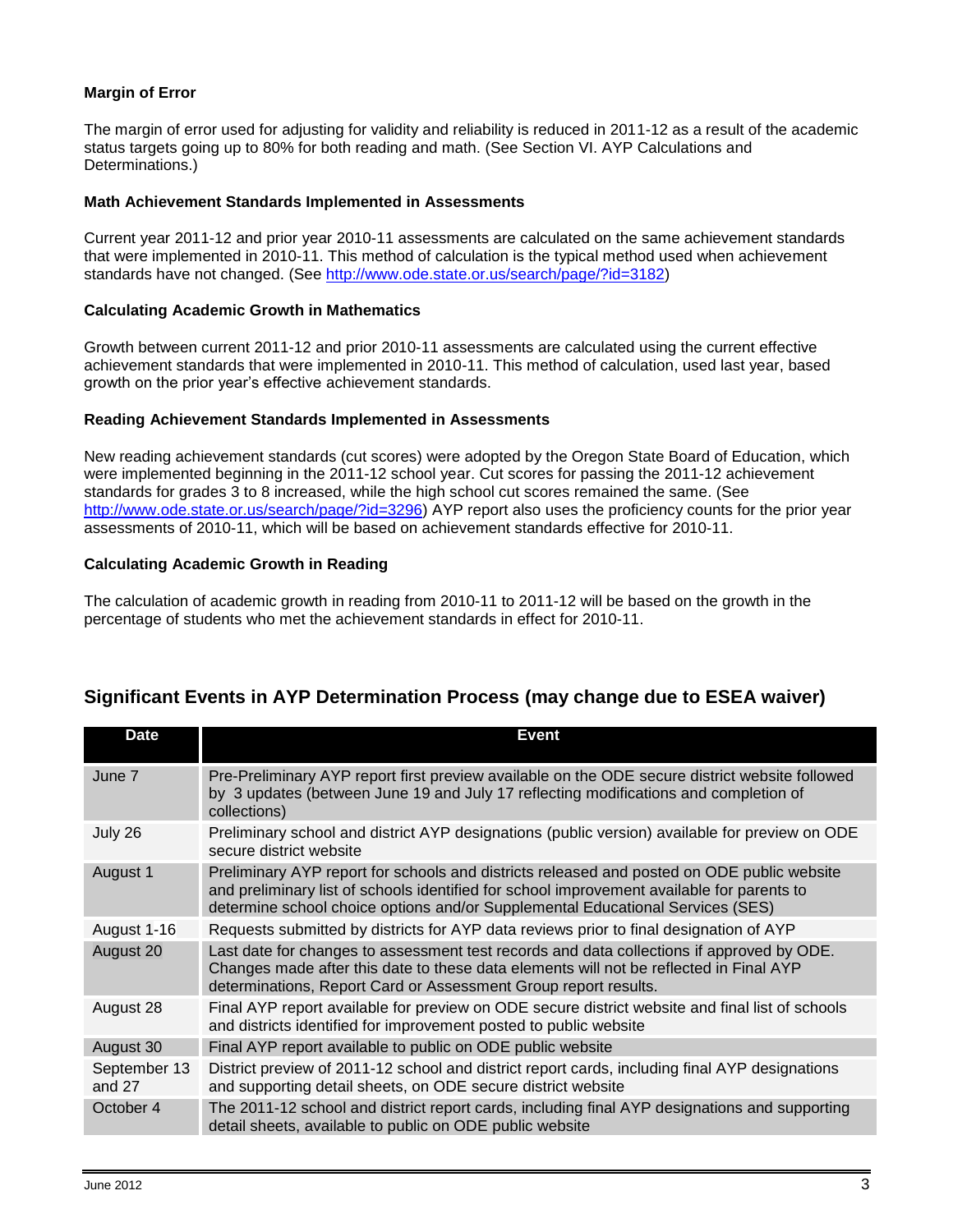**Margin of Error**

The margin of error used for adjusting for validity and reliability is reduced in 2011-12 as a result of the academic status targets going up to 80% for both reading and math. (See Section VI. AYP Calculations and Determinations.)

**Math Achievement Standards Implemented in Assessments**

Current year 2011-12 and prior year 2010-11 assessments are calculated on the same achievement standards that were implemented in 2010-11. This method of calculation is the typical method used when achievement standards have not changed. (See http://www.ode.state.or.us/search/page/?id=3182)

**Calculating Academic Growth in Mathematics**

Growth between current 2011-12 and prior 2010-11 assessments are calculated using the current effective achievement standards that were implemented in 2010-11. This method of calculation, used last year, based growth on the prior year's effective achievement standards.

**Reading Achievement Standards Implemented in Assessments**

New reading achievement standards (cut scores) were adopted by the Oregon State Board of Education, which were implemented beginning in the 2011-12 school year. Cut scores for passing the 2011-12 achievement standards for grades 3 to 8 increased, while the high school cut scores remained the same. (See http://www.ode.state.or.us/search/page/?id=3296) AYP report also uses the proficiency counts for the prior year assessments of 2010-11, which will be based on achievement standards effective for 2010-11.

**Calculating Academic Growth in Reading**

The calculation of academic growth in reading from 2010-11 to 2011-12 will be based on the growth in the percentage of students who met the achievement standards in effect for 2010-11.

## Significant Events in AYP Determination Process (may change due to ESEA waiver)

| Date | Event |
|---|---|
| June 7 | Pre-Preliminary AYP report first preview available on the ODE secure district website followed by 3 updates (between June 19 and July 17 reflecting modifications and completion of collections) |
| July 26 | Preliminary school and district AYP designations (public version) available for preview on ODE secure district website |
| August 1 | Preliminary AYP report for schools and districts released and posted on ODE public website and preliminary list of schools identified for school improvement available for parents to determine school choice options and/or Supplemental Educational Services (SES) |
| August 1-16 | Requests submitted by districts for AYP data reviews prior to final designation of AYP |
| August 20 | Last date for changes to assessment test records and data collections if approved by ODE. Changes made after this date to these data elements will not be reflected in Final AYP determinations, Report Card or Assessment Group report results. |
| August 28 | Final AYP report available for preview on ODE secure district website and final list of schools and districts identified for improvement posted to public website |
| August 30 | Final AYP report available to public on ODE public website |
| September 13 and 27 | District preview of 2011-12 school and district report cards, including final AYP designations and supporting detail sheets, on ODE secure district website |
| October 4 | The 2011-12 school and district report cards, including final AYP designations and supporting detail sheets, available to public on ODE public website |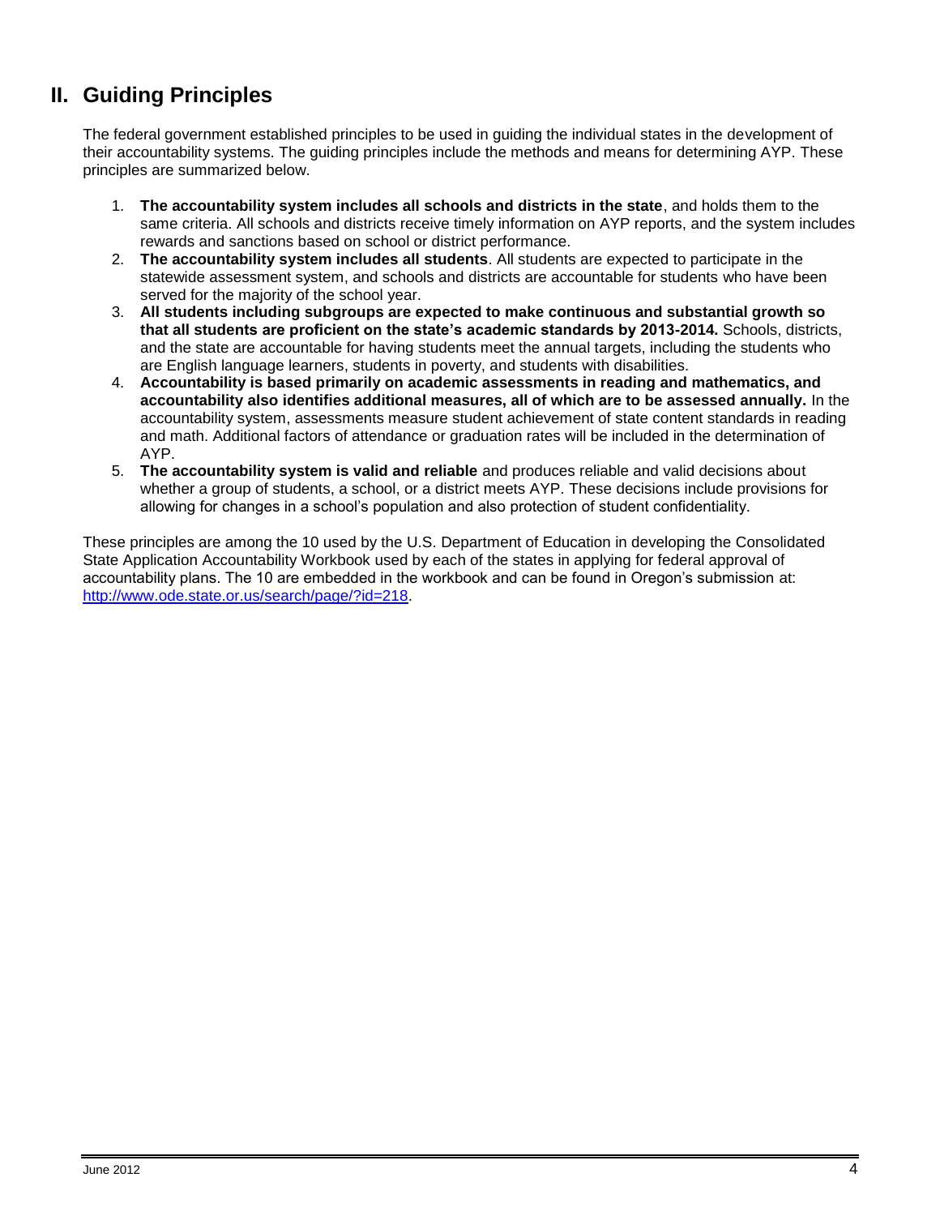## II. Guiding Principles

The federal government established principles to be used in guiding the individual states in the development of their accountability systems. The guiding principles include the methods and means for determining AYP. These principles are summarized below.

1. **The accountability system includes all schools and districts in the state**, and holds them to the same criteria. All schools and districts receive timely information on AYP reports, and the system includes rewards and sanctions based on school or district performance.
2. **The accountability system includes all students**. All students are expected to participate in the statewide assessment system, and schools and districts are accountable for students who have been served for the majority of the school year.
3. **All students including subgroups are expected to make continuous and substantial growth so that all students are proficient on the state's academic standards by 2013-2014.** Schools, districts, and the state are accountable for having students meet the annual targets, including the students who are English language learners, students in poverty, and students with disabilities.
4. **Accountability is based primarily on academic assessments in reading and mathematics, and accountability also identifies additional measures, all of which are to be assessed annually.** In the accountability system, assessments measure student achievement of state content standards in reading and math. Additional factors of attendance or graduation rates will be included in the determination of AYP.
5. **The accountability system is valid and reliable** and produces reliable and valid decisions about whether a group of students, a school, or a district meets AYP. These decisions include provisions for allowing for changes in a school's population and also protection of student confidentiality.

These principles are among the 10 used by the U.S. Department of Education in developing the Consolidated State Application Accountability Workbook used by each of the states in applying for federal approval of accountability plans. The 10 are embedded in the workbook and can be found in Oregon's submission at: [http://www.ode.state.or.us/search/page/?id=218](http://www.ode.state.or.us/search/page/?id=218).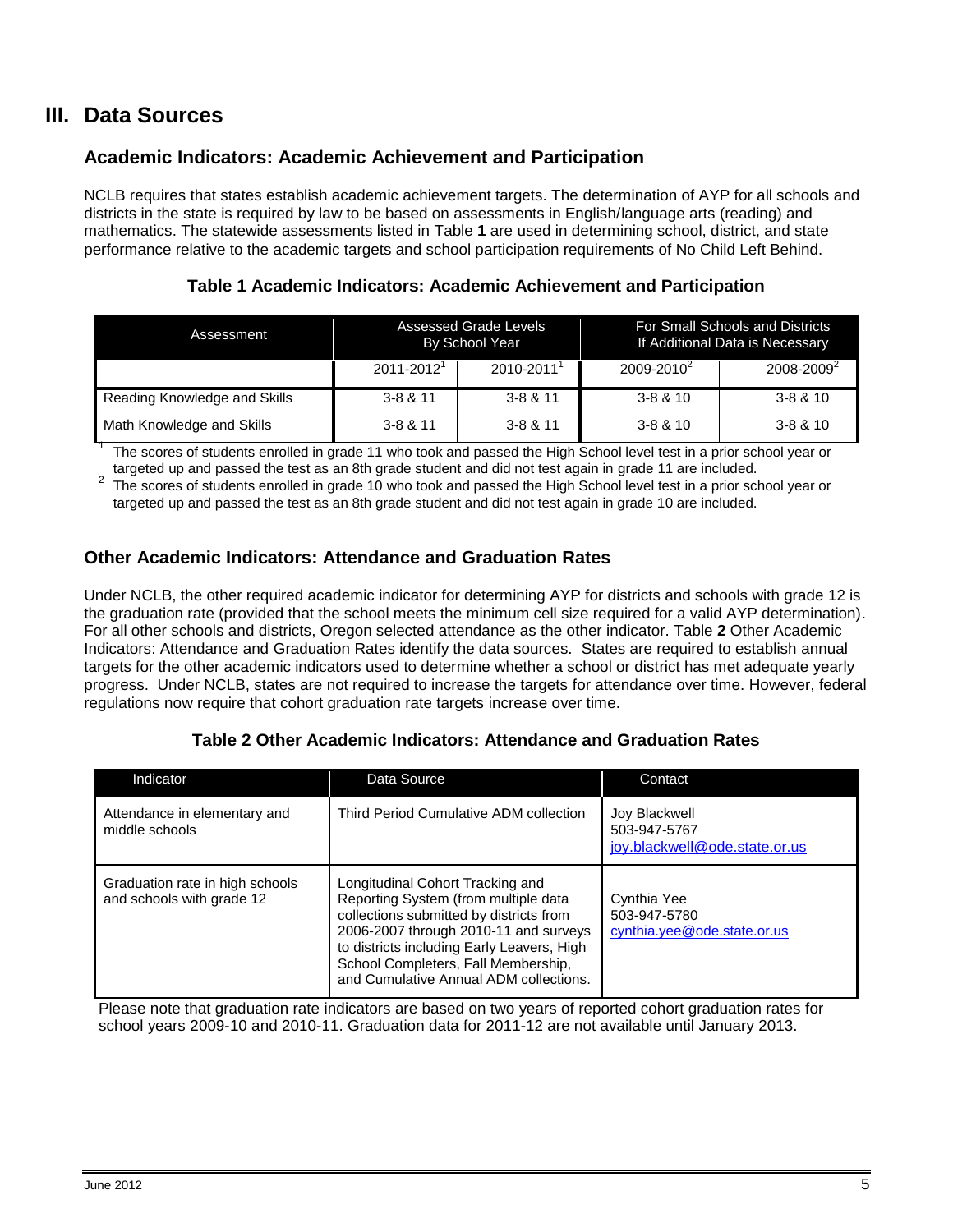## III. Data Sources

### Academic Indicators: Academic Achievement and Participation

NCLB requires that states establish academic achievement targets. The determination of AYP for all schools and districts in the state is required by law to be based on assessments in English/language arts (reading) and mathematics. The statewide assessments listed in Table **1** are used in determining school, district, and state performance relative to the academic targets and school participation requirements of No Child Left Behind.

**Table 1 Academic Indicators: Academic Achievement and Participation**

| Assessment | Assessed Grade Levels By School Year | | For Small Schools and Districts If Additional Data is Necessary | |
|---|---|---|---|---|
| | 2011-2012[1] | 2010-2011[1] | 2009-2010[2] | 2008-2009[2] |
| Reading Knowledge and Skills | 3-8 & 11 | 3-8 & 11 | 3-8 & 10 | 3-8 & 10 |
| Math Knowledge and Skills | 3-8 & 11 | 3-8 & 11 | 3-8 & 10 | 3-8 & 10 |

[1] The scores of students enrolled in grade 11 who took and passed the High School level test in a prior school year or targeted up and passed the test as an 8th grade student and did not test again in grade 11 are included.

[2] The scores of students enrolled in grade 10 who took and passed the High School level test in a prior school year or targeted up and passed the test as an 8th grade student and did not test again in grade 10 are included.

### Other Academic Indicators: Attendance and Graduation Rates

Under NCLB, the other required academic indicator for determining AYP for districts and schools with grade 12 is the graduation rate (provided that the school meets the minimum cell size required for a valid AYP determination). For all other schools and districts, Oregon selected attendance as the other indicator. Table **2** Other Academic Indicators: Attendance and Graduation Rates identify the data sources. States are required to establish annual targets for the other academic indicators used to determine whether a school or district has met adequate yearly progress. Under NCLB, states are not required to increase the targets for attendance over time. However, federal regulations now require that cohort graduation rate targets increase over time.

**Table 2 Other Academic Indicators: Attendance and Graduation Rates**

| Indicator | Data Source | Contact |
|---|---|---|
| Attendance in elementary and middle schools | Third Period Cumulative ADM collection | Joy Blackwell<br>503-947-5767<br>joy.blackwell@ode.state.or.us |
| Graduation rate in high schools and schools with grade 12 | Longitudinal Cohort Tracking and Reporting System (from multiple data collections submitted by districts from 2006-2007 through 2010-11 and surveys to districts including Early Leavers, High School Completers, Fall Membership, and Cumulative Annual ADM collections. | Cynthia Yee<br>503-947-5780<br>cynthia.yee@ode.state.or.us |

Please note that graduation rate indicators are based on two years of reported cohort graduation rates for school years 2009-10 and 2010-11. Graduation data for 2011-12 are not available until January 2013.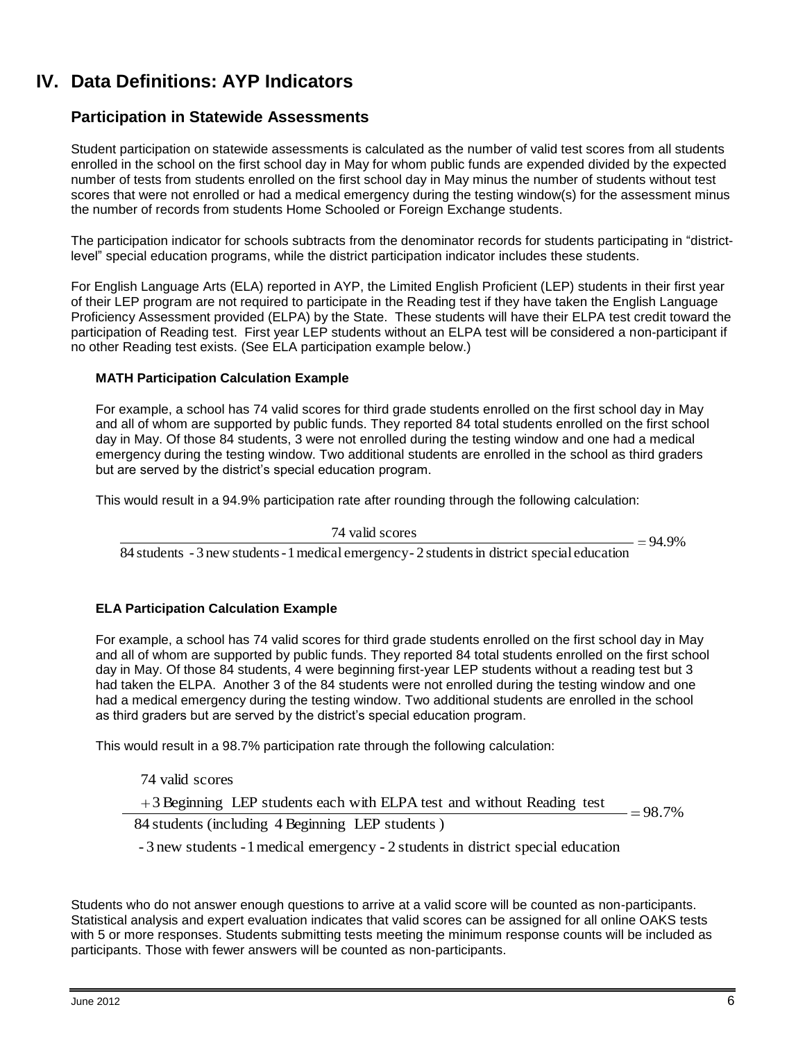# IV. Data Definitions: AYP Indicators

## Participation in Statewide Assessments

Student participation on statewide assessments is calculated as the number of valid test scores from all students enrolled in the school on the first school day in May for whom public funds are expended divided by the expected number of tests from students enrolled on the first school day in May minus the number of students without test scores that were not enrolled or had a medical emergency during the testing window(s) for the assessment minus the number of records from students Home Schooled or Foreign Exchange students.

The participation indicator for schools subtracts from the denominator records for students participating in "district-level" special education programs, while the district participation indicator includes these students.

For English Language Arts (ELA) reported in AYP, the Limited English Proficient (LEP) students in their first year of their LEP program are not required to participate in the Reading test if they have taken the English Language Proficiency Assessment provided (ELPA) by the State. These students will have their ELPA test credit toward the participation of Reading test. First year LEP students without an ELPA test will be considered a non-participant if no other Reading test exists. (See ELA participation example below.)

### MATH Participation Calculation Example

For example, a school has 74 valid scores for third grade students enrolled on the first school day in May and all of whom are supported by public funds. They reported 84 total students enrolled on the first school day in May. Of those 84 students, 3 were not enrolled during the testing window and one had a medical emergency during the testing window. Two additional students are enrolled in the school as third graders but are served by the district's special education program.

This would result in a 94.9% participation rate after rounding through the following calculation:

$$\frac{\text{74 valid scores}}{\text{84 students - 3 new students - 1 medical emergency - 2 students in district special education}} = 94.9\%$$

### ELA Participation Calculation Example

For example, a school has 74 valid scores for third grade students enrolled on the first school day in May and all of whom are supported by public funds. They reported 84 total students enrolled on the first school day in May. Of those 84 students, 4 were beginning first-year LEP students without a reading test but 3 had taken the ELPA. Another 3 of the 84 students were not enrolled during the testing window and one had a medical emergency during the testing window. Two additional students are enrolled in the school as third graders but are served by the district's special education program.

This would result in a 98.7% participation rate through the following calculation:

$$\frac{\text{74 valid scores} + \text{3 Beginning LEP students each with ELPA test and without Reading test}}{\text{84 students (including 4 Beginning LEP students) - 3 new students - 1 medical emergency - 2 students in district special education}} = 98.7\%$$

Students who do not answer enough questions to arrive at a valid score will be counted as non-participants. Statistical analysis and expert evaluation indicates that valid scores can be assigned for all online OAKS tests with 5 or more responses. Students submitting tests meeting the minimum response counts will be included as participants. Those with fewer answers will be counted as non-participants.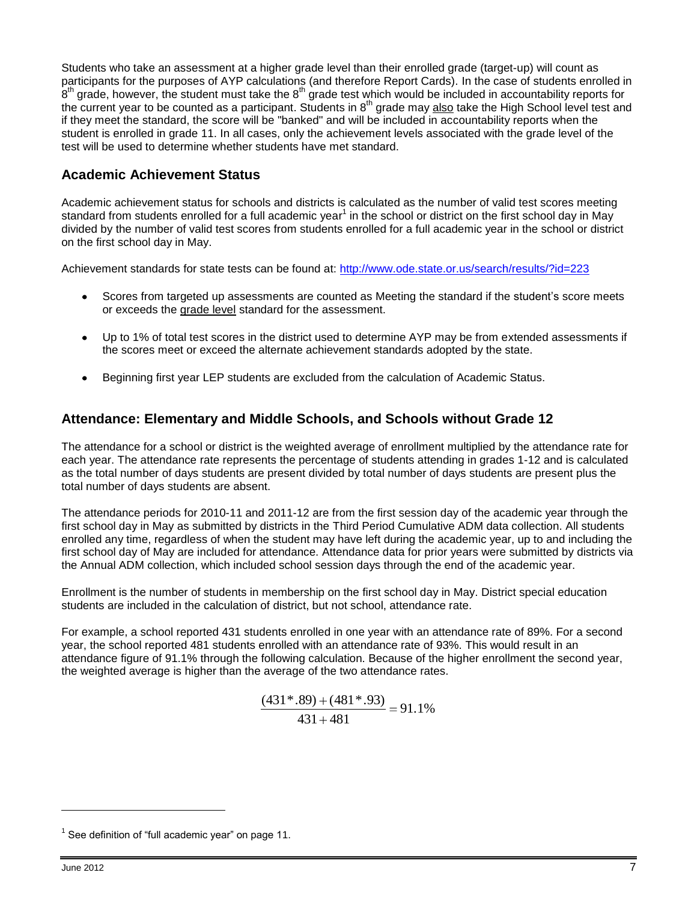Students who take an assessment at a higher grade level than their enrolled grade (target-up) will count as participants for the purposes of AYP calculations (and therefore Report Cards). In the case of students enrolled in 8th grade, however, the student must take the 8th grade test which would be included in accountability reports for the current year to be counted as a participant. Students in 8th grade may also take the High School level test and if they meet the standard, the score will be "banked" and will be included in accountability reports when the student is enrolled in grade 11. In all cases, only the achievement levels associated with the grade level of the test will be used to determine whether students have met standard.

## Academic Achievement Status

Academic achievement status for schools and districts is calculated as the number of valid test scores meeting standard from students enrolled for a full academic year[1] in the school or district on the first school day in May divided by the number of valid test scores from students enrolled for a full academic year in the school or district on the first school day in May.

Achievement standards for state tests can be found at: http://www.ode.state.or.us/search/results/?id=223

- Scores from targeted up assessments are counted as Meeting the standard if the student's score meets or exceeds the grade level standard for the assessment.
- Up to 1% of total test scores in the district used to determine AYP may be from extended assessments if the scores meet or exceed the alternate achievement standards adopted by the state.
- Beginning first year LEP students are excluded from the calculation of Academic Status.

## Attendance: Elementary and Middle Schools, and Schools without Grade 12

The attendance for a school or district is the weighted average of enrollment multiplied by the attendance rate for each year. The attendance rate represents the percentage of students attending in grades 1-12 and is calculated as the total number of days students are present divided by total number of days students are present plus the total number of days students are absent.

The attendance periods for 2010-11 and 2011-12 are from the first session day of the academic year through the first school day in May as submitted by districts in the Third Period Cumulative ADM data collection. All students enrolled any time, regardless of when the student may have left during the academic year, up to and including the first school day of May are included for attendance. Attendance data for prior years were submitted by districts via the Annual ADM collection, which included school session days through the end of the academic year.

Enrollment is the number of students in membership on the first school day in May. District special education students are included in the calculation of district, but not school, attendance rate.

For example, a school reported 431 students enrolled in one year with an attendance rate of 89%. For a second year, the school reported 481 students enrolled with an attendance rate of 93%. This would result in an attendance figure of 91.1% through the following calculation. Because of the higher enrollment the second year, the weighted average is higher than the average of the two attendance rates.

$$\frac{(431*.89)+(481*.93)}{431+481}=91.1\%$$

[1] See definition of "full academic year" on page 11.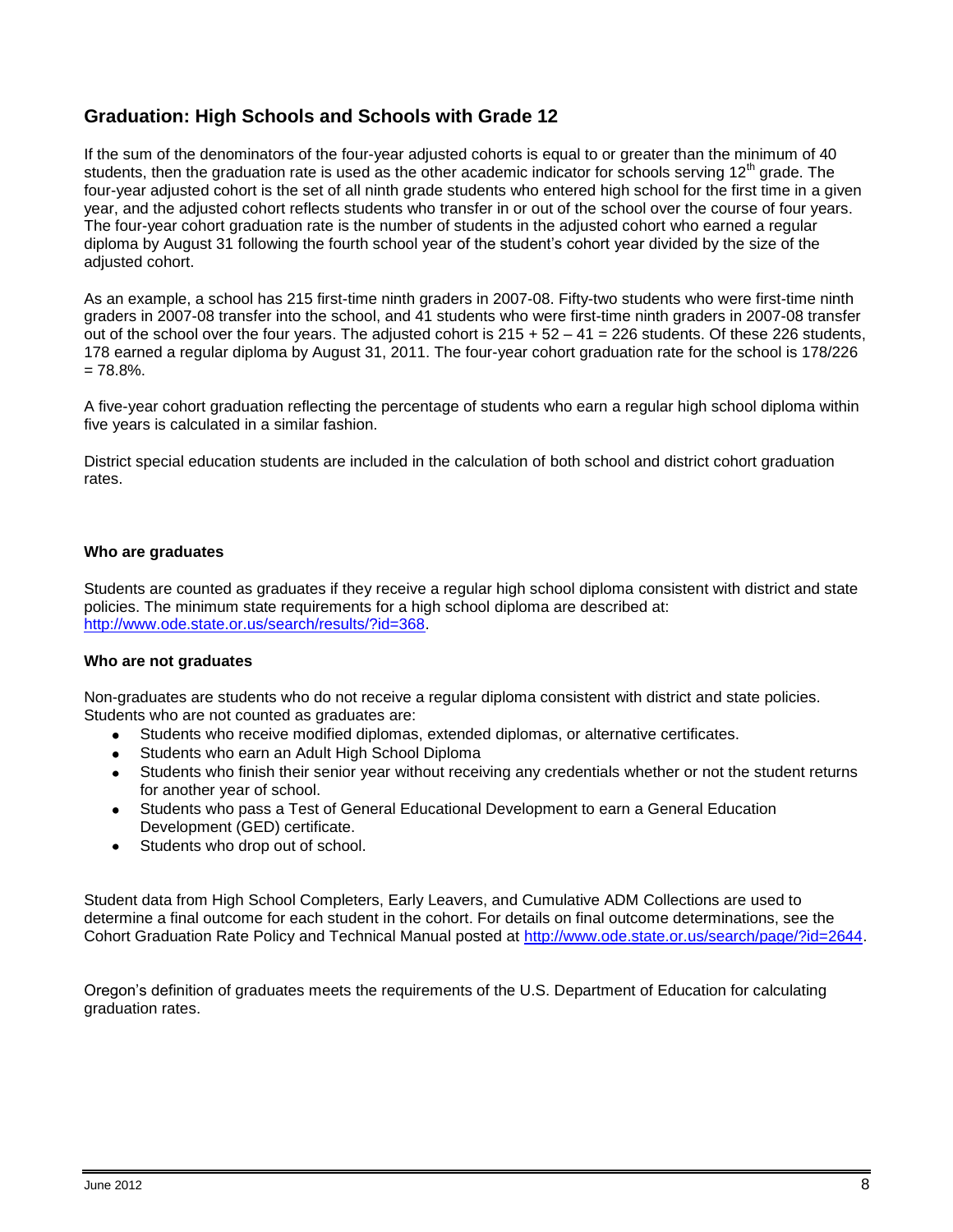## Graduation: High Schools and Schools with Grade 12

If the sum of the denominators of the four-year adjusted cohorts is equal to or greater than the minimum of 40 students, then the graduation rate is used as the other academic indicator for schools serving 12th grade. The four-year adjusted cohort is the set of all ninth grade students who entered high school for the first time in a given year, and the adjusted cohort reflects students who transfer in or out of the school over the course of four years. The four-year cohort graduation rate is the number of students in the adjusted cohort who earned a regular diploma by August 31 following the fourth school year of the student's cohort year divided by the size of the adjusted cohort.

As an example, a school has 215 first-time ninth graders in 2007-08. Fifty-two students who were first-time ninth graders in 2007-08 transfer into the school, and 41 students who were first-time ninth graders in 2007-08 transfer out of the school over the four years. The adjusted cohort is 215 + 52 – 41 = 226 students. Of these 226 students, 178 earned a regular diploma by August 31, 2011. The four-year cohort graduation rate for the school is 178/226 = 78.8%.

A five-year cohort graduation reflecting the percentage of students who earn a regular high school diploma within five years is calculated in a similar fashion.

District special education students are included in the calculation of both school and district cohort graduation rates.

**Who are graduates**

Students are counted as graduates if they receive a regular high school diploma consistent with district and state policies. The minimum state requirements for a high school diploma are described at: http://www.ode.state.or.us/search/results/?id=368.

**Who are not graduates**

Non-graduates are students who do not receive a regular diploma consistent with district and state policies. Students who are not counted as graduates are:

- Students who receive modified diplomas, extended diplomas, or alternative certificates.
- Students who earn an Adult High School Diploma
- Students who finish their senior year without receiving any credentials whether or not the student returns for another year of school.
- Students who pass a Test of General Educational Development to earn a General Education Development (GED) certificate.
- Students who drop out of school.

Student data from High School Completers, Early Leavers, and Cumulative ADM Collections are used to determine a final outcome for each student in the cohort. For details on final outcome determinations, see the Cohort Graduation Rate Policy and Technical Manual posted at http://www.ode.state.or.us/search/page/?id=2644.

Oregon's definition of graduates meets the requirements of the U.S. Department of Education for calculating graduation rates.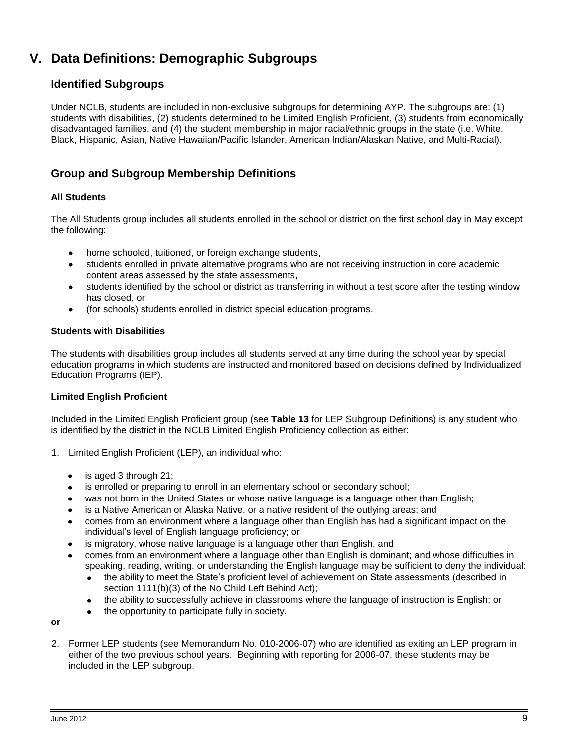# V. Data Definitions: Demographic Subgroups

## Identified Subgroups

Under NCLB, students are included in non-exclusive subgroups for determining AYP. The subgroups are: (1) students with disabilities, (2) students determined to be Limited English Proficient, (3) students from economically disadvantaged families, and (4) the student membership in major racial/ethnic groups in the state (i.e. White, Black, Hispanic, Asian, Native Hawaiian/Pacific Islander, American Indian/Alaskan Native, and Multi-Racial).

## Group and Subgroup Membership Definitions

**All Students**

The All Students group includes all students enrolled in the school or district on the first school day in May except the following:

- home schooled, tuitioned, or foreign exchange students,
- students enrolled in private alternative programs who are not receiving instruction in core academic content areas assessed by the state assessments,
- students identified by the school or district as transferring in without a test score after the testing window has closed, or
- (for schools) students enrolled in district special education programs.

**Students with Disabilities**

The students with disabilities group includes all students served at any time during the school year by special education programs in which students are instructed and monitored based on decisions defined by Individualized Education Programs (IEP).

**Limited English Proficient**

Included in the Limited English Proficient group (see **Table 13** for LEP Subgroup Definitions) is any student who is identified by the district in the NCLB Limited English Proficiency collection as either:

1. Limited English Proficient (LEP), an individual who:
   - is aged 3 through 21;
   - is enrolled or preparing to enroll in an elementary school or secondary school;
   - was not born in the United States or whose native language is a language other than English;
   - is a Native American or Alaska Native, or a native resident of the outlying areas; and
   - comes from an environment where a language other than English has had a significant impact on the individual's level of English language proficiency; or
   - is migratory, whose native language is a language other than English, and
   - comes from an environment where a language other than English is dominant; and whose difficulties in speaking, reading, writing, or understanding the English language may be sufficient to deny the individual:
     - the ability to meet the State's proficient level of achievement on State assessments (described in section 1111(b)(3) of the No Child Left Behind Act);
     - the ability to successfully achieve in classrooms where the language of instruction is English; or
     - the opportunity to participate fully in society.

**or**

2. Former LEP students (see Memorandum No. 010-2006-07) who are identified as exiting an LEP program in either of the two previous school years. Beginning with reporting for 2006-07, these students may be included in the LEP subgroup.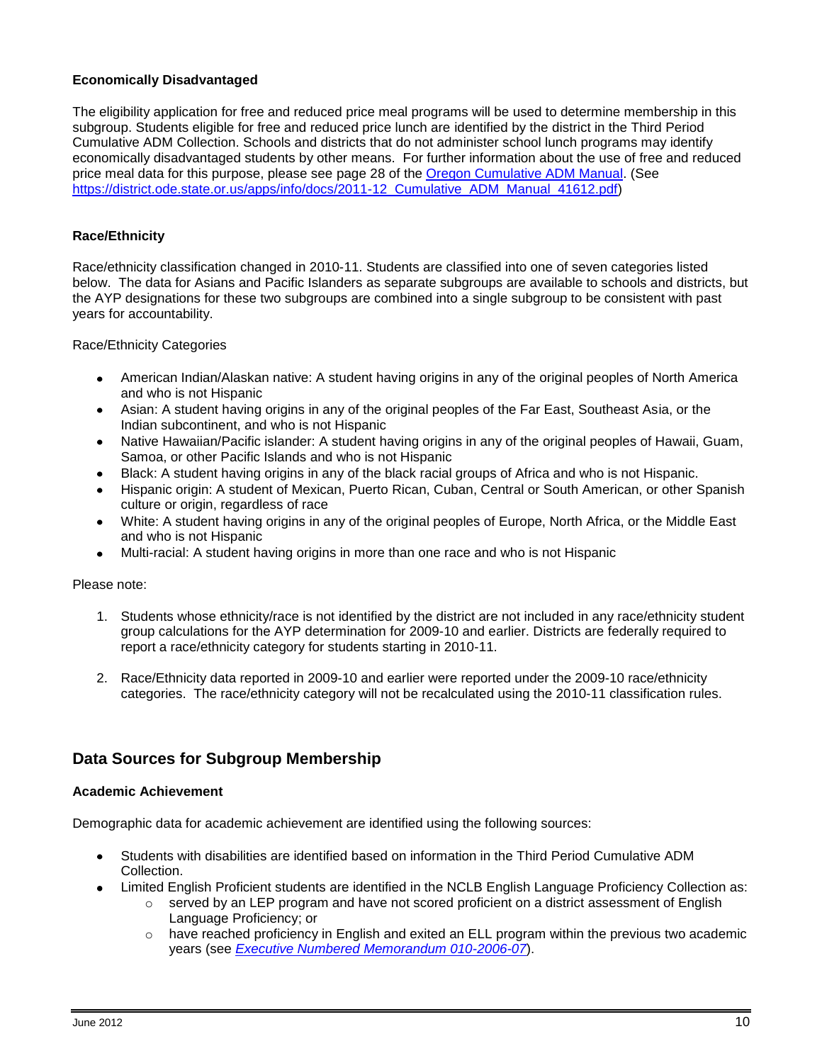**Economically Disadvantaged**

The eligibility application for free and reduced price meal programs will be used to determine membership in this subgroup. Students eligible for free and reduced price lunch are identified by the district in the Third Period Cumulative ADM Collection. Schools and districts that do not administer school lunch programs may identify economically disadvantaged students by other means. For further information about the use of free and reduced price meal data for this purpose, please see page 28 of the [Oregon Cumulative ADM Manual](https://district.ode.state.or.us/apps/info/docs/2011-12_Cumulative_ADM_Manual_41612.pdf). (See https://district.ode.state.or.us/apps/info/docs/2011-12_Cumulative_ADM_Manual_41612.pdf)

**Race/Ethnicity**

Race/ethnicity classification changed in 2010-11. Students are classified into one of seven categories listed below. The data for Asians and Pacific Islanders as separate subgroups are available to schools and districts, but the AYP designations for these two subgroups are combined into a single subgroup to be consistent with past years for accountability.

Race/Ethnicity Categories

- American Indian/Alaskan native: A student having origins in any of the original peoples of North America and who is not Hispanic
- Asian: A student having origins in any of the original peoples of the Far East, Southeast Asia, or the Indian subcontinent, and who is not Hispanic
- Native Hawaiian/Pacific islander: A student having origins in any of the original peoples of Hawaii, Guam, Samoa, or other Pacific Islands and who is not Hispanic
- Black: A student having origins in any of the black racial groups of Africa and who is not Hispanic.
- Hispanic origin: A student of Mexican, Puerto Rican, Cuban, Central or South American, or other Spanish culture or origin, regardless of race
- White: A student having origins in any of the original peoples of Europe, North Africa, or the Middle East and who is not Hispanic
- Multi-racial: A student having origins in more than one race and who is not Hispanic

Please note:

1. Students whose ethnicity/race is not identified by the district are not included in any race/ethnicity student group calculations for the AYP determination for 2009-10 and earlier. Districts are federally required to report a race/ethnicity category for students starting in 2010-11.

2. Race/Ethnicity data reported in 2009-10 and earlier were reported under the 2009-10 race/ethnicity categories. The race/ethnicity category will not be recalculated using the 2010-11 classification rules.

## Data Sources for Subgroup Membership

**Academic Achievement**

Demographic data for academic achievement are identified using the following sources:

- Students with disabilities are identified based on information in the Third Period Cumulative ADM Collection.
- Limited English Proficient students are identified in the NCLB English Language Proficiency Collection as:
    - served by an LEP program and have not scored proficient on a district assessment of English Language Proficiency; or
    - have reached proficiency in English and exited an ELL program within the previous two academic years (see *Executive Numbered Memorandum 010-2006-07*).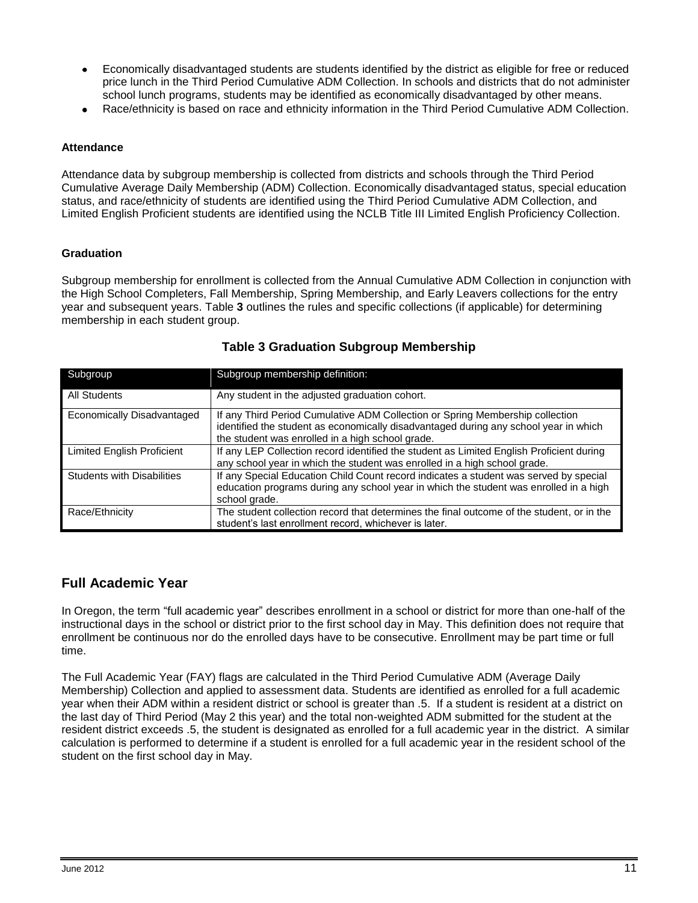- Economically disadvantaged students are students identified by the district as eligible for free or reduced price lunch in the Third Period Cumulative ADM Collection. In schools and districts that do not administer school lunch programs, students may be identified as economically disadvantaged by other means.
- Race/ethnicity is based on race and ethnicity information in the Third Period Cumulative ADM Collection.

**Attendance**

Attendance data by subgroup membership is collected from districts and schools through the Third Period Cumulative Average Daily Membership (ADM) Collection. Economically disadvantaged status, special education status, and race/ethnicity of students are identified using the Third Period Cumulative ADM Collection, and Limited English Proficient students are identified using the NCLB Title III Limited English Proficiency Collection.

**Graduation**

Subgroup membership for enrollment is collected from the Annual Cumulative ADM Collection in conjunction with the High School Completers, Fall Membership, Spring Membership, and Early Leavers collections for the entry year and subsequent years. Table **3** outlines the rules and specific collections (if applicable) for determining membership in each student group.

**Table 3 Graduation Subgroup Membership**

| Subgroup | Subgroup membership definition: |
|---|---|
| All Students | Any student in the adjusted graduation cohort. |
| Economically Disadvantaged | If any Third Period Cumulative ADM Collection or Spring Membership collection identified the student as economically disadvantaged during any school year in which the student was enrolled in a high school grade. |
| Limited English Proficient | If any LEP Collection record identified the student as Limited English Proficient during any school year in which the student was enrolled in a high school grade. |
| Students with Disabilities | If any Special Education Child Count record indicates a student was served by special education programs during any school year in which the student was enrolled in a high school grade. |
| Race/Ethnicity | The student collection record that determines the final outcome of the student, or in the student's last enrollment record, whichever is later. |

## Full Academic Year

In Oregon, the term "full academic year" describes enrollment in a school or district for more than one-half of the instructional days in the school or district prior to the first school day in May. This definition does not require that enrollment be continuous nor do the enrolled days have to be consecutive. Enrollment may be part time or full time.

The Full Academic Year (FAY) flags are calculated in the Third Period Cumulative ADM (Average Daily Membership) Collection and applied to assessment data. Students are identified as enrolled for a full academic year when their ADM within a resident district or school is greater than .5. If a student is resident at a district on the last day of Third Period (May 2 this year) and the total non-weighted ADM submitted for the student at the resident district exceeds .5, the student is designated as enrolled for a full academic year in the district. A similar calculation is performed to determine if a student is enrolled for a full academic year in the resident school of the student on the first school day in May.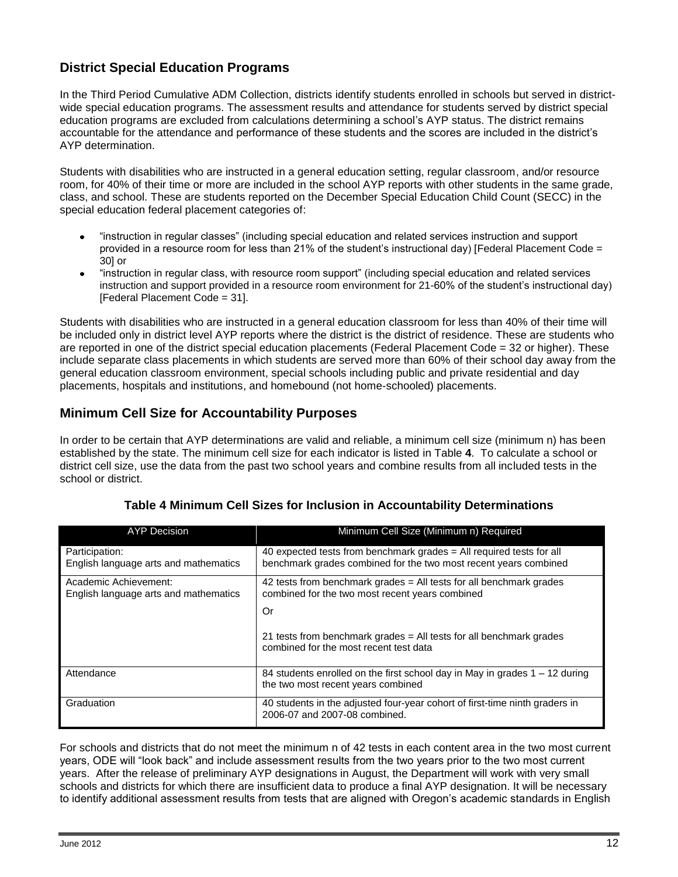## District Special Education Programs

In the Third Period Cumulative ADM Collection, districts identify students enrolled in schools but served in district-wide special education programs. The assessment results and attendance for students served by district special education programs are excluded from calculations determining a school's AYP status. The district remains accountable for the attendance and performance of these students and the scores are included in the district's AYP determination.

Students with disabilities who are instructed in a general education setting, regular classroom, and/or resource room, for 40% of their time or more are included in the school AYP reports with other students in the same grade, class, and school. These are students reported on the December Special Education Child Count (SECC) in the special education federal placement categories of:

- "instruction in regular classes" (including special education and related services instruction and support provided in a resource room for less than 21% of the student's instructional day) [Federal Placement Code = 30] or
- "instruction in regular class, with resource room support" (including special education and related services instruction and support provided in a resource room environment for 21-60% of the student's instructional day) [Federal Placement Code = 31].

Students with disabilities who are instructed in a general education classroom for less than 40% of their time will be included only in district level AYP reports where the district is the district of residence. These are students who are reported in one of the district special education placements (Federal Placement Code = 32 or higher). These include separate class placements in which students are served more than 60% of their school day away from the general education classroom environment, special schools including public and private residential and day placements, hospitals and institutions, and homebound (not home-schooled) placements.

## Minimum Cell Size for Accountability Purposes

In order to be certain that AYP determinations are valid and reliable, a minimum cell size (minimum n) has been established by the state. The minimum cell size for each indicator is listed in Table **4**. To calculate a school or district cell size, use the data from the past two school years and combine results from all included tests in the school or district.

**Table 4 Minimum Cell Sizes for Inclusion in Accountability Determinations**

| AYP Decision | Minimum Cell Size (Minimum n) Required |
|---|---|
| Participation: English language arts and mathematics | 40 expected tests from benchmark grades = All required tests for all benchmark grades combined for the two most recent years combined |
| Academic Achievement: English language arts and mathematics | 42 tests from benchmark grades = All tests for all benchmark grades combined for the two most recent years combined<br><br>Or<br><br>21 tests from benchmark grades = All tests for all benchmark grades combined for the most recent test data |
| Attendance | 84 students enrolled on the first school day in May in grades 1 – 12 during the two most recent years combined |
| Graduation | 40 students in the adjusted four-year cohort of first-time ninth graders in 2006-07 and 2007-08 combined. |

For schools and districts that do not meet the minimum n of 42 tests in each content area in the two most current years, ODE will "look back" and include assessment results from the two years prior to the two most current years. After the release of preliminary AYP designations in August, the Department will work with very small schools and districts for which there are insufficient data to produce a final AYP designation. It will be necessary to identify additional assessment results from tests that are aligned with Oregon's academic standards in English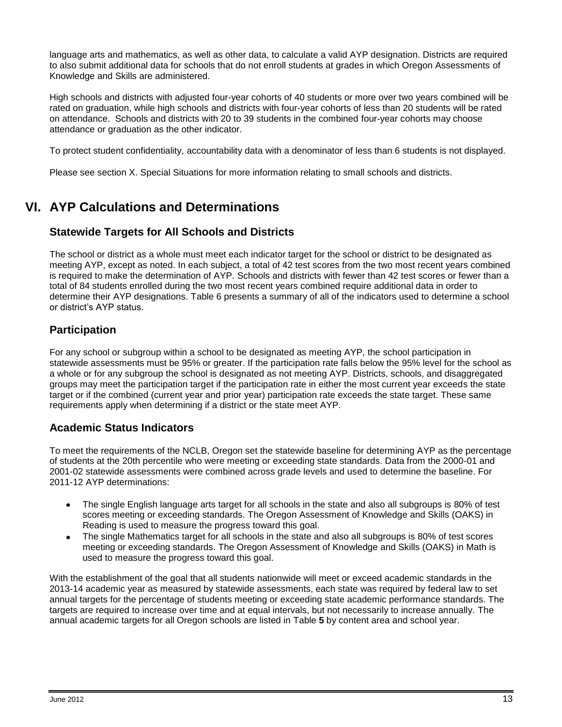language arts and mathematics, as well as other data, to calculate a valid AYP designation. Districts are required to also submit additional data for schools that do not enroll students at grades in which Oregon Assessments of Knowledge and Skills are administered.

High schools and districts with adjusted four-year cohorts of 40 students or more over two years combined will be rated on graduation, while high schools and districts with four-year cohorts of less than 20 students will be rated on attendance. Schools and districts with 20 to 39 students in the combined four-year cohorts may choose attendance or graduation as the other indicator.

To protect student confidentiality, accountability data with a denominator of less than 6 students is not displayed.

Please see section X. Special Situations for more information relating to small schools and districts.

# VI. AYP Calculations and Determinations

## Statewide Targets for All Schools and Districts

The school or district as a whole must meet each indicator target for the school or district to be designated as meeting AYP, except as noted. In each subject, a total of 42 test scores from the two most recent years combined is required to make the determination of AYP. Schools and districts with fewer than 42 test scores or fewer than a total of 84 students enrolled during the two most recent years combined require additional data in order to determine their AYP designations. Table 6 presents a summary of all of the indicators used to determine a school or district's AYP status.

## Participation

For any school or subgroup within a school to be designated as meeting AYP, the school participation in statewide assessments must be 95% or greater. If the participation rate falls below the 95% level for the school as a whole or for any subgroup the school is designated as not meeting AYP. Districts, schools, and disaggregated groups may meet the participation target if the participation rate in either the most current year exceeds the state target or if the combined (current year and prior year) participation rate exceeds the state target. These same requirements apply when determining if a district or the state meet AYP.

## Academic Status Indicators

To meet the requirements of the NCLB, Oregon set the statewide baseline for determining AYP as the percentage of students at the 20th percentile who were meeting or exceeding state standards. Data from the 2000-01 and 2001-02 statewide assessments were combined across grade levels and used to determine the baseline. For 2011-12 AYP determinations:

- The single English language arts target for all schools in the state and also all subgroups is 80% of test scores meeting or exceeding standards. The Oregon Assessment of Knowledge and Skills (OAKS) in Reading is used to measure the progress toward this goal.
- The single Mathematics target for all schools in the state and also all subgroups is 80% of test scores meeting or exceeding standards. The Oregon Assessment of Knowledge and Skills (OAKS) in Math is used to measure the progress toward this goal.

With the establishment of the goal that all students nationwide will meet or exceed academic standards in the 2013-14 academic year as measured by statewide assessments, each state was required by federal law to set annual targets for the percentage of students meeting or exceeding state academic performance standards. The targets are required to increase over time and at equal intervals, but not necessarily to increase annually. The annual academic targets for all Oregon schools are listed in Table **5** by content area and school year.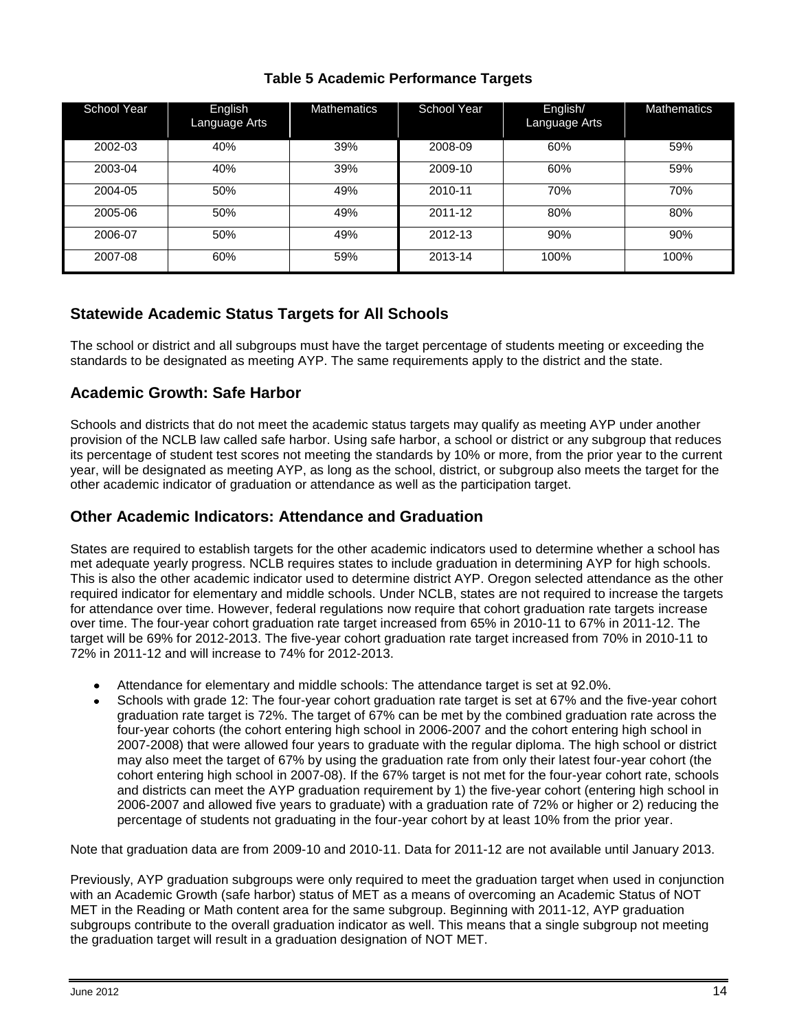**Table 5 Academic Performance Targets**

| School Year | English Language Arts | Mathematics | School Year | English/ Language Arts | Mathematics |
|---|---|---|---|---|---|
| 2002-03 | 40% | 39% | 2008-09 | 60% | 59% |
| 2003-04 | 40% | 39% | 2009-10 | 60% | 59% |
| 2004-05 | 50% | 49% | 2010-11 | 70% | 70% |
| 2005-06 | 50% | 49% | 2011-12 | 80% | 80% |
| 2006-07 | 50% | 49% | 2012-13 | 90% | 90% |
| 2007-08 | 60% | 59% | 2013-14 | 100% | 100% |

## Statewide Academic Status Targets for All Schools

The school or district and all subgroups must have the target percentage of students meeting or exceeding the standards to be designated as meeting AYP. The same requirements apply to the district and the state.

## Academic Growth: Safe Harbor

Schools and districts that do not meet the academic status targets may qualify as meeting AYP under another provision of the NCLB law called safe harbor. Using safe harbor, a school or district or any subgroup that reduces its percentage of student test scores not meeting the standards by 10% or more, from the prior year to the current year, will be designated as meeting AYP, as long as the school, district, or subgroup also meets the target for the other academic indicator of graduation or attendance as well as the participation target.

## Other Academic Indicators: Attendance and Graduation

States are required to establish targets for the other academic indicators used to determine whether a school has met adequate yearly progress. NCLB requires states to include graduation in determining AYP for high schools. This is also the other academic indicator used to determine district AYP. Oregon selected attendance as the other required indicator for elementary and middle schools. Under NCLB, states are not required to increase the targets for attendance over time. However, federal regulations now require that cohort graduation rate targets increase over time. The four-year cohort graduation rate target increased from 65% in 2010-11 to 67% in 2011-12. The target will be 69% for 2012-2013. The five-year cohort graduation rate target increased from 70% in 2010-11 to 72% in 2011-12 and will increase to 74% for 2012-2013.

- Attendance for elementary and middle schools: The attendance target is set at 92.0%.
- Schools with grade 12: The four-year cohort graduation rate target is set at 67% and the five-year cohort graduation rate target is 72%. The target of 67% can be met by the combined graduation rate across the four-year cohorts (the cohort entering high school in 2006-2007 and the cohort entering high school in 2007-2008) that were allowed four years to graduate with the regular diploma. The high school or district may also meet the target of 67% by using the graduation rate from only their latest four-year cohort (the cohort entering high school in 2007-08). If the 67% target is not met for the four-year cohort rate, schools and districts can meet the AYP graduation requirement by 1) the five-year cohort (entering high school in 2006-2007 and allowed five years to graduate) with a graduation rate of 72% or higher or 2) reducing the percentage of students not graduating in the four-year cohort by at least 10% from the prior year.

Note that graduation data are from 2009-10 and 2010-11. Data for 2011-12 are not available until January 2013.

Previously, AYP graduation subgroups were only required to meet the graduation target when used in conjunction with an Academic Growth (safe harbor) status of MET as a means of overcoming an Academic Status of NOT MET in the Reading or Math content area for the same subgroup. Beginning with 2011-12, AYP graduation subgroups contribute to the overall graduation indicator as well. This means that a single subgroup not meeting the graduation target will result in a graduation designation of NOT MET.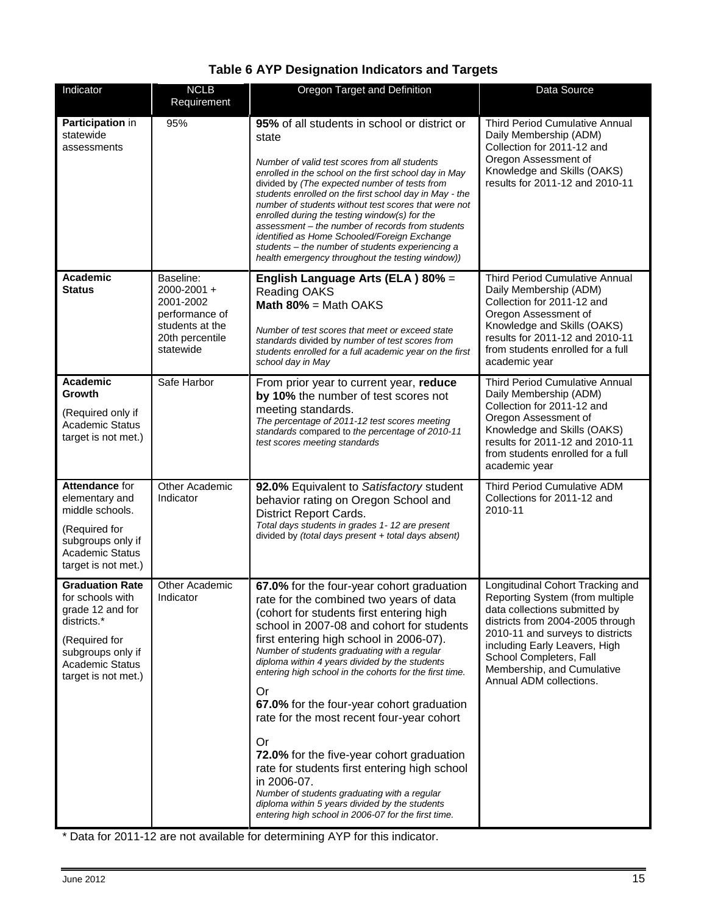### Table 6 AYP Designation Indicators and Targets

| Indicator | NCLB Requirement | Oregon Target and Definition | Data Source |
|---|---|---|---|
| **Participation** in statewide assessments | 95% | **95%** of all students in school or district or state<br><br>*Number of valid test scores from all students enrolled in the school on the first school day in May* divided by *(The expected number of tests from students enrolled on the first school day in May - the number of students without test scores that were not enrolled during the testing window(s) for the assessment – the number of records from students identified as Home Schooled/Foreign Exchange students – the number of students experiencing a health emergency throughout the testing window))* | Third Period Cumulative Annual Daily Membership (ADM) Collection for 2011-12 and Oregon Assessment of Knowledge and Skills (OAKS) results for 2011-12 and 2010-11 |
| **Academic Status** | Baseline: 2000-2001 + 2001-2002 performance of students at the 20th percentile statewide | **English Language Arts (ELA ) 80%** = Reading OAKS<br>**Math 80%** = Math OAKS<br><br>*Number of test scores that meet or exceed state standards* divided by *number of test scores from students enrolled for a full academic year on the first school day in May* | Third Period Cumulative Annual Daily Membership (ADM) Collection for 2011-12 and Oregon Assessment of Knowledge and Skills (OAKS) results for 2011-12 and 2010-11 from students enrolled for a full academic year |
| **Academic Growth**<br><br>(Required only if Academic Status target is not met.) | Safe Harbor | From prior year to current year, **reduce by 10%** the number of test scores not meeting standards.<br>*The percentage of 2011-12 test scores meeting standards* compared to *the percentage of 2010-11 test scores meeting standards* | Third Period Cumulative Annual Daily Membership (ADM) Collection for 2011-12 and Oregon Assessment of Knowledge and Skills (OAKS) results for 2011-12 and 2010-11 from students enrolled for a full academic year |
| **Attendance** for elementary and middle schools.<br><br>(Required for subgroups only if Academic Status target is not met.) | Other Academic Indicator | **92.0%** Equivalent to *Satisfactory* student behavior rating on Oregon School and District Report Cards.<br>*Total days students in grades 1- 12 are present* divided by *(total days present + total days absent)* | Third Period Cumulative ADM Collections for 2011-12 and 2010-11 |
| **Graduation Rate** for schools with grade 12 and for districts.*<br><br>(Required for subgroups only if Academic Status target is not met.) | Other Academic Indicator | **67.0%** for the four-year cohort graduation rate for the combined two years of data (cohort for students first entering high school in 2007-08 and cohort for students first entering high school in 2006-07).<br>*Number of students graduating with a regular diploma within 4 years divided by the students entering high school in the cohorts for the first time.*<br><br>Or<br>**67.0%** for the four-year cohort graduation rate for the most recent four-year cohort<br><br>Or<br>**72.0%** for the five-year cohort graduation rate for students first entering high school in 2006-07.<br>*Number of students graduating with a regular diploma within 5 years divided by the students entering high school in 2006-07 for the first time.* | Longitudinal Cohort Tracking and Reporting System (from multiple data collections submitted by districts from 2004-2005 through 2010-11 and surveys to districts including Early Leavers, High School Completers, Fall Membership, and Cumulative Annual ADM collections. |

* Data for 2011-12 are not available for determining AYP for this indicator.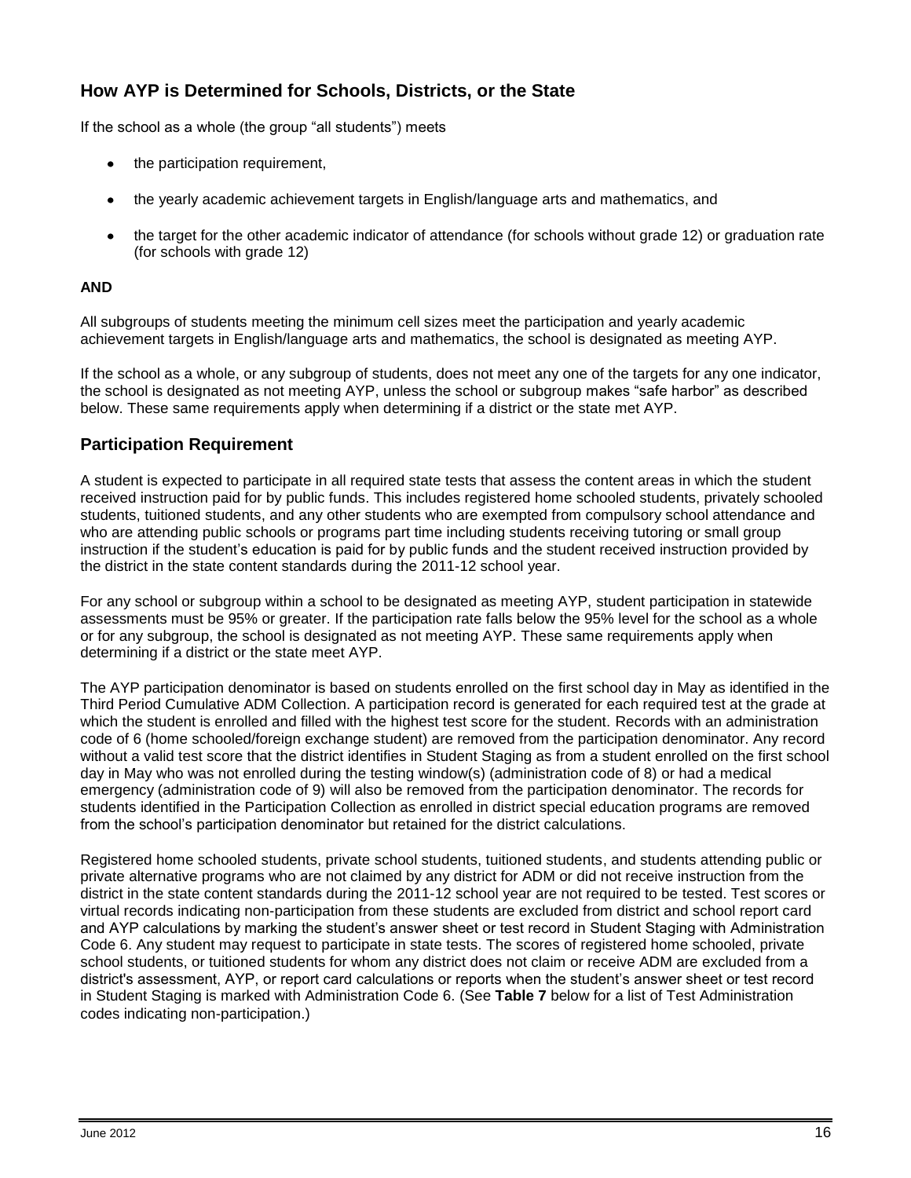## How AYP is Determined for Schools, Districts, or the State

If the school as a whole (the group "all students") meets

- the participation requirement,
- the yearly academic achievement targets in English/language arts and mathematics, and
- the target for the other academic indicator of attendance (for schools without grade 12) or graduation rate (for schools with grade 12)

**AND**

All subgroups of students meeting the minimum cell sizes meet the participation and yearly academic achievement targets in English/language arts and mathematics, the school is designated as meeting AYP.

If the school as a whole, or any subgroup of students, does not meet any one of the targets for any one indicator, the school is designated as not meeting AYP, unless the school or subgroup makes "safe harbor" as described below. These same requirements apply when determining if a district or the state met AYP.

## Participation Requirement

A student is expected to participate in all required state tests that assess the content areas in which the student received instruction paid for by public funds. This includes registered home schooled students, privately schooled students, tuitioned students, and any other students who are exempted from compulsory school attendance and who are attending public schools or programs part time including students receiving tutoring or small group instruction if the student's education is paid for by public funds and the student received instruction provided by the district in the state content standards during the 2011-12 school year.

For any school or subgroup within a school to be designated as meeting AYP, student participation in statewide assessments must be 95% or greater. If the participation rate falls below the 95% level for the school as a whole or for any subgroup, the school is designated as not meeting AYP. These same requirements apply when determining if a district or the state meet AYP.

The AYP participation denominator is based on students enrolled on the first school day in May as identified in the Third Period Cumulative ADM Collection. A participation record is generated for each required test at the grade at which the student is enrolled and filled with the highest test score for the student. Records with an administration code of 6 (home schooled/foreign exchange student) are removed from the participation denominator. Any record without a valid test score that the district identifies in Student Staging as from a student enrolled on the first school day in May who was not enrolled during the testing window(s) (administration code of 8) or had a medical emergency (administration code of 9) will also be removed from the participation denominator. The records for students identified in the Participation Collection as enrolled in district special education programs are removed from the school's participation denominator but retained for the district calculations.

Registered home schooled students, private school students, tuitioned students, and students attending public or private alternative programs who are not claimed by any district for ADM or did not receive instruction from the district in the state content standards during the 2011-12 school year are not required to be tested. Test scores or virtual records indicating non-participation from these students are excluded from district and school report card and AYP calculations by marking the student's answer sheet or test record in Student Staging with Administration Code 6. Any student may request to participate in state tests. The scores of registered home schooled, private school students, or tuitioned students for whom any district does not claim or receive ADM are excluded from a district's assessment, AYP, or report card calculations or reports when the student's answer sheet or test record in Student Staging is marked with Administration Code 6. (See **Table 7** below for a list of Test Administration codes indicating non-participation.)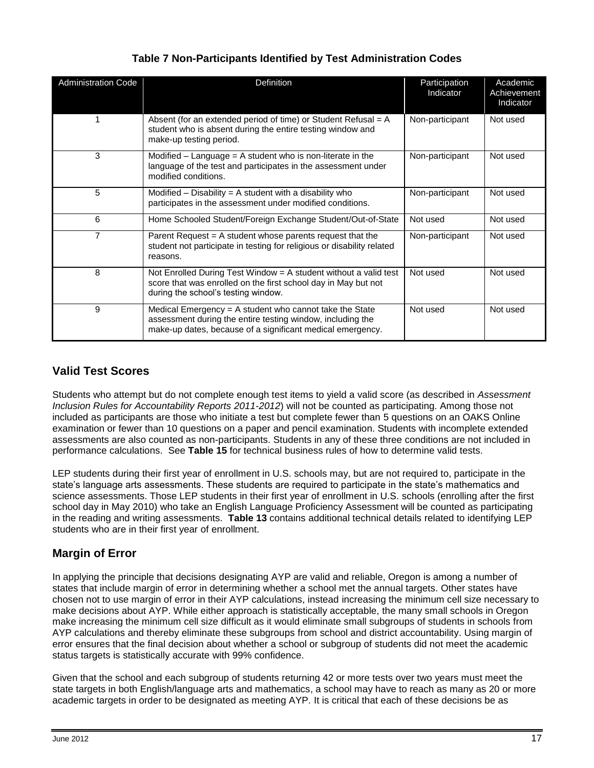### Table 7 Non-Participants Identified by Test Administration Codes

| Administration Code | Definition | Participation Indicator | Academic Achievement Indicator |
|---|---|---|---|
| 1 | Absent (for an extended period of time) or Student Refusal = A student who is absent during the entire testing window and make-up testing period. | Non-participant | Not used |
| 3 | Modified – Language = A student who is non-literate in the language of the test and participates in the assessment under modified conditions. | Non-participant | Not used |
| 5 | Modified – Disability = A student with a disability who participates in the assessment under modified conditions. | Non-participant | Not used |
| 6 | Home Schooled Student/Foreign Exchange Student/Out-of-State | Not used | Not used |
| 7 | Parent Request = A student whose parents request that the student not participate in testing for religious or disability related reasons. | Non-participant | Not used |
| 8 | Not Enrolled During Test Window = A student without a valid test score that was enrolled on the first school day in May but not during the school's testing window. | Not used | Not used |
| 9 | Medical Emergency = A student who cannot take the State assessment during the entire testing window, including the make-up dates, because of a significant medical emergency. | Not used | Not used |

## Valid Test Scores

Students who attempt but do not complete enough test items to yield a valid score (as described in *Assessment Inclusion Rules for Accountability Reports 2011-2012*) will not be counted as participating. Among those not included as participants are those who initiate a test but complete fewer than 5 questions on an OAKS Online examination or fewer than 10 questions on a paper and pencil examination. Students with incomplete extended assessments are also counted as non-participants. Students in any of these three conditions are not included in performance calculations. See **Table 15** for technical business rules of how to determine valid tests.

LEP students during their first year of enrollment in U.S. schools may, but are not required to, participate in the state's language arts assessments. These students are required to participate in the state's mathematics and science assessments. Those LEP students in their first year of enrollment in U.S. schools (enrolling after the first school day in May 2010) who take an English Language Proficiency Assessment will be counted as participating in the reading and writing assessments. **Table 13** contains additional technical details related to identifying LEP students who are in their first year of enrollment.

## Margin of Error

In applying the principle that decisions designating AYP are valid and reliable, Oregon is among a number of states that include margin of error in determining whether a school met the annual targets. Other states have chosen not to use margin of error in their AYP calculations, instead increasing the minimum cell size necessary to make decisions about AYP. While either approach is statistically acceptable, the many small schools in Oregon make increasing the minimum cell size difficult as it would eliminate small subgroups of students in schools from AYP calculations and thereby eliminate these subgroups from school and district accountability. Using margin of error ensures that the final decision about whether a school or subgroup of students did not meet the academic status targets is statistically accurate with 99% confidence.

Given that the school and each subgroup of students returning 42 or more tests over two years must meet the state targets in both English/language arts and mathematics, a school may have to reach as many as 20 or more academic targets in order to be designated as meeting AYP. It is critical that each of these decisions be as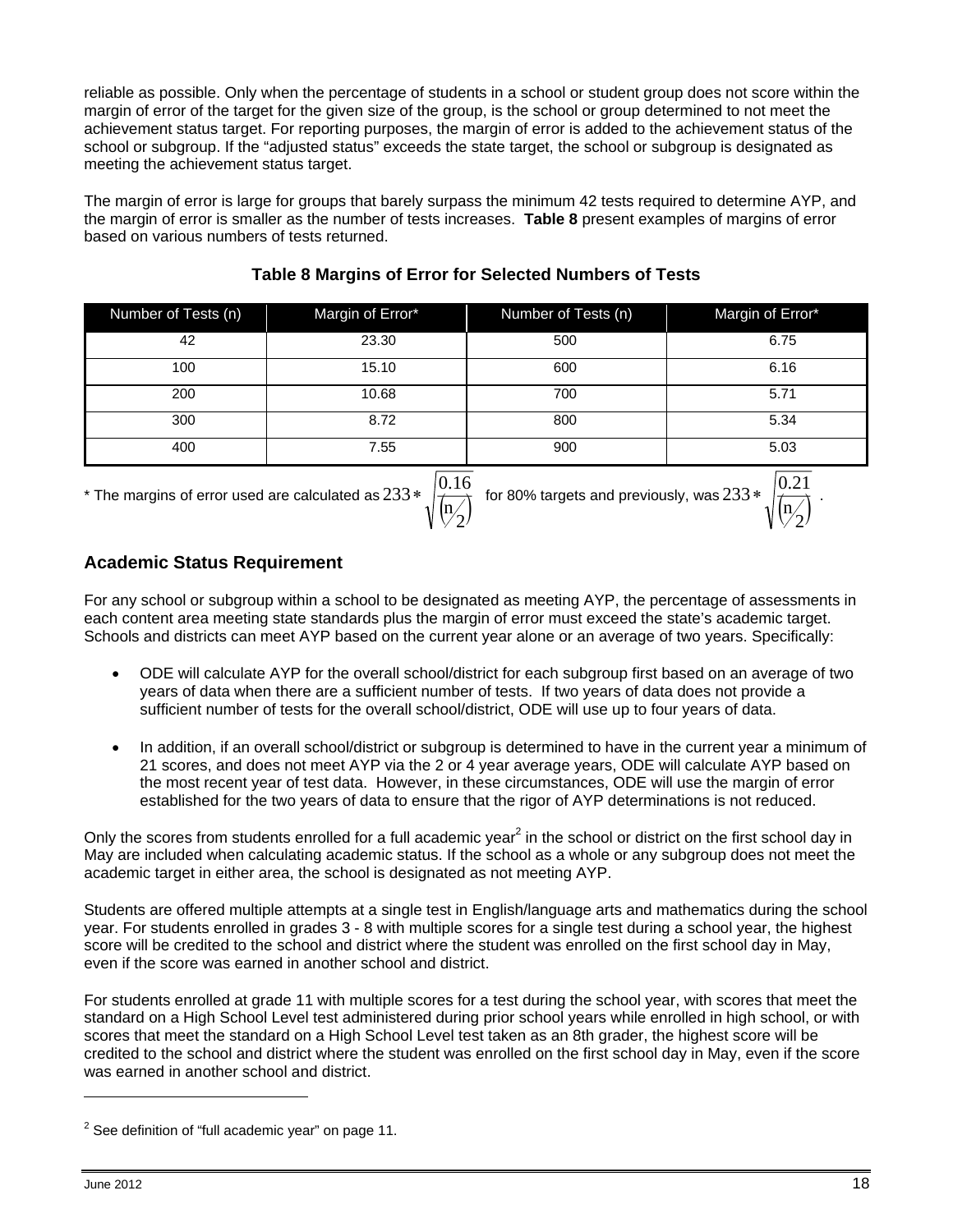reliable as possible. Only when the percentage of students in a school or student group does not score within the margin of error of the target for the given size of the group, is the school or group determined to not meet the achievement status target. For reporting purposes, the margin of error is added to the achievement status of the school or subgroup. If the "adjusted status" exceeds the state target, the school or subgroup is designated as meeting the achievement status target.

The margin of error is large for groups that barely surpass the minimum 42 tests required to determine AYP, and the margin of error is smaller as the number of tests increases. **Table 8** present examples of margins of error based on various numbers of tests returned.

### Table 8 Margins of Error for Selected Numbers of Tests

| Number of Tests (n) | Margin of Error* | Number of Tests (n) | Margin of Error* |
|---|---|---|---|
| 42 | 23.30 | 500 | 6.75 |
| 100 | 15.10 | 600 | 6.16 |
| 200 | 10.68 | 700 | 5.71 |
| 300 | 8.72 | 800 | 5.34 |
| 400 | 7.55 | 900 | 5.03 |

\* The margins of error used are calculated as $233 * \sqrt{\frac{0.16}{\left(\frac{n}{2}\right)}}$ for 80% targets and previously, was $233 * \sqrt{\frac{0.21}{\left(\frac{n}{2}\right)}}$.

## Academic Status Requirement

For any school or subgroup within a school to be designated as meeting AYP, the percentage of assessments in each content area meeting state standards plus the margin of error must exceed the state's academic target. Schools and districts can meet AYP based on the current year alone or an average of two years. Specifically:

- ODE will calculate AYP for the overall school/district for each subgroup first based on an average of two years of data when there are a sufficient number of tests. If two years of data does not provide a sufficient number of tests for the overall school/district, ODE will use up to four years of data.
- In addition, if an overall school/district or subgroup is determined to have in the current year a minimum of 21 scores, and does not meet AYP via the 2 or 4 year average years, ODE will calculate AYP based on the most recent year of test data. However, in these circumstances, ODE will use the margin of error established for the two years of data to ensure that the rigor of AYP determinations is not reduced.

Only the scores from students enrolled for a full academic year[2] in the school or district on the first school day in May are included when calculating academic status. If the school as a whole or any subgroup does not meet the academic target in either area, the school is designated as not meeting AYP.

Students are offered multiple attempts at a single test in English/language arts and mathematics during the school year. For students enrolled in grades 3 - 8 with multiple scores for a single test during a school year, the highest score will be credited to the school and district where the student was enrolled on the first school day in May, even if the score was earned in another school and district.

For students enrolled at grade 11 with multiple scores for a test during the school year, with scores that meet the standard on a High School Level test administered during prior school years while enrolled in high school, or with scores that meet the standard on a High School Level test taken as an 8th grader, the highest score will be credited to the school and district where the student was enrolled on the first school day in May, even if the score was earned in another school and district.

[2] See definition of "full academic year" on page 11.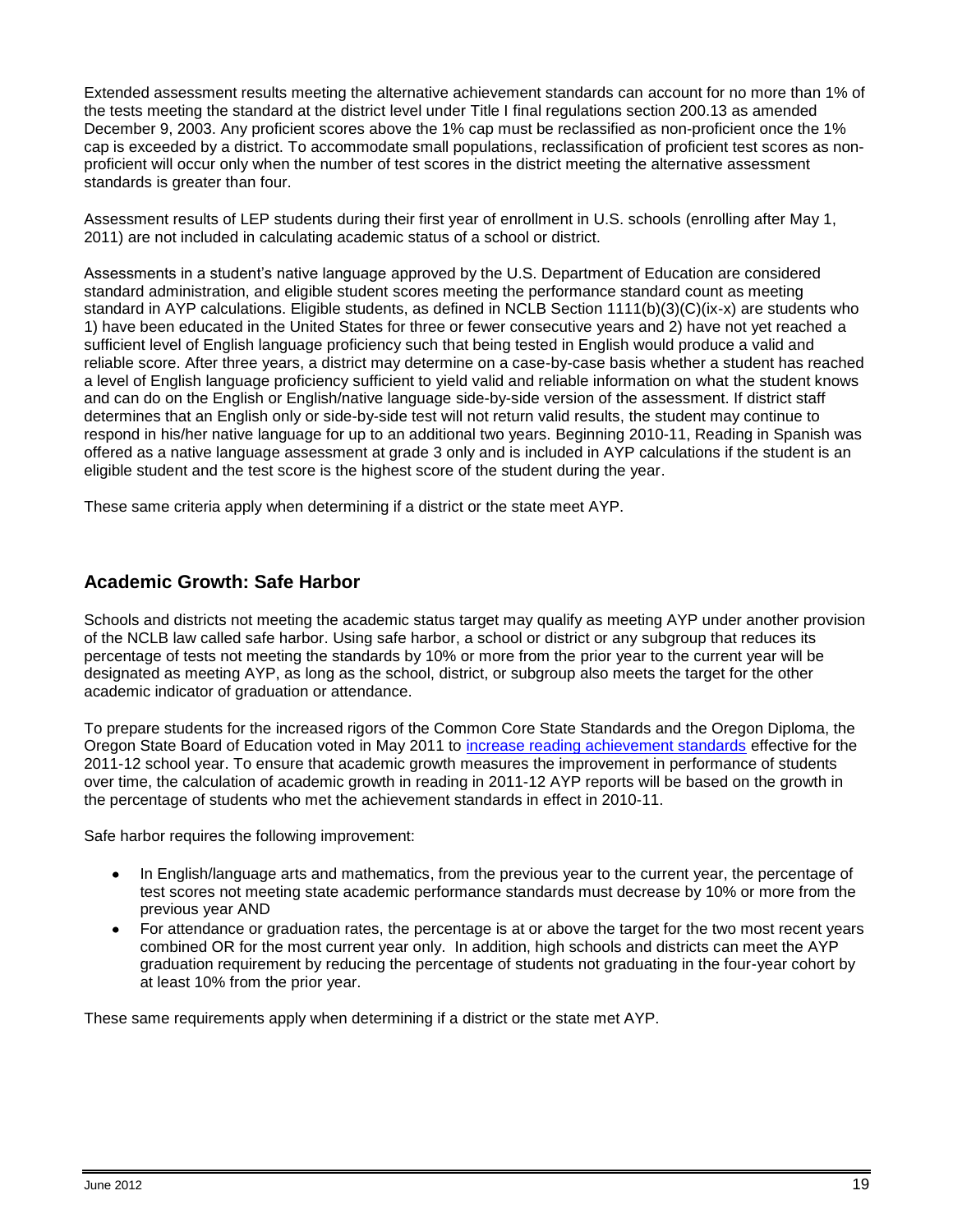Extended assessment results meeting the alternative achievement standards can account for no more than 1% of the tests meeting the standard at the district level under Title I final regulations section 200.13 as amended December 9, 2003. Any proficient scores above the 1% cap must be reclassified as non-proficient once the 1% cap is exceeded by a district. To accommodate small populations, reclassification of proficient test scores as non-proficient will occur only when the number of test scores in the district meeting the alternative assessment standards is greater than four.

Assessment results of LEP students during their first year of enrollment in U.S. schools (enrolling after May 1, 2011) are not included in calculating academic status of a school or district.

Assessments in a student's native language approved by the U.S. Department of Education are considered standard administration, and eligible student scores meeting the performance standard count as meeting standard in AYP calculations. Eligible students, as defined in NCLB Section 1111(b)(3)(C)(ix-x) are students who 1) have been educated in the United States for three or fewer consecutive years and 2) have not yet reached a sufficient level of English language proficiency such that being tested in English would produce a valid and reliable score. After three years, a district may determine on a case-by-case basis whether a student has reached a level of English language proficiency sufficient to yield valid and reliable information on what the student knows and can do on the English or English/native language side-by-side version of the assessment. If district staff determines that an English only or side-by-side test will not return valid results, the student may continue to respond in his/her native language for up to an additional two years. Beginning 2010-11, Reading in Spanish was offered as a native language assessment at grade 3 only and is included in AYP calculations if the student is an eligible student and the test score is the highest score of the student during the year.

These same criteria apply when determining if a district or the state meet AYP.

## Academic Growth: Safe Harbor

Schools and districts not meeting the academic status target may qualify as meeting AYP under another provision of the NCLB law called safe harbor. Using safe harbor, a school or district or any subgroup that reduces its percentage of tests not meeting the standards by 10% or more from the prior year to the current year will be designated as meeting AYP, as long as the school, district, or subgroup also meets the target for the other academic indicator of graduation or attendance.

To prepare students for the increased rigors of the Common Core State Standards and the Oregon Diploma, the Oregon State Board of Education voted in May 2011 to increase reading achievement standards effective for the 2011-12 school year. To ensure that academic growth measures the improvement in performance of students over time, the calculation of academic growth in reading in 2011-12 AYP reports will be based on the growth in the percentage of students who met the achievement standards in effect in 2010-11.

Safe harbor requires the following improvement:

- In English/language arts and mathematics, from the previous year to the current year, the percentage of test scores not meeting state academic performance standards must decrease by 10% or more from the previous year AND
- For attendance or graduation rates, the percentage is at or above the target for the two most recent years combined OR for the most current year only. In addition, high schools and districts can meet the AYP graduation requirement by reducing the percentage of students not graduating in the four-year cohort by at least 10% from the prior year.

These same requirements apply when determining if a district or the state met AYP.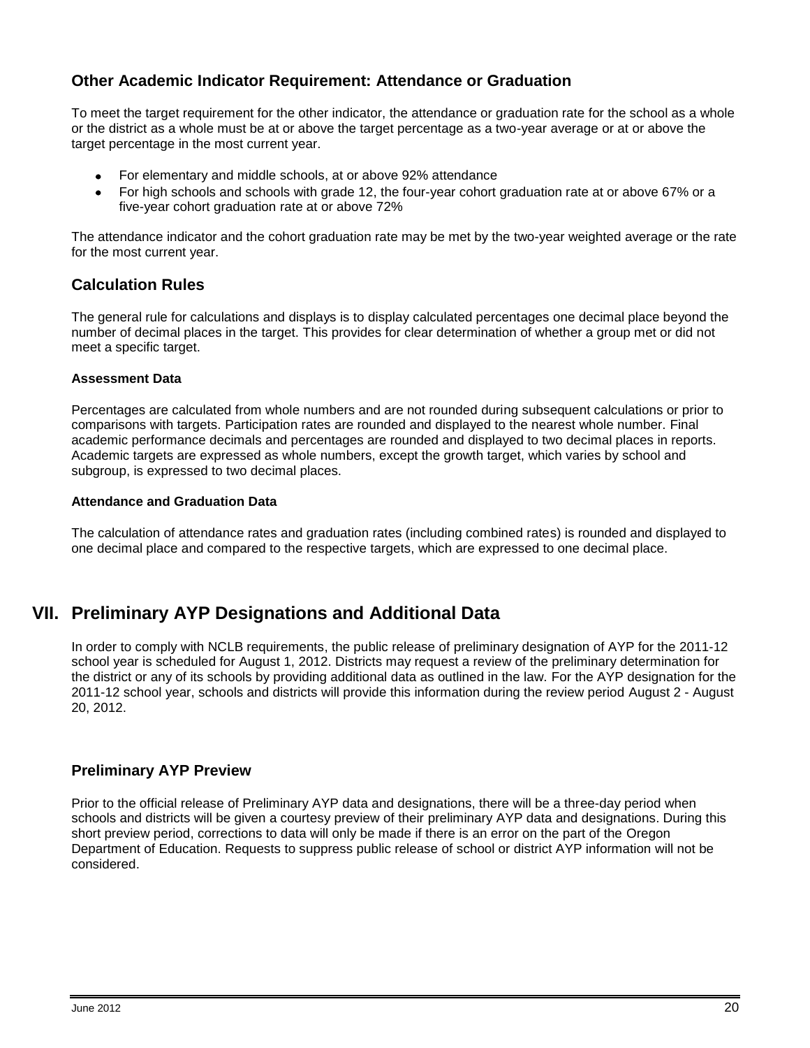### Other Academic Indicator Requirement: Attendance or Graduation

To meet the target requirement for the other indicator, the attendance or graduation rate for the school as a whole or the district as a whole must be at or above the target percentage as a two-year average or at or above the target percentage in the most current year.

- For elementary and middle schools, at or above 92% attendance
- For high schools and schools with grade 12, the four-year cohort graduation rate at or above 67% or a five-year cohort graduation rate at or above 72%

The attendance indicator and the cohort graduation rate may be met by the two-year weighted average or the rate for the most current year.

### Calculation Rules

The general rule for calculations and displays is to display calculated percentages one decimal place beyond the number of decimal places in the target. This provides for clear determination of whether a group met or did not meet a specific target.

#### Assessment Data

Percentages are calculated from whole numbers and are not rounded during subsequent calculations or prior to comparisons with targets. Participation rates are rounded and displayed to the nearest whole number. Final academic performance decimals and percentages are rounded and displayed to two decimal places in reports. Academic targets are expressed as whole numbers, except the growth target, which varies by school and subgroup, is expressed to two decimal places.

#### Attendance and Graduation Data

The calculation of attendance rates and graduation rates (including combined rates) is rounded and displayed to one decimal place and compared to the respective targets, which are expressed to one decimal place.

## VII. Preliminary AYP Designations and Additional Data

In order to comply with NCLB requirements, the public release of preliminary designation of AYP for the 2011-12 school year is scheduled for August 1, 2012. Districts may request a review of the preliminary determination for the district or any of its schools by providing additional data as outlined in the law. For the AYP designation for the 2011-12 school year, schools and districts will provide this information during the review period August 2 - August 20, 2012.

### Preliminary AYP Preview

Prior to the official release of Preliminary AYP data and designations, there will be a three-day period when schools and districts will be given a courtesy preview of their preliminary AYP data and designations. During this short preview period, corrections to data will only be made if there is an error on the part of the Oregon Department of Education. Requests to suppress public release of school or district AYP information will not be considered.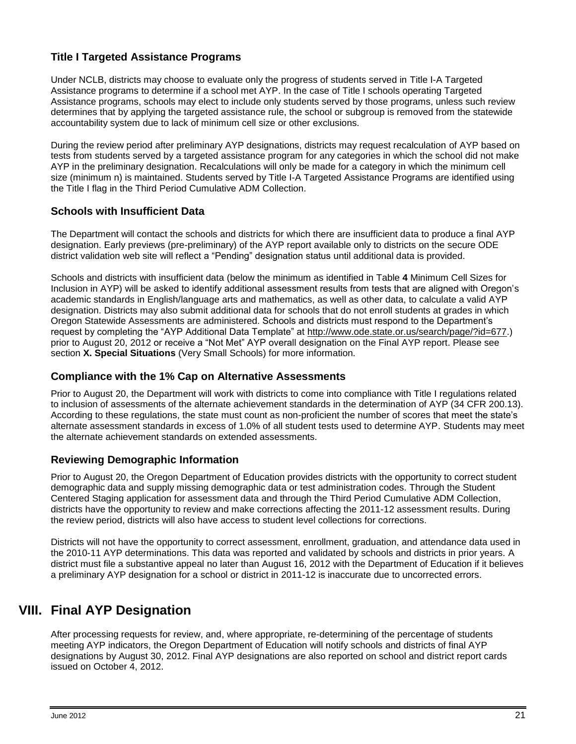### Title I Targeted Assistance Programs

Under NCLB, districts may choose to evaluate only the progress of students served in Title I-A Targeted Assistance programs to determine if a school met AYP. In the case of Title I schools operating Targeted Assistance programs, schools may elect to include only students served by those programs, unless such review determines that by applying the targeted assistance rule, the school or subgroup is removed from the statewide accountability system due to lack of minimum cell size or other exclusions.

During the review period after preliminary AYP designations, districts may request recalculation of AYP based on tests from students served by a targeted assistance program for any categories in which the school did not make AYP in the preliminary designation. Recalculations will only be made for a category in which the minimum cell size (minimum n) is maintained. Students served by Title I-A Targeted Assistance Programs are identified using the Title I flag in the Third Period Cumulative ADM Collection.

### Schools with Insufficient Data

The Department will contact the schools and districts for which there are insufficient data to produce a final AYP designation. Early previews (pre-preliminary) of the AYP report available only to districts on the secure ODE district validation web site will reflect a "Pending" designation status until additional data is provided.

Schools and districts with insufficient data (below the minimum as identified in Table **4** Minimum Cell Sizes for Inclusion in AYP) will be asked to identify additional assessment results from tests that are aligned with Oregon's academic standards in English/language arts and mathematics, as well as other data, to calculate a valid AYP designation. Districts may also submit additional data for schools that do not enroll students at grades in which Oregon Statewide Assessments are administered. Schools and districts must respond to the Department's request by completing the "AYP Additional Data Template" at http://www.ode.state.or.us/search/page/?id=677.) prior to August 20, 2012 or receive a "Not Met" AYP overall designation on the Final AYP report. Please see section **X. Special Situations** (Very Small Schools) for more information.

### Compliance with the 1% Cap on Alternative Assessments

Prior to August 20, the Department will work with districts to come into compliance with Title I regulations related to inclusion of assessments of the alternate achievement standards in the determination of AYP (34 CFR 200.13). According to these regulations, the state must count as non-proficient the number of scores that meet the state's alternate assessment standards in excess of 1.0% of all student tests used to determine AYP. Students may meet the alternate achievement standards on extended assessments.

### Reviewing Demographic Information

Prior to August 20, the Oregon Department of Education provides districts with the opportunity to correct student demographic data and supply missing demographic data or test administration codes. Through the Student Centered Staging application for assessment data and through the Third Period Cumulative ADM Collection, districts have the opportunity to review and make corrections affecting the 2011-12 assessment results. During the review period, districts will also have access to student level collections for corrections.

Districts will not have the opportunity to correct assessment, enrollment, graduation, and attendance data used in the 2010-11 AYP determinations. This data was reported and validated by schools and districts in prior years. A district must file a substantive appeal no later than August 16, 2012 with the Department of Education if it believes a preliminary AYP designation for a school or district in 2011-12 is inaccurate due to uncorrected errors.

## VIII. Final AYP Designation

After processing requests for review, and, where appropriate, re-determining of the percentage of students meeting AYP indicators, the Oregon Department of Education will notify schools and districts of final AYP designations by August 30, 2012. Final AYP designations are also reported on school and district report cards issued on October 4, 2012.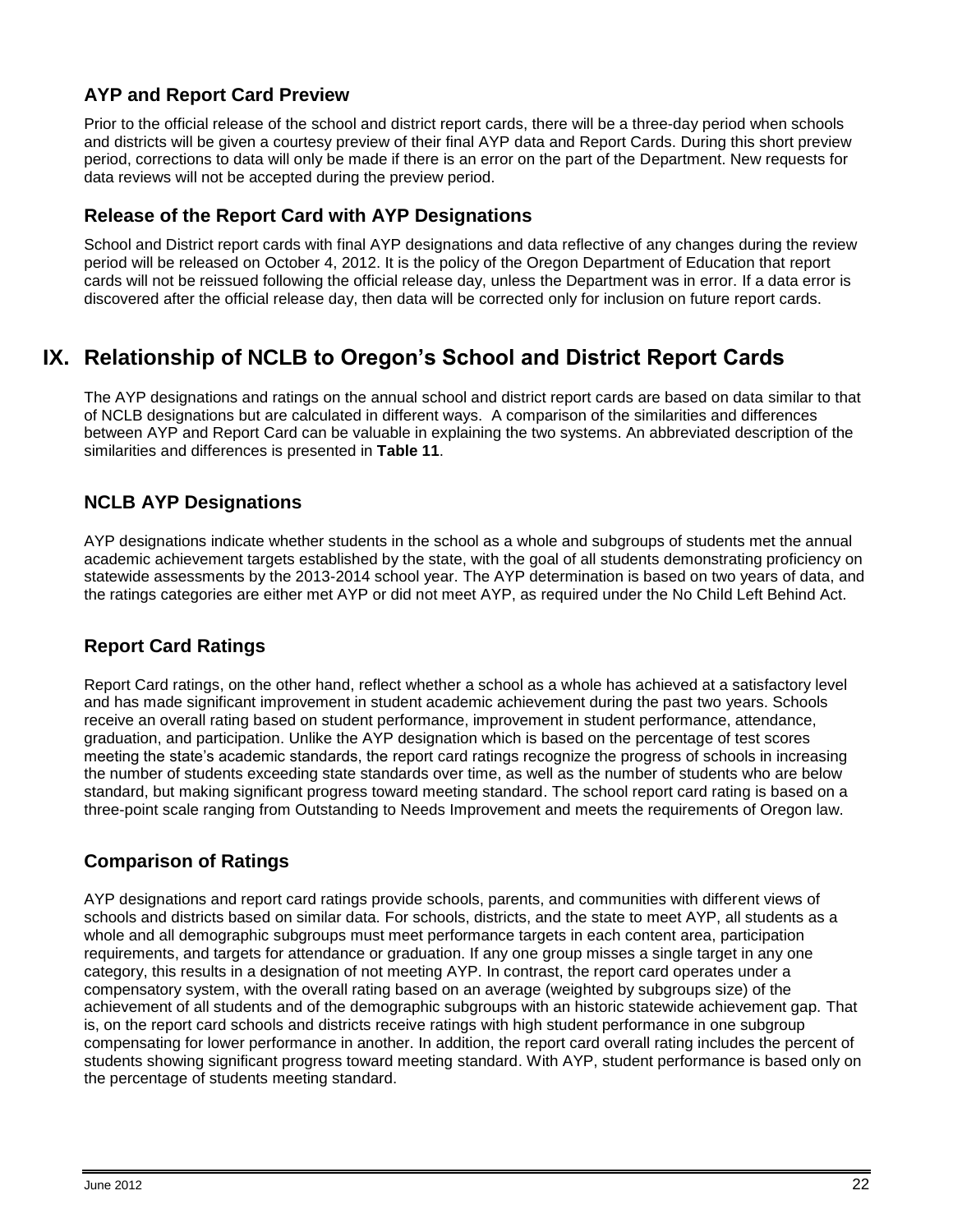### AYP and Report Card Preview

Prior to the official release of the school and district report cards, there will be a three-day period when schools and districts will be given a courtesy preview of their final AYP data and Report Cards. During this short preview period, corrections to data will only be made if there is an error on the part of the Department. New requests for data reviews will not be accepted during the preview period.

### Release of the Report Card with AYP Designations

School and District report cards with final AYP designations and data reflective of any changes during the review period will be released on October 4, 2012. It is the policy of the Oregon Department of Education that report cards will not be reissued following the official release day, unless the Department was in error. If a data error is discovered after the official release day, then data will be corrected only for inclusion on future report cards.

## IX. Relationship of NCLB to Oregon's School and District Report Cards

The AYP designations and ratings on the annual school and district report cards are based on data similar to that of NCLB designations but are calculated in different ways. A comparison of the similarities and differences between AYP and Report Card can be valuable in explaining the two systems. An abbreviated description of the similarities and differences is presented in **Table 11**.

### NCLB AYP Designations

AYP designations indicate whether students in the school as a whole and subgroups of students met the annual academic achievement targets established by the state, with the goal of all students demonstrating proficiency on statewide assessments by the 2013-2014 school year. The AYP determination is based on two years of data, and the ratings categories are either met AYP or did not meet AYP, as required under the No Child Left Behind Act.

### Report Card Ratings

Report Card ratings, on the other hand, reflect whether a school as a whole has achieved at a satisfactory level and has made significant improvement in student academic achievement during the past two years. Schools receive an overall rating based on student performance, improvement in student performance, attendance, graduation, and participation. Unlike the AYP designation which is based on the percentage of test scores meeting the state's academic standards, the report card ratings recognize the progress of schools in increasing the number of students exceeding state standards over time, as well as the number of students who are below standard, but making significant progress toward meeting standard. The school report card rating is based on a three-point scale ranging from Outstanding to Needs Improvement and meets the requirements of Oregon law.

### Comparison of Ratings

AYP designations and report card ratings provide schools, parents, and communities with different views of schools and districts based on similar data. For schools, districts, and the state to meet AYP, all students as a whole and all demographic subgroups must meet performance targets in each content area, participation requirements, and targets for attendance or graduation. If any one group misses a single target in any one category, this results in a designation of not meeting AYP. In contrast, the report card operates under a compensatory system, with the overall rating based on an average (weighted by subgroups size) of the achievement of all students and of the demographic subgroups with an historic statewide achievement gap. That is, on the report card schools and districts receive ratings with high student performance in one subgroup compensating for lower performance in another. In addition, the report card overall rating includes the percent of students showing significant progress toward meeting standard. With AYP, student performance is based only on the percentage of students meeting standard.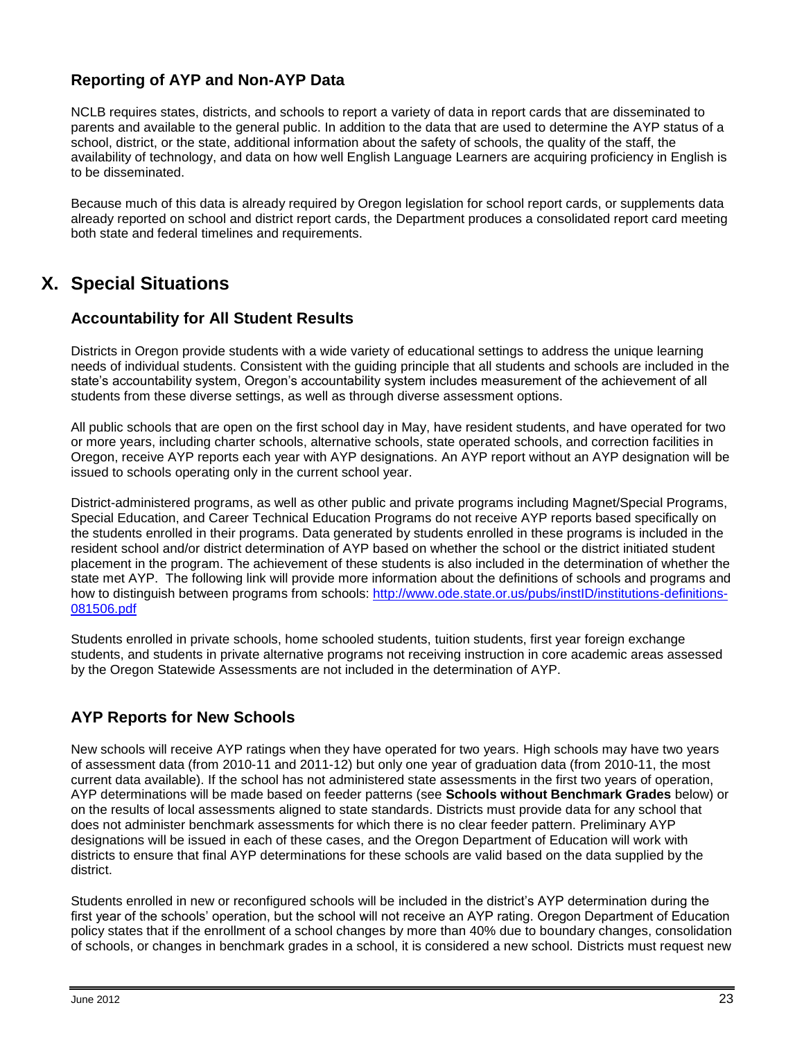### Reporting of AYP and Non-AYP Data

NCLB requires states, districts, and schools to report a variety of data in report cards that are disseminated to parents and available to the general public. In addition to the data that are used to determine the AYP status of a school, district, or the state, additional information about the safety of schools, the quality of the staff, the availability of technology, and data on how well English Language Learners are acquiring proficiency in English is to be disseminated.

Because much of this data is already required by Oregon legislation for school report cards, or supplements data already reported on school and district report cards, the Department produces a consolidated report card meeting both state and federal timelines and requirements.

## X. Special Situations

### Accountability for All Student Results

Districts in Oregon provide students with a wide variety of educational settings to address the unique learning needs of individual students. Consistent with the guiding principle that all students and schools are included in the state's accountability system, Oregon's accountability system includes measurement of the achievement of all students from these diverse settings, as well as through diverse assessment options.

All public schools that are open on the first school day in May, have resident students, and have operated for two or more years, including charter schools, alternative schools, state operated schools, and correction facilities in Oregon, receive AYP reports each year with AYP designations. An AYP report without an AYP designation will be issued to schools operating only in the current school year.

District-administered programs, as well as other public and private programs including Magnet/Special Programs, Special Education, and Career Technical Education Programs do not receive AYP reports based specifically on the students enrolled in their programs. Data generated by students enrolled in these programs is included in the resident school and/or district determination of AYP based on whether the school or the district initiated student placement in the program. The achievement of these students is also included in the determination of whether the state met AYP. The following link will provide more information about the definitions of schools and programs and how to distinguish between programs from schools: [http://www.ode.state.or.us/pubs/instID/institutions-definitions-081506.pdf](http://www.ode.state.or.us/pubs/instID/institutions-definitions-081506.pdf)

Students enrolled in private schools, home schooled students, tuition students, first year foreign exchange students, and students in private alternative programs not receiving instruction in core academic areas assessed by the Oregon Statewide Assessments are not included in the determination of AYP.

### AYP Reports for New Schools

New schools will receive AYP ratings when they have operated for two years. High schools may have two years of assessment data (from 2010-11 and 2011-12) but only one year of graduation data (from 2010-11, the most current data available). If the school has not administered state assessments in the first two years of operation, AYP determinations will be made based on feeder patterns (see **Schools without Benchmark Grades** below) or on the results of local assessments aligned to state standards. Districts must provide data for any school that does not administer benchmark assessments for which there is no clear feeder pattern. Preliminary AYP designations will be issued in each of these cases, and the Oregon Department of Education will work with districts to ensure that final AYP determinations for these schools are valid based on the data supplied by the district.

Students enrolled in new or reconfigured schools will be included in the district's AYP determination during the first year of the schools' operation, but the school will not receive an AYP rating. Oregon Department of Education policy states that if the enrollment of a school changes by more than 40% due to boundary changes, consolidation of schools, or changes in benchmark grades in a school, it is considered a new school. Districts must request new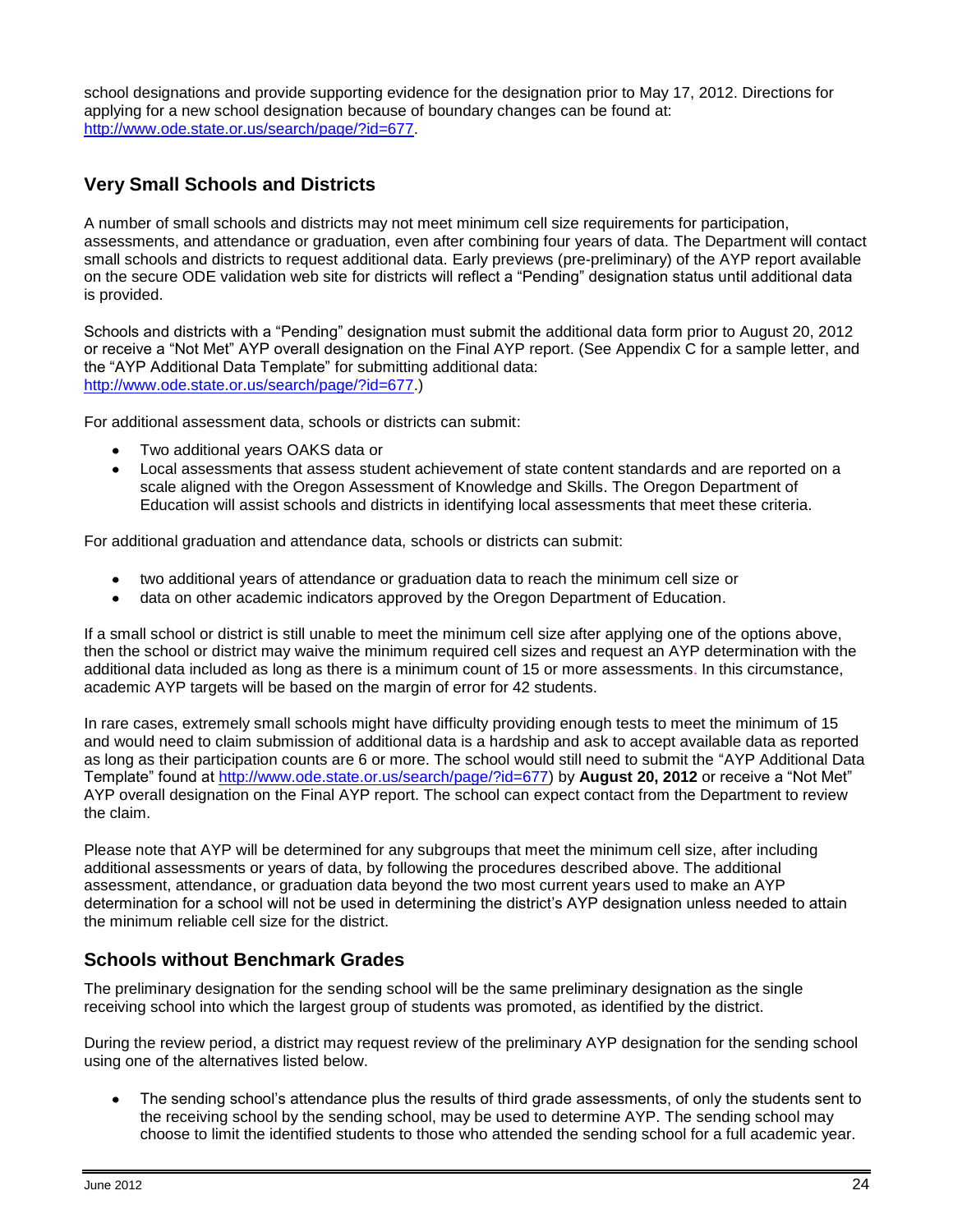school designations and provide supporting evidence for the designation prior to May 17, 2012. Directions for applying for a new school designation because of boundary changes can be found at: http://www.ode.state.or.us/search/page/?id=677.

## Very Small Schools and Districts

A number of small schools and districts may not meet minimum cell size requirements for participation, assessments, and attendance or graduation, even after combining four years of data. The Department will contact small schools and districts to request additional data. Early previews (pre-preliminary) of the AYP report available on the secure ODE validation web site for districts will reflect a "Pending" designation status until additional data is provided.

Schools and districts with a "Pending" designation must submit the additional data form prior to August 20, 2012 or receive a "Not Met" AYP overall designation on the Final AYP report. (See Appendix C for a sample letter, and the "AYP Additional Data Template" for submitting additional data: http://www.ode.state.or.us/search/page/?id=677.)

For additional assessment data, schools or districts can submit:

- Two additional years OAKS data or
- Local assessments that assess student achievement of state content standards and are reported on a scale aligned with the Oregon Assessment of Knowledge and Skills. The Oregon Department of Education will assist schools and districts in identifying local assessments that meet these criteria.

For additional graduation and attendance data, schools or districts can submit:

- two additional years of attendance or graduation data to reach the minimum cell size or
- data on other academic indicators approved by the Oregon Department of Education.

If a small school or district is still unable to meet the minimum cell size after applying one of the options above, then the school or district may waive the minimum required cell sizes and request an AYP determination with the additional data included as long as there is a minimum count of 15 or more assessments. In this circumstance, academic AYP targets will be based on the margin of error for 42 students.

In rare cases, extremely small schools might have difficulty providing enough tests to meet the minimum of 15 and would need to claim submission of additional data is a hardship and ask to accept available data as reported as long as their participation counts are 6 or more. The school would still need to submit the "AYP Additional Data Template" found at http://www.ode.state.or.us/search/page/?id=677) by **August 20, 2012** or receive a "Not Met" AYP overall designation on the Final AYP report. The school can expect contact from the Department to review the claim.

Please note that AYP will be determined for any subgroups that meet the minimum cell size, after including additional assessments or years of data, by following the procedures described above. The additional assessment, attendance, or graduation data beyond the two most current years used to make an AYP determination for a school will not be used in determining the district's AYP designation unless needed to attain the minimum reliable cell size for the district.

## Schools without Benchmark Grades

The preliminary designation for the sending school will be the same preliminary designation as the single receiving school into which the largest group of students was promoted, as identified by the district.

During the review period, a district may request review of the preliminary AYP designation for the sending school using one of the alternatives listed below.

- The sending school's attendance plus the results of third grade assessments, of only the students sent to the receiving school by the sending school, may be used to determine AYP. The sending school may choose to limit the identified students to those who attended the sending school for a full academic year.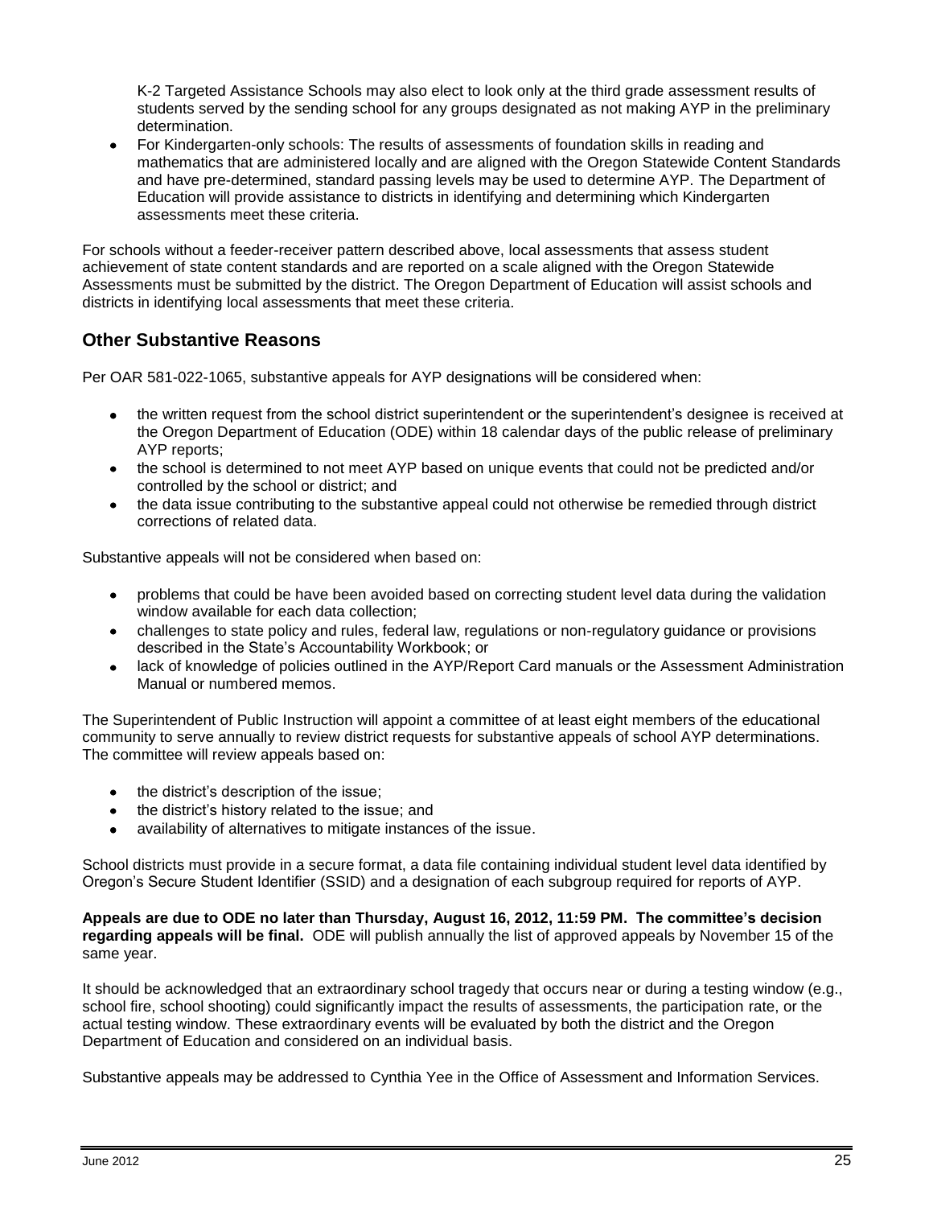K-2 Targeted Assistance Schools may also elect to look only at the third grade assessment results of students served by the sending school for any groups designated as not making AYP in the preliminary determination.

- For Kindergarten-only schools: The results of assessments of foundation skills in reading and mathematics that are administered locally and are aligned with the Oregon Statewide Content Standards and have pre-determined, standard passing levels may be used to determine AYP. The Department of Education will provide assistance to districts in identifying and determining which Kindergarten assessments meet these criteria.

For schools without a feeder-receiver pattern described above, local assessments that assess student achievement of state content standards and are reported on a scale aligned with the Oregon Statewide Assessments must be submitted by the district. The Oregon Department of Education will assist schools and districts in identifying local assessments that meet these criteria.

## Other Substantive Reasons

Per OAR 581-022-1065, substantive appeals for AYP designations will be considered when:

- the written request from the school district superintendent or the superintendent's designee is received at the Oregon Department of Education (ODE) within 18 calendar days of the public release of preliminary AYP reports;
- the school is determined to not meet AYP based on unique events that could not be predicted and/or controlled by the school or district; and
- the data issue contributing to the substantive appeal could not otherwise be remedied through district corrections of related data.

Substantive appeals will not be considered when based on:

- problems that could be have been avoided based on correcting student level data during the validation window available for each data collection;
- challenges to state policy and rules, federal law, regulations or non-regulatory guidance or provisions described in the State's Accountability Workbook; or
- lack of knowledge of policies outlined in the AYP/Report Card manuals or the Assessment Administration Manual or numbered memos.

The Superintendent of Public Instruction will appoint a committee of at least eight members of the educational community to serve annually to review district requests for substantive appeals of school AYP determinations. The committee will review appeals based on:

- the district's description of the issue;
- the district's history related to the issue; and
- availability of alternatives to mitigate instances of the issue.

School districts must provide in a secure format, a data file containing individual student level data identified by Oregon's Secure Student Identifier (SSID) and a designation of each subgroup required for reports of AYP.

**Appeals are due to ODE no later than Thursday, August 16, 2012, 11:59 PM. The committee's decision regarding appeals will be final.** ODE will publish annually the list of approved appeals by November 15 of the same year.

It should be acknowledged that an extraordinary school tragedy that occurs near or during a testing window (e.g., school fire, school shooting) could significantly impact the results of assessments, the participation rate, or the actual testing window. These extraordinary events will be evaluated by both the district and the Oregon Department of Education and considered on an individual basis.

Substantive appeals may be addressed to Cynthia Yee in the Office of Assessment and Information Services.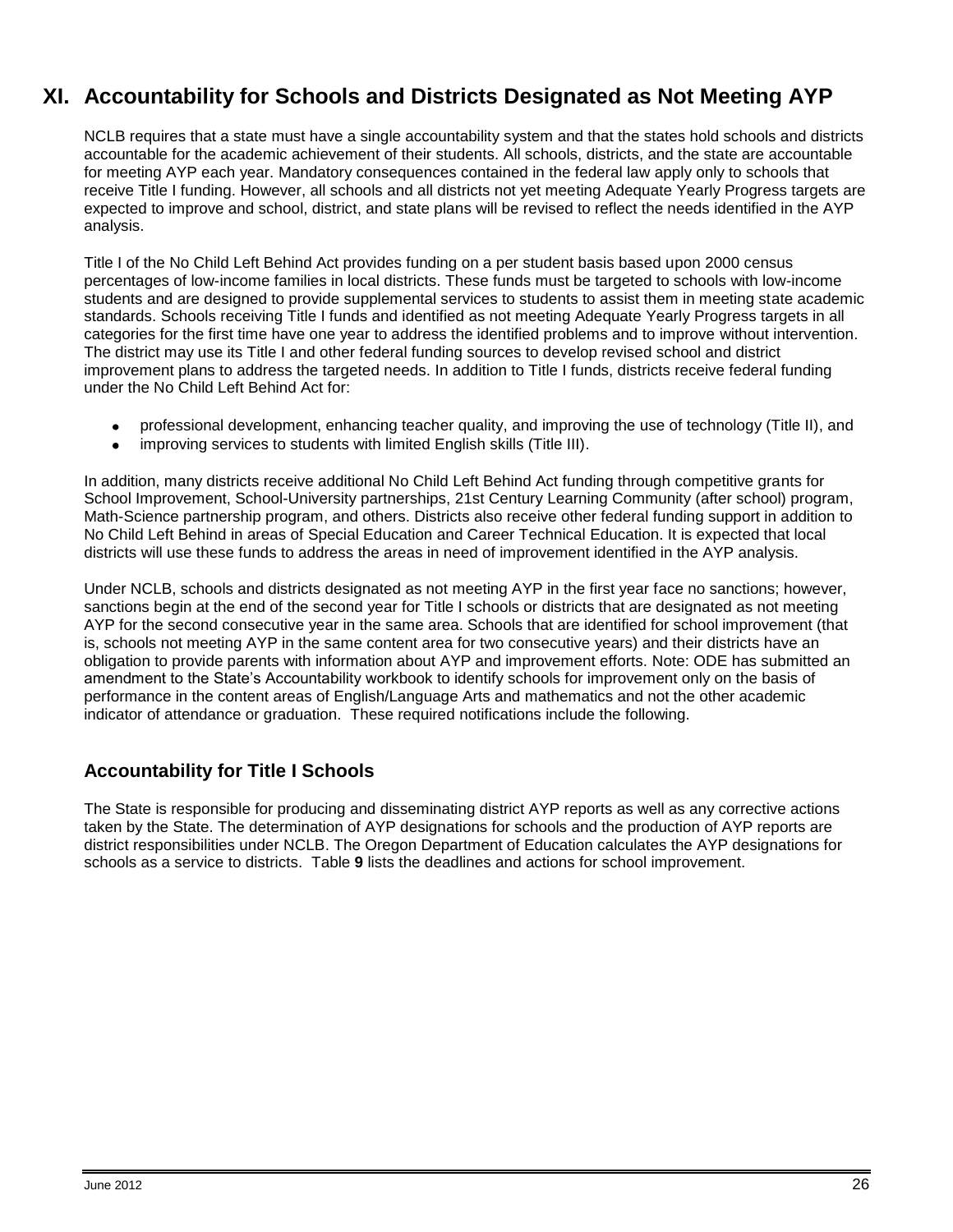# XI. Accountability for Schools and Districts Designated as Not Meeting AYP

NCLB requires that a state must have a single accountability system and that the states hold schools and districts accountable for the academic achievement of their students. All schools, districts, and the state are accountable for meeting AYP each year. Mandatory consequences contained in the federal law apply only to schools that receive Title I funding. However, all schools and all districts not yet meeting Adequate Yearly Progress targets are expected to improve and school, district, and state plans will be revised to reflect the needs identified in the AYP analysis.

Title I of the No Child Left Behind Act provides funding on a per student basis based upon 2000 census percentages of low-income families in local districts. These funds must be targeted to schools with low-income students and are designed to provide supplemental services to students to assist them in meeting state academic standards. Schools receiving Title I funds and identified as not meeting Adequate Yearly Progress targets in all categories for the first time have one year to address the identified problems and to improve without intervention. The district may use its Title I and other federal funding sources to develop revised school and district improvement plans to address the targeted needs. In addition to Title I funds, districts receive federal funding under the No Child Left Behind Act for:

- professional development, enhancing teacher quality, and improving the use of technology (Title II), and
- improving services to students with limited English skills (Title III).

In addition, many districts receive additional No Child Left Behind Act funding through competitive grants for School Improvement, School-University partnerships, 21st Century Learning Community (after school) program, Math-Science partnership program, and others. Districts also receive other federal funding support in addition to No Child Left Behind in areas of Special Education and Career Technical Education. It is expected that local districts will use these funds to address the areas in need of improvement identified in the AYP analysis.

Under NCLB, schools and districts designated as not meeting AYP in the first year face no sanctions; however, sanctions begin at the end of the second year for Title I schools or districts that are designated as not meeting AYP for the second consecutive year in the same area. Schools that are identified for school improvement (that is, schools not meeting AYP in the same content area for two consecutive years) and their districts have an obligation to provide parents with information about AYP and improvement efforts. Note: ODE has submitted an amendment to the State's Accountability workbook to identify schools for improvement only on the basis of performance in the content areas of English/Language Arts and mathematics and not the other academic indicator of attendance or graduation. These required notifications include the following.

## Accountability for Title I Schools

The State is responsible for producing and disseminating district AYP reports as well as any corrective actions taken by the State. The determination of AYP designations for schools and the production of AYP reports are district responsibilities under NCLB. The Oregon Department of Education calculates the AYP designations for schools as a service to districts. Table **9** lists the deadlines and actions for school improvement.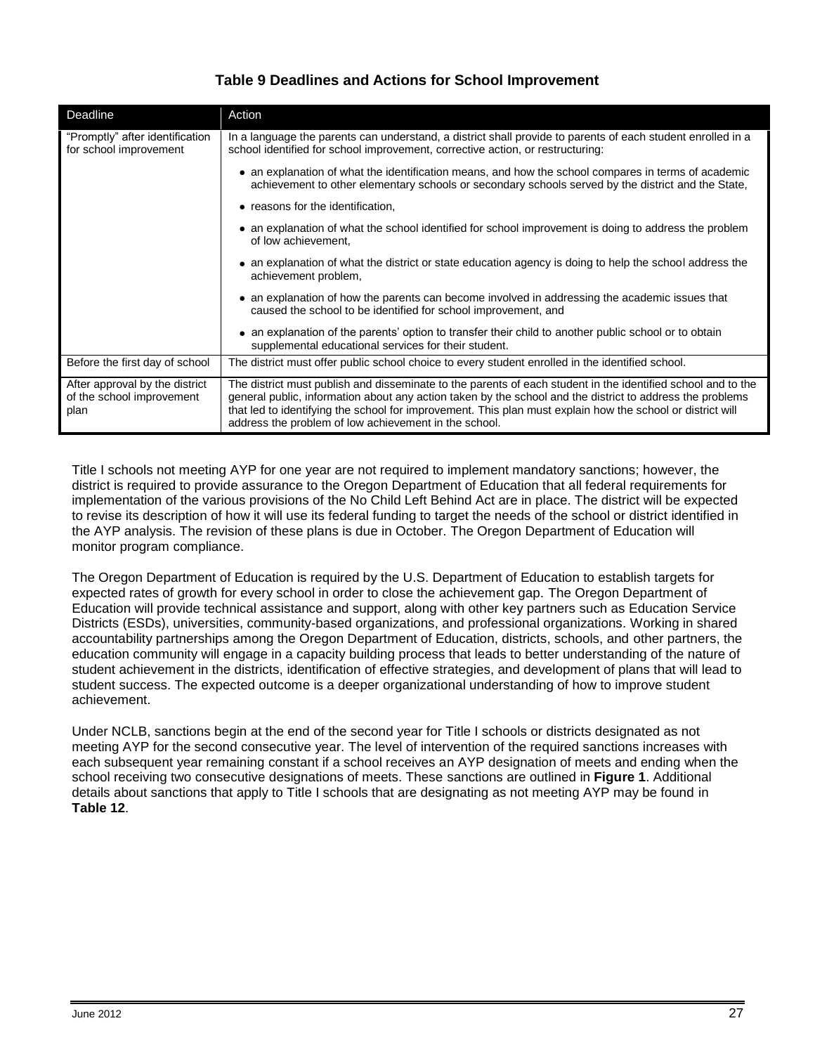### Table 9 Deadlines and Actions for School Improvement

| Deadline | Action |
|---|---|
| "Promptly" after identification for school improvement | In a language the parents can understand, a district shall provide to parents of each student enrolled in a school identified for school improvement, corrective action, or restructuring: <br>• an explanation of what the identification means, and how the school compares in terms of academic achievement to other elementary schools or secondary schools served by the district and the State, <br>• reasons for the identification, <br>• an explanation of what the school identified for school improvement is doing to address the problem of low achievement, <br>• an explanation of what the district or state education agency is doing to help the school address the achievement problem, <br>• an explanation of how the parents can become involved in addressing the academic issues that caused the school to be identified for school improvement, and <br>• an explanation of the parents' option to transfer their child to another public school or to obtain supplemental educational services for their student. |
| Before the first day of school | The district must offer public school choice to every student enrolled in the identified school. |
| After approval by the district of the school improvement plan | The district must publish and disseminate to the parents of each student in the identified school and to the general public, information about any action taken by the school and the district to address the problems that led to identifying the school for improvement. This plan must explain how the school or district will address the problem of low achievement in the school. |

Title I schools not meeting AYP for one year are not required to implement mandatory sanctions; however, the district is required to provide assurance to the Oregon Department of Education that all federal requirements for implementation of the various provisions of the No Child Left Behind Act are in place. The district will be expected to revise its description of how it will use its federal funding to target the needs of the school or district identified in the AYP analysis. The revision of these plans is due in October. The Oregon Department of Education will monitor program compliance.

The Oregon Department of Education is required by the U.S. Department of Education to establish targets for expected rates of growth for every school in order to close the achievement gap. The Oregon Department of Education will provide technical assistance and support, along with other key partners such as Education Service Districts (ESDs), universities, community-based organizations, and professional organizations. Working in shared accountability partnerships among the Oregon Department of Education, districts, schools, and other partners, the education community will engage in a capacity building process that leads to better understanding of the nature of student achievement in the districts, identification of effective strategies, and development of plans that will lead to student success. The expected outcome is a deeper organizational understanding of how to improve student achievement.

Under NCLB, sanctions begin at the end of the second year for Title I schools or districts designated as not meeting AYP for the second consecutive year. The level of intervention of the required sanctions increases with each subsequent year remaining constant if a school receives an AYP designation of meets and ending when the school receiving two consecutive designations of meets. These sanctions are outlined in **Figure 1**. Additional details about sanctions that apply to Title I schools that are designating as not meeting AYP may be found in **Table 12**.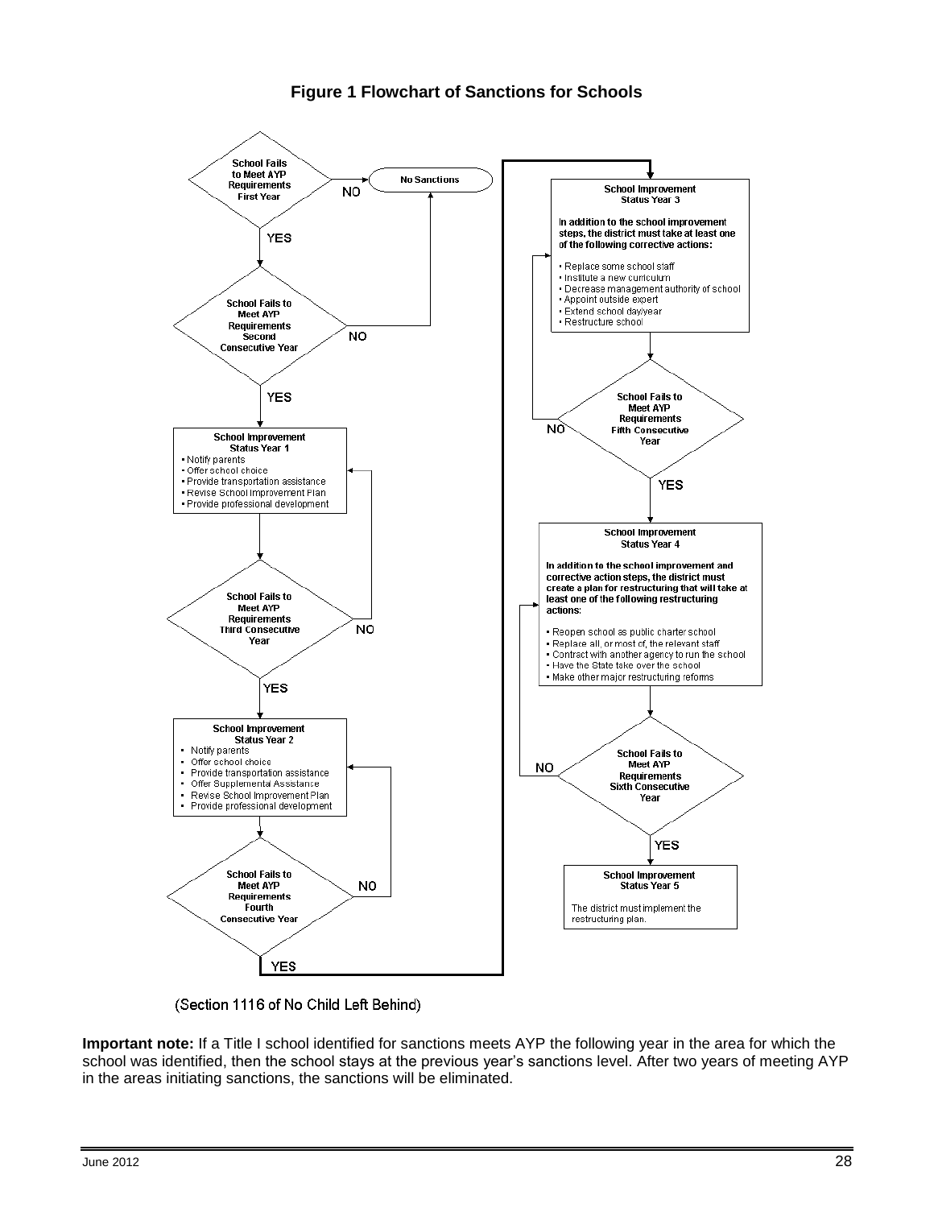**Figure 1 Flowchart of Sanctions for Schools**

**School Fails to Meet AYP Requirements First Year**
- NO → No Sanctions
- YES ↓

**School Fails to Meet AYP Requirements Second Consecutive Year**
- NO → No Sanctions
- YES ↓

**School Improvement Status Year 1**
- Notify parents
- Offer school choice
- Provide transportation assistance
- Revise School Improvement Plan
- Provide professional development

**School Fails to Meet AYP Requirements Third Consecutive Year**
- NO → School Improvement Status Year 1
- YES ↓

**School Improvement Status Year 2**
- Notify parents
- Offer school choice
- Provide transportation assistance
- Offer Supplemental Assistance
- Revise School Improvement Plan
- Provide professional development

**School Fails to Meet AYP Requirements Fourth Consecutive Year**
- NO → School Improvement Status Year 2
- YES ↓

**School Improvement Status Year 3**

In addition to the school improvement steps, the district must take at least one of the following corrective actions:

- Replace some school staff
- Institute a new curriculum
- Decrease management authority of school
- Appoint outside expert
- Extend school day/year
- Restructure school

**School Fails to Meet AYP Requirements Fifth Consecutive Year**
- NO → School Improvement Status Year 3
- YES ↓

**School Improvement Status Year 4**

In addition to the school improvement and corrective action steps, the district must create a plan for restructuring that will take at least one of the following restructuring actions:

- Reopen school as public charter school
- Replace all, or most of, the relevant staff
- Contract with another agency to run the school
- Have the State take over the school
- Make other major restructuring reforms

**School Fails to Meet AYP Requirements Sixth Consecutive Year**
- NO → School Improvement Status Year 4
- YES ↓

**School Improvement Status Year 5**

The district must implement the restructuring plan.

(Section 1116 of No Child Left Behind)

**Important note:** If a Title I school identified for sanctions meets AYP the following year in the area for which the school was identified, then the school stays at the previous year's sanctions level. After two years of meeting AYP in the areas initiating sanctions, the sanctions will be eliminated.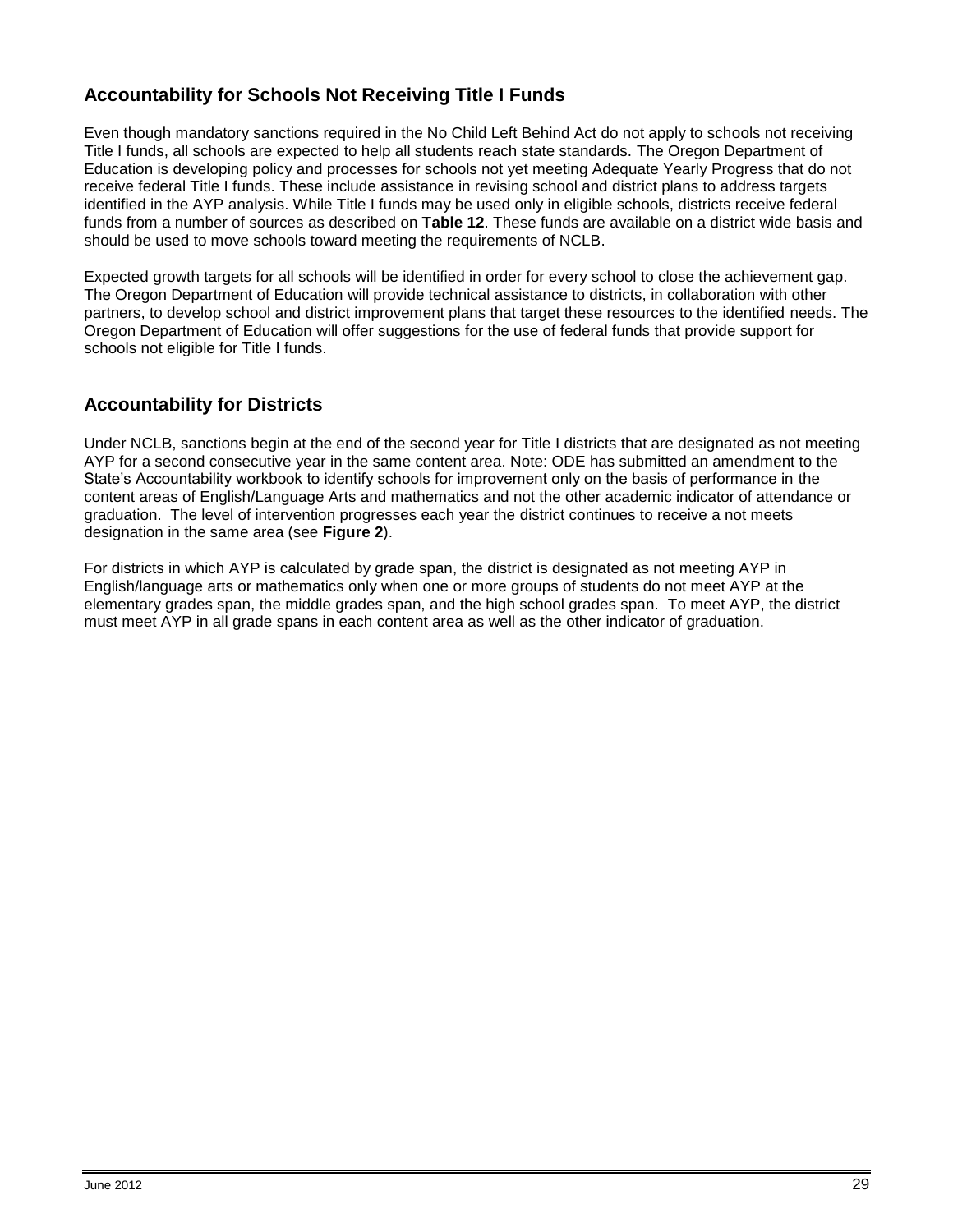## Accountability for Schools Not Receiving Title I Funds

Even though mandatory sanctions required in the No Child Left Behind Act do not apply to schools not receiving Title I funds, all schools are expected to help all students reach state standards. The Oregon Department of Education is developing policy and processes for schools not yet meeting Adequate Yearly Progress that do not receive federal Title I funds. These include assistance in revising school and district plans to address targets identified in the AYP analysis. While Title I funds may be used only in eligible schools, districts receive federal funds from a number of sources as described on **Table 12**. These funds are available on a district wide basis and should be used to move schools toward meeting the requirements of NCLB.

Expected growth targets for all schools will be identified in order for every school to close the achievement gap. The Oregon Department of Education will provide technical assistance to districts, in collaboration with other partners, to develop school and district improvement plans that target these resources to the identified needs. The Oregon Department of Education will offer suggestions for the use of federal funds that provide support for schools not eligible for Title I funds.

## Accountability for Districts

Under NCLB, sanctions begin at the end of the second year for Title I districts that are designated as not meeting AYP for a second consecutive year in the same content area. Note: ODE has submitted an amendment to the State's Accountability workbook to identify schools for improvement only on the basis of performance in the content areas of English/Language Arts and mathematics and not the other academic indicator of attendance or graduation. The level of intervention progresses each year the district continues to receive a not meets designation in the same area (see **Figure 2**).

For districts in which AYP is calculated by grade span, the district is designated as not meeting AYP in English/language arts or mathematics only when one or more groups of students do not meet AYP at the elementary grades span, the middle grades span, and the high school grades span. To meet AYP, the district must meet AYP in all grade spans in each content area as well as the other indicator of graduation.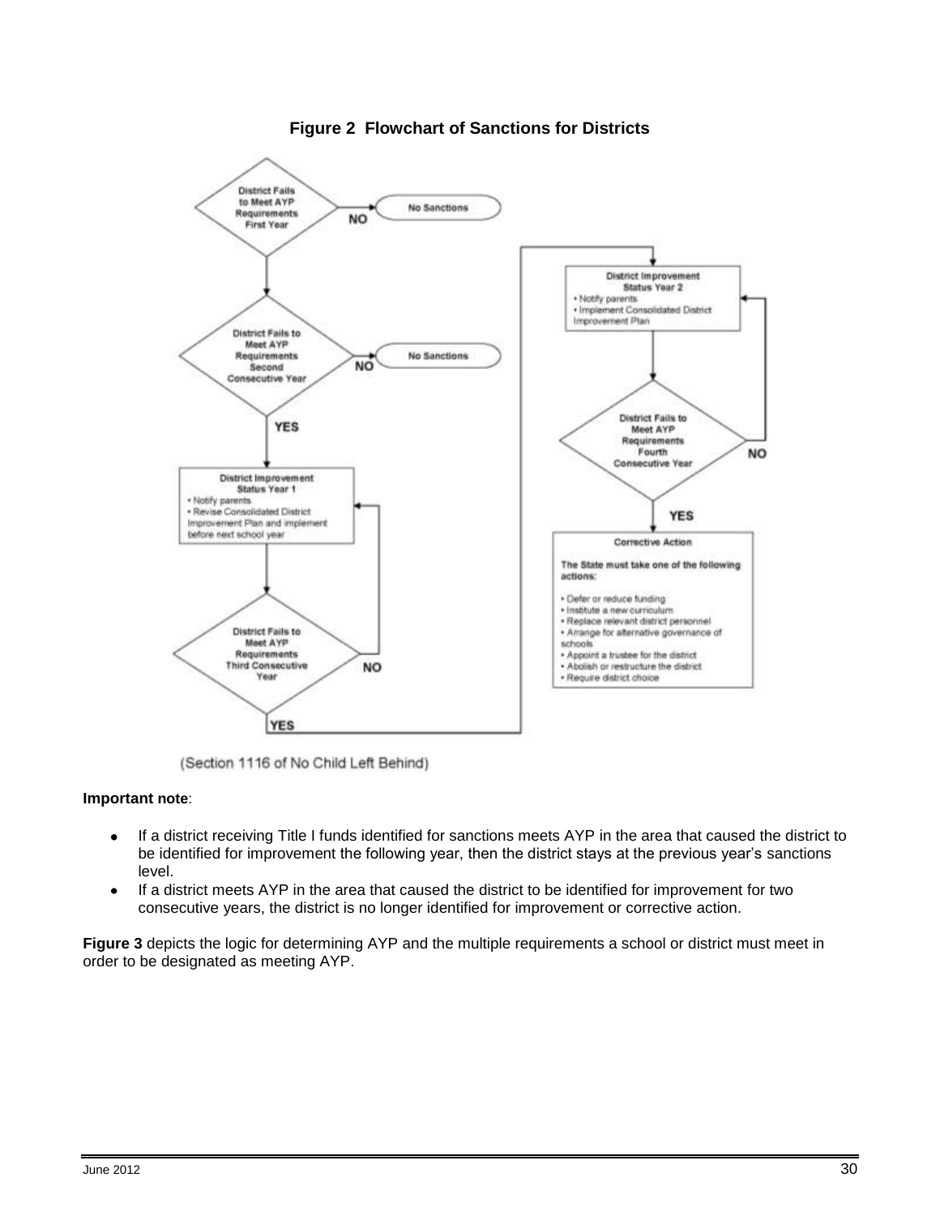**Figure 2 Flowchart of Sanctions for Districts**

District Fails to Meet AYP Requirements First Year — NO → No Sanctions

District Fails to Meet AYP Requirements Second Consecutive Year — NO → No Sanctions

YES

District Improvement Status Year 1
- Notify parents
- Revise Consolidated District Improvement Plan and implement before next school year

District Fails to Meet AYP Requirements Third Consecutive Year — NO (return to District Improvement Status Year 1)

YES

District Improvement Status Year 2
- Notify parents
- Implement Consolidated District Improvement Plan

District Fails to Meet AYP Requirements Fourth Consecutive Year — NO (return to District Improvement Status Year 2)

YES

Corrective Action

The State must take one of the following actions:

- Defer or reduce funding
- Institute a new curriculum
- Replace relevant district personnel
- Arrange for alternative governance of schools
- Appoint a trustee for the district
- Abolish or restructure the district
- Require district choice

(Section 1116 of No Child Left Behind)

**Important note**:

- If a district receiving Title I funds identified for sanctions meets AYP in the area that caused the district to be identified for improvement the following year, then the district stays at the previous year's sanctions level.
- If a district meets AYP in the area that caused the district to be identified for improvement for two consecutive years, the district is no longer identified for improvement or corrective action.

**Figure 3** depicts the logic for determining AYP and the multiple requirements a school or district must meet in order to be designated as meeting AYP.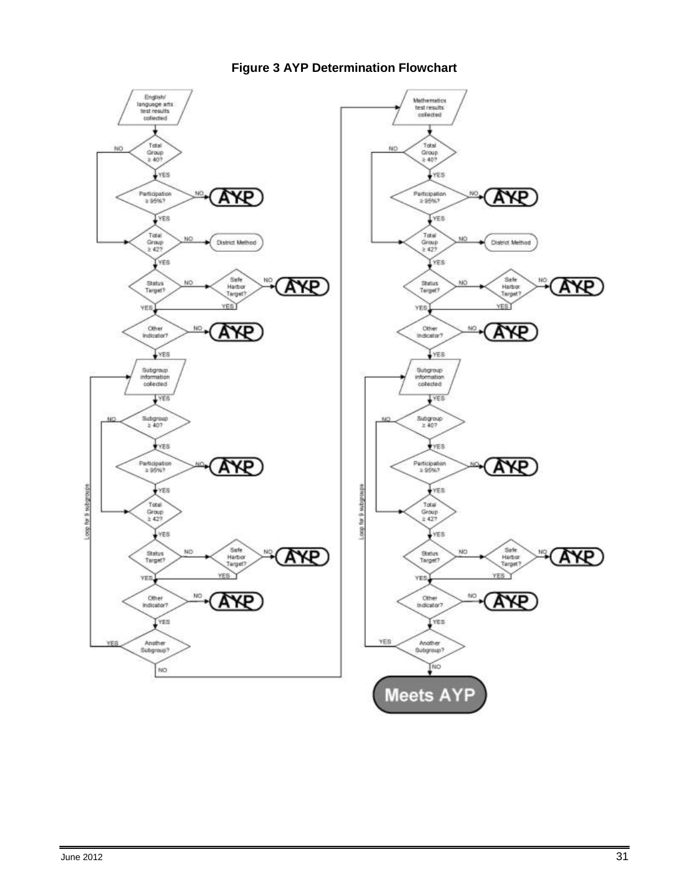**Figure 3 AYP Determination Flowchart**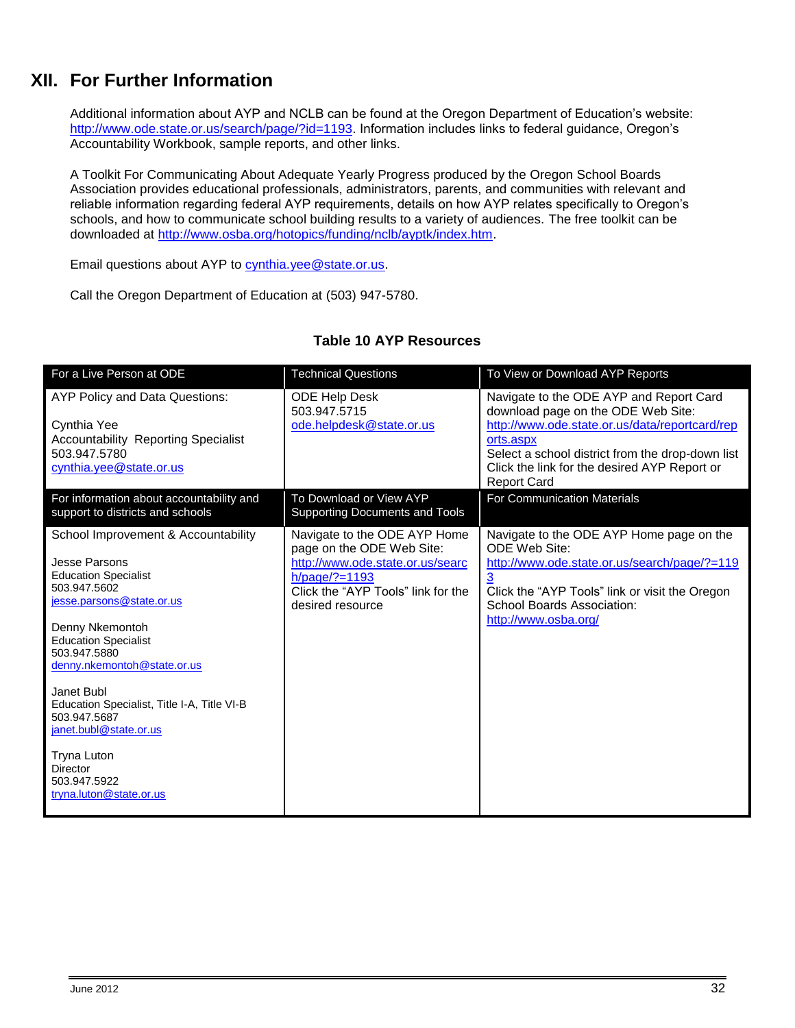## XII. For Further Information

Additional information about AYP and NCLB can be found at the Oregon Department of Education's website: http://www.ode.state.or.us/search/page/?id=1193. Information includes links to federal guidance, Oregon's Accountability Workbook, sample reports, and other links.

A Toolkit For Communicating About Adequate Yearly Progress produced by the Oregon School Boards Association provides educational professionals, administrators, parents, and communities with relevant and reliable information regarding federal AYP requirements, details on how AYP relates specifically to Oregon's schools, and how to communicate school building results to a variety of audiences. The free toolkit can be downloaded at http://www.osba.org/hotopics/funding/nclb/ayptk/index.htm.

Email questions about AYP to cynthia.yee@state.or.us.

Call the Oregon Department of Education at (503) 947-5780.

**Table 10 AYP Resources**

| For a Live Person at ODE | Technical Questions | To View or Download AYP Reports |
|---|---|---|
| AYP Policy and Data Questions:<br><br>Cynthia Yee<br>Accountability Reporting Specialist<br>503.947.5780<br>cynthia.yee@state.or.us | ODE Help Desk<br>503.947.5715<br>ode.helpdesk@state.or.us | Navigate to the ODE AYP and Report Card download page on the ODE Web Site: http://www.ode.state.or.us/data/reportcard/reports.aspx<br>Select a school district from the drop-down list<br>Click the link for the desired AYP Report or Report Card |
| **For information about accountability and support to districts and schools** | **To Download or View AYP Supporting Documents and Tools** | **For Communication Materials** |
| School Improvement & Accountability<br><br>Jesse Parsons<br>Education Specialist<br>503.947.5602<br>jesse.parsons@state.or.us<br><br>Denny Nkemontoh<br>Education Specialist<br>503.947.5880<br>denny.nkemontoh@state.or.us<br><br>Janet Bubl<br>Education Specialist, Title I-A, Title VI-B<br>503.947.5687<br>janet.bubl@state.or.us<br><br>Tryna Luton<br>Director<br>503.947.5922<br>tryna.luton@state.or.us | Navigate to the ODE AYP Home page on the ODE Web Site: http://www.ode.state.or.us/search/page/?=1193<br>Click the "AYP Tools" link for the desired resource | Navigate to the ODE AYP Home page on the ODE Web Site: http://www.ode.state.or.us/search/page/?=1193<br>Click the "AYP Tools" link or visit the Oregon School Boards Association: http://www.osba.org/ |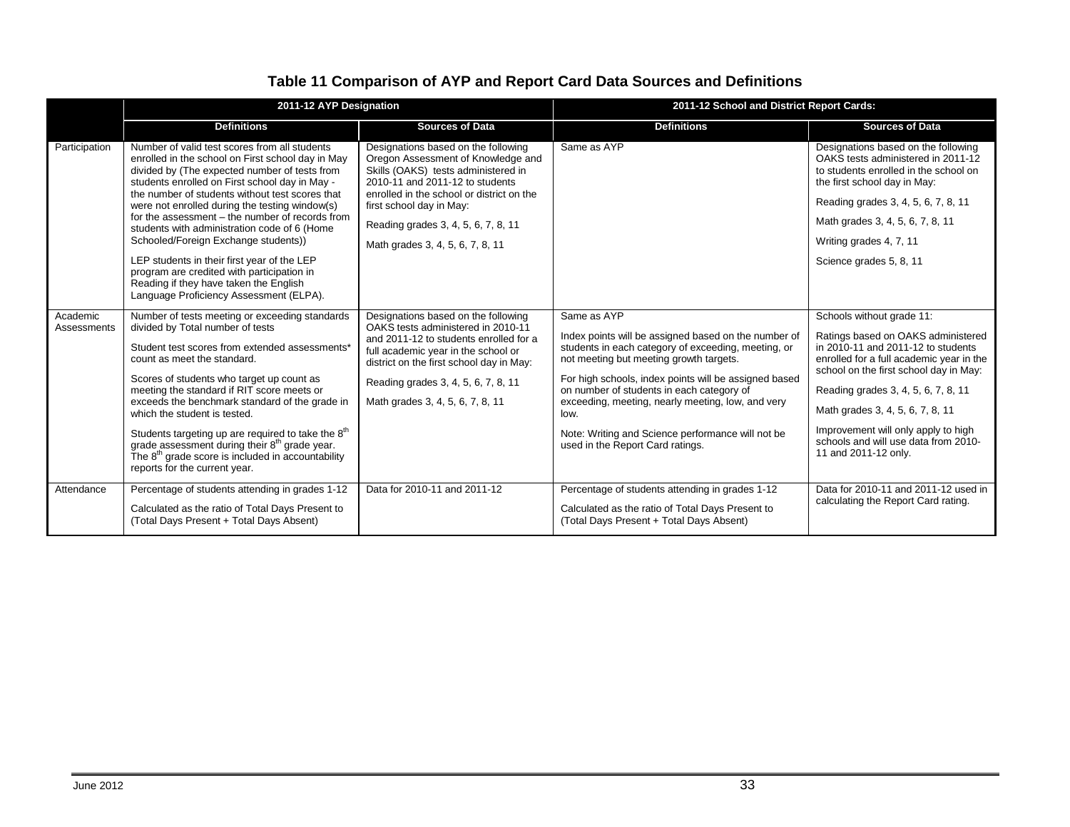## Table 11 Comparison of AYP and Report Card Data Sources and Definitions

| | 2011-12 AYP Designation | | 2011-12 School and District Report Cards: | |
|---|---|---|---|---|
| | **Definitions** | **Sources of Data** | **Definitions** | **Sources of Data** |
| Participation | Number of valid test scores from all students enrolled in the school on First school day in May divided by (The expected number of tests from students enrolled on First school day in May - the number of students without test scores that were not enrolled during the testing window(s) for the assessment – the number of records from students with administration code of 6 (Home Schooled/Foreign Exchange students))<br><br>LEP students in their first year of the LEP program are credited with participation in Reading if they have taken the English Language Proficiency Assessment (ELPA). | Designations based on the following Oregon Assessment of Knowledge and Skills (OAKS) tests administered in 2010-11 and 2011-12 to students enrolled in the school or district on the first school day in May:<br><br>Reading grades 3, 4, 5, 6, 7, 8, 11<br><br>Math grades 3, 4, 5, 6, 7, 8, 11 | Same as AYP | Designations based on the following OAKS tests administered in 2011-12 to students enrolled in the school on the first school day in May:<br><br>Reading grades 3, 4, 5, 6, 7, 8, 11<br><br>Math grades 3, 4, 5, 6, 7, 8, 11<br><br>Writing grades 4, 7, 11<br><br>Science grades 5, 8, 11 |
| Academic Assessments | Number of tests meeting or exceeding standards divided by Total number of tests<br><br>Student test scores from extended assessments* count as meet the standard.<br><br>Scores of students who target up count as meeting the standard if RIT score meets or exceeds the benchmark standard of the grade in which the student is tested.<br><br>Students targeting up are required to take the 8th grade assessment during their 8th grade year. The 8th grade score is included in accountability reports for the current year. | Designations based on the following OAKS tests administered in 2010-11 and 2011-12 to students enrolled for a full academic year in the school or district on the first school day in May:<br><br>Reading grades 3, 4, 5, 6, 7, 8, 11<br><br>Math grades 3, 4, 5, 6, 7, 8, 11 | Same as AYP<br><br>Index points will be assigned based on the number of students in each category of exceeding, meeting, or not meeting but meeting growth targets.<br><br>For high schools, index points will be assigned based on number of students in each category of exceeding, meeting, nearly meeting, low, and very low.<br><br>Note: Writing and Science performance will not be used in the Report Card ratings. | Schools without grade 11:<br><br>Ratings based on OAKS administered in 2010-11 and 2011-12 to students enrolled for a full academic year in the school on the first school day in May:<br><br>Reading grades 3, 4, 5, 6, 7, 8, 11<br><br>Math grades 3, 4, 5, 6, 7, 8, 11<br><br>Improvement will only apply to high schools and will use data from 2010-11 and 2011-12 only. |
| Attendance | Percentage of students attending in grades 1-12<br><br>Calculated as the ratio of Total Days Present to (Total Days Present + Total Days Absent) | Data for 2010-11 and 2011-12 | Percentage of students attending in grades 1-12<br><br>Calculated as the ratio of Total Days Present to (Total Days Present + Total Days Absent) | Data for 2010-11 and 2011-12 used in calculating the Report Card rating. |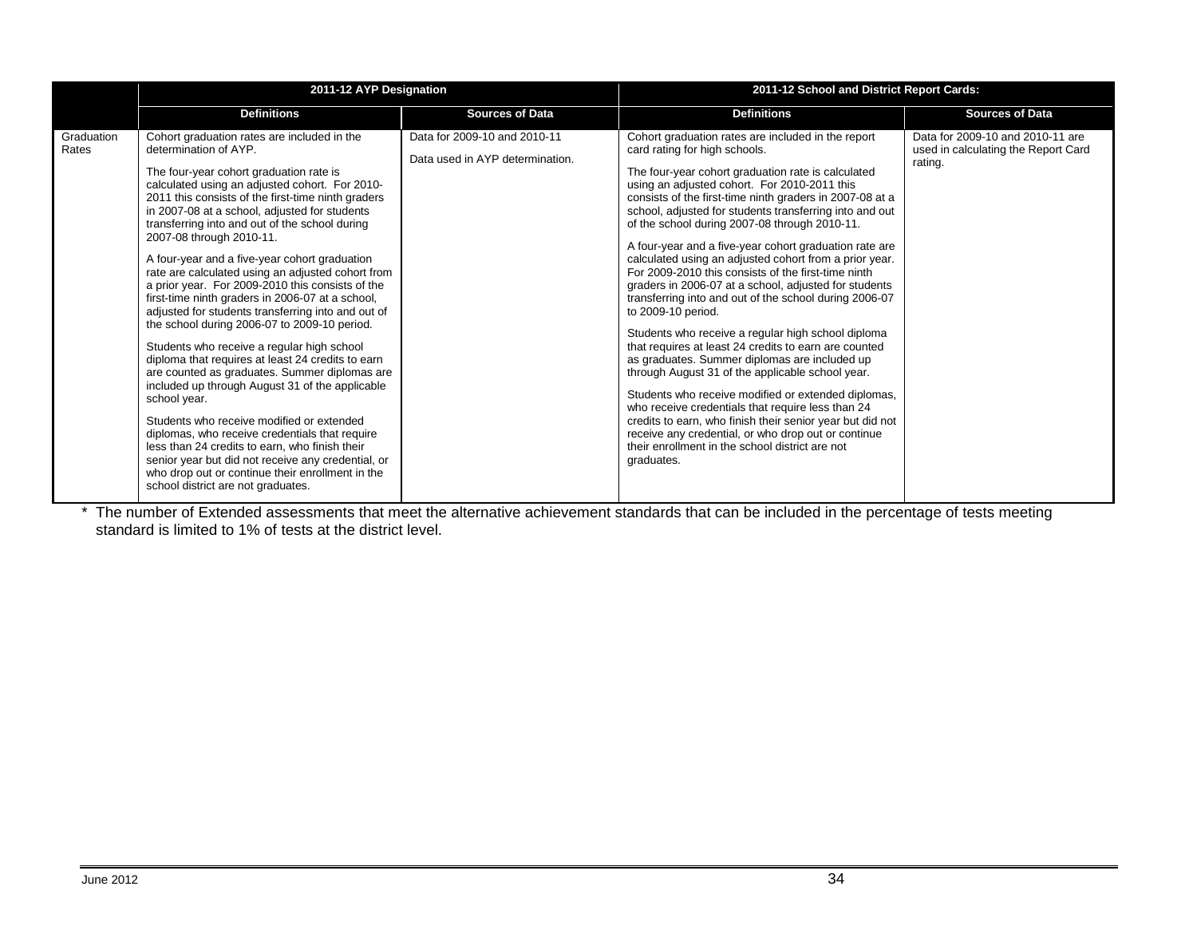| | 2011-12 AYP Designation | | 2011-12 School and District Report Cards: | |
|---|---|---|---|---|
| | **Definitions** | **Sources of Data** | **Definitions** | **Sources of Data** |
| Graduation Rates | Cohort graduation rates are included in the determination of AYP.<br><br>The four-year cohort graduation rate is calculated using an adjusted cohort. For 2010-2011 this consists of the first-time ninth graders in 2007-08 at a school, adjusted for students transferring into and out of the school during 2007-08 through 2010-11.<br><br>A four-year and a five-year cohort graduation rate are calculated using an adjusted cohort from a prior year. For 2009-2010 this consists of the first-time ninth graders in 2006-07 at a school, adjusted for students transferring into and out of the school during 2006-07 to 2009-10 period.<br><br>Students who receive a regular high school diploma that requires at least 24 credits to earn are counted as graduates. Summer diplomas are included up through August 31 of the applicable school year.<br><br>Students who receive modified or extended diplomas, who receive credentials that require less than 24 credits to earn, who finish their senior year but did not receive any credential, or who drop out or continue their enrollment in the school district are not graduates. | Data for 2009-10 and 2010-11<br><br>Data used in AYP determination. | Cohort graduation rates are included in the report card rating for high schools.<br><br>The four-year cohort graduation rate is calculated using an adjusted cohort. For 2010-2011 this consists of the first-time ninth graders in 2007-08 at a school, adjusted for students transferring into and out of the school during 2007-08 through 2010-11.<br><br>A four-year and a five-year cohort graduation rate are calculated using an adjusted cohort from a prior year. For 2009-2010 this consists of the first-time ninth graders in 2006-07 at a school, adjusted for students transferring into and out of the school during 2006-07 to 2009-10 period.<br><br>Students who receive a regular high school diploma that requires at least 24 credits to earn are counted as graduates. Summer diplomas are included up through August 31 of the applicable school year.<br><br>Students who receive modified or extended diplomas, who receive credentials that require less than 24 credits to earn, who finish their senior year but did not receive any credential, or who drop out or continue their enrollment in the school district are not graduates. | Data for 2009-10 and 2010-11 are used in calculating the Report Card rating. |

* The number of Extended assessments that meet the alternative achievement standards that can be included in the percentage of tests meeting standard is limited to 1% of tests at the district level.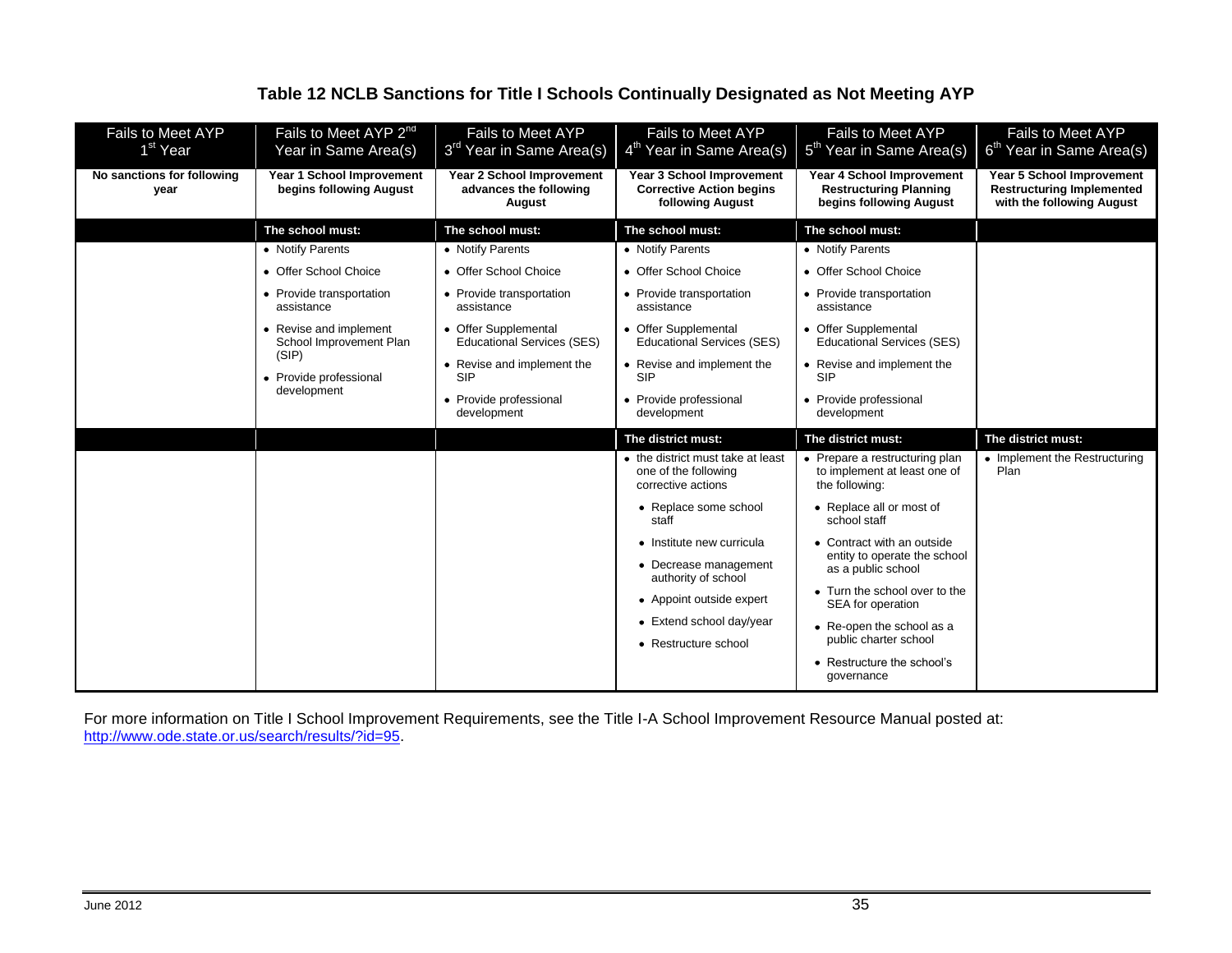### Table 12 NCLB Sanctions for Title I Schools Continually Designated as Not Meeting AYP

| Fails to Meet AYP 1st Year | Fails to Meet AYP 2nd Year in Same Area(s) | Fails to Meet AYP 3rd Year in Same Area(s) | Fails to Meet AYP 4th Year in Same Area(s) | Fails to Meet AYP 5th Year in Same Area(s) | Fails to Meet AYP 6th Year in Same Area(s) |
|---|---|---|---|---|---|
| **No sanctions for following year** | **Year 1 School Improvement begins following August** | **Year 2 School Improvement advances the following August** | **Year 3 School Improvement Corrective Action begins following August** | **Year 4 School Improvement Restructuring Planning begins following August** | **Year 5 School Improvement Restructuring Implemented with the following August** |
| | **The school must:** | **The school must:** | **The school must:** | **The school must:** | |
| | • Notify Parents<br>• Offer School Choice<br>• Provide transportation assistance<br>• Revise and implement School Improvement Plan (SIP)<br>• Provide professional development | • Notify Parents<br>• Offer School Choice<br>• Provide transportation assistance<br>• Offer Supplemental Educational Services (SES)<br>• Revise and implement the SIP<br>• Provide professional development | • Notify Parents<br>• Offer School Choice<br>• Provide transportation assistance<br>• Offer Supplemental Educational Services (SES)<br>• Revise and implement the SIP<br>• Provide professional development | • Notify Parents<br>• Offer School Choice<br>• Provide transportation assistance<br>• Offer Supplemental Educational Services (SES)<br>• Revise and implement the SIP<br>• Provide professional development | |
| | | | **The district must:** | **The district must:** | **The district must:** |
| | | | • the district must take at least one of the following corrective actions<br>• Replace some school staff<br>• Institute new curricula<br>• Decrease management authority of school<br>• Appoint outside expert<br>• Extend school day/year<br>• Restructure school | • Prepare a restructuring plan to implement at least one of the following:<br>• Replace all or most of school staff<br>• Contract with an outside entity to operate the school as a public school<br>• Turn the school over to the SEA for operation<br>• Re-open the school as a public charter school<br>• Restructure the school's governance | • Implement the Restructuring Plan |

For more information on Title I School Improvement Requirements, see the Title I-A School Improvement Resource Manual posted at: http://www.ode.state.or.us/search/results/?id=95.

June 2012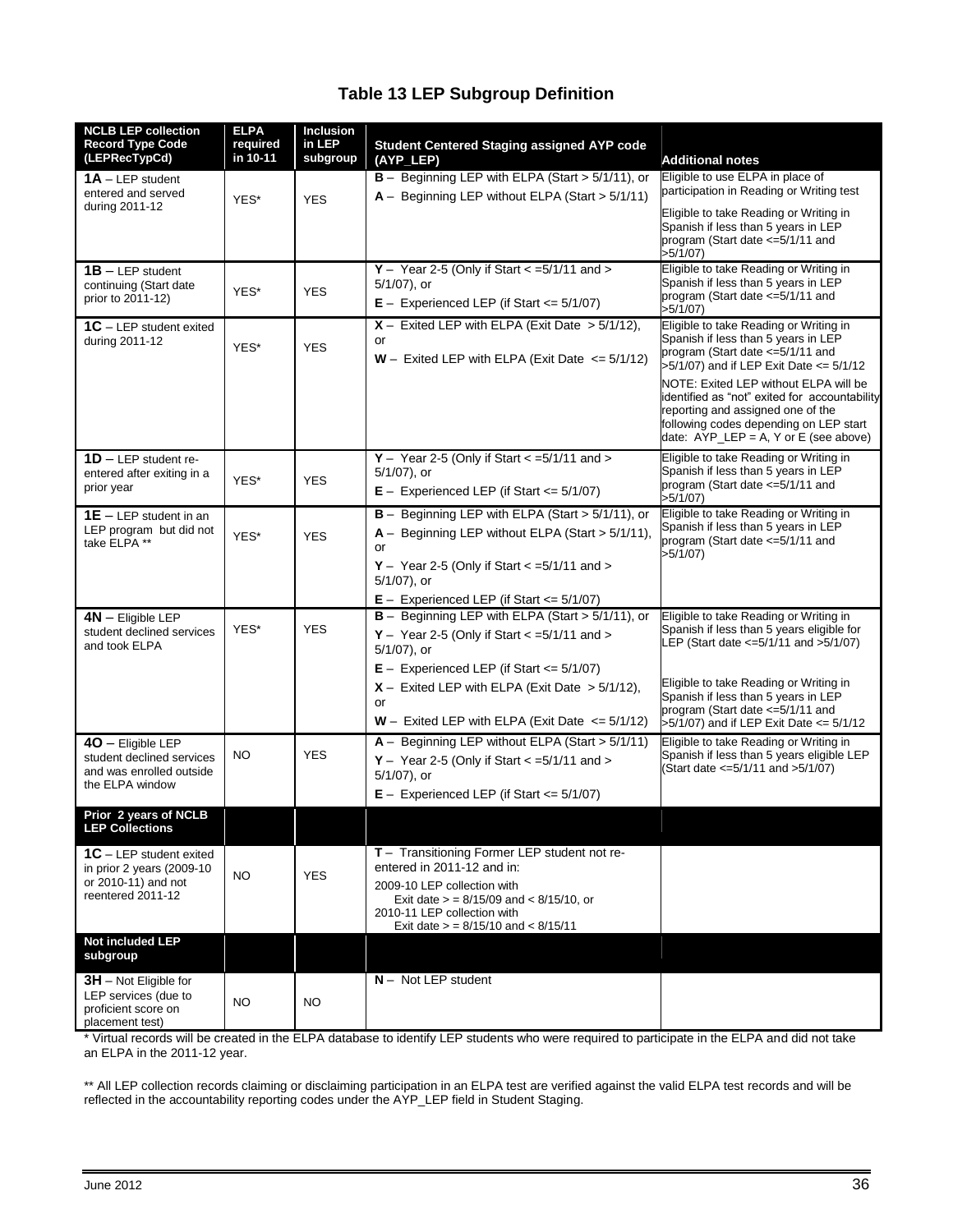# Table 13 LEP Subgroup Definition

| NCLB LEP collection Record Type Code (LEPRecTypCd) | ELPA required in 10-11 | Inclusion in LEP subgroup | Student Centered Staging assigned AYP code (AYP_LEP) | Additional notes |
|---|---|---|---|---|
| **1A** – LEP student entered and served during 2011-12 | YES* | YES | **B** – Beginning LEP with ELPA (Start > 5/1/11), or<br>**A** – Beginning LEP without ELPA (Start > 5/1/11) | Eligible to use ELPA in place of participation in Reading or Writing test<br>Eligible to take Reading or Writing in Spanish if less than 5 years in LEP program (Start date <=5/1/11 and >5/1/07) |
| **1B** – LEP student continuing (Start date prior to 2011-12) | YES* | YES | **Y** – Year 2-5 (Only if Start < =5/1/11 and > 5/1/07), or<br>**E** – Experienced LEP (if Start <= 5/1/07) | Eligible to take Reading or Writing in Spanish if less than 5 years in LEP program (Start date <=5/1/11 and >5/1/07) |
| **1C** – LEP student exited during 2011-12 | YES* | YES | **X** – Exited LEP with ELPA (Exit Date > 5/1/12), or<br>**W** – Exited LEP with ELPA (Exit Date <= 5/1/12) | Eligible to take Reading or Writing in Spanish if less than 5 years in LEP program (Start date <=5/1/11 and >5/1/07) and if LEP Exit Date <= 5/1/12<br>NOTE: Exited LEP without ELPA will be identified as "not" exited for accountability reporting and assigned one of the following codes depending on LEP start date: AYP_LEP = A, Y or E (see above) |
| **1D** – LEP student re-entered after exiting in a prior year | YES* | YES | **Y** – Year 2-5 (Only if Start < =5/1/11 and > 5/1/07), or<br>**E** – Experienced LEP (if Start <= 5/1/07) | Eligible to take Reading or Writing in Spanish if less than 5 years in LEP program (Start date <=5/1/11 and >5/1/07) |
| **1E** – LEP student in an LEP program but did not take ELPA ** | YES* | YES | **B** – Beginning LEP with ELPA (Start > 5/1/11), or<br>**A** – Beginning LEP without ELPA (Start > 5/1/11), or<br>**Y** – Year 2-5 (Only if Start < =5/1/11 and > 5/1/07), or<br>**E** – Experienced LEP (if Start <= 5/1/07) | Eligible to take Reading or Writing in Spanish if less than 5 years in LEP program (Start date <=5/1/11 and >5/1/07) |
| **4N** – Eligible LEP student declined services and took ELPA | YES* | YES | **B** – Beginning LEP with ELPA (Start > 5/1/11), or<br>**Y** – Year 2-5 (Only if Start < =5/1/11 and > 5/1/07), or<br>**E** – Experienced LEP (if Start <= 5/1/07)<br>**X** – Exited LEP with ELPA (Exit Date > 5/1/12), or<br>**W** – Exited LEP with ELPA (Exit Date <= 5/1/12) | Eligible to take Reading or Writing in Spanish if less than 5 years eligible for LEP (Start date <=5/1/11 and >5/1/07)<br>Eligible to take Reading or Writing in Spanish if less than 5 years in LEP program (Start date <=5/1/11 and >5/1/07) and if LEP Exit Date <= 5/1/12 |
| **4O** – Eligible LEP student declined services and was enrolled outside the ELPA window | NO | YES | **A** – Beginning LEP without ELPA (Start > 5/1/11)<br>**Y** – Year 2-5 (Only if Start < =5/1/11 and > 5/1/07), or<br>**E** – Experienced LEP (if Start <= 5/1/07) | Eligible to take Reading or Writing in Spanish if less than 5 years eligible LEP (Start date <=5/1/11 and >5/1/07) |
| **Prior 2 years of NCLB LEP Collections** | | | | |
| **1C** – LEP student exited in prior 2 years (2009-10 or 2010-11) and not reentered 2011-12 | NO | YES | **T** – Transitioning Former LEP student not re-entered in 2011-12 and in:<br>2009-10 LEP collection with Exit date > = 8/15/09 and < 8/15/10, or<br>2010-11 LEP collection with Exit date > = 8/15/10 and < 8/15/11 | |
| **Not included LEP subgroup** | | | | |
| **3H** – Not Eligible for LEP services (due to proficient score on placement test) | NO | NO | **N** – Not LEP student | |

* Virtual records will be created in the ELPA database to identify LEP students who were required to participate in the ELPA and did not take an ELPA in the 2011-12 year.

** All LEP collection records claiming or disclaiming participation in an ELPA test are verified against the valid ELPA test records and will be reflected in the accountability reporting codes under the AYP_LEP field in Student Staging.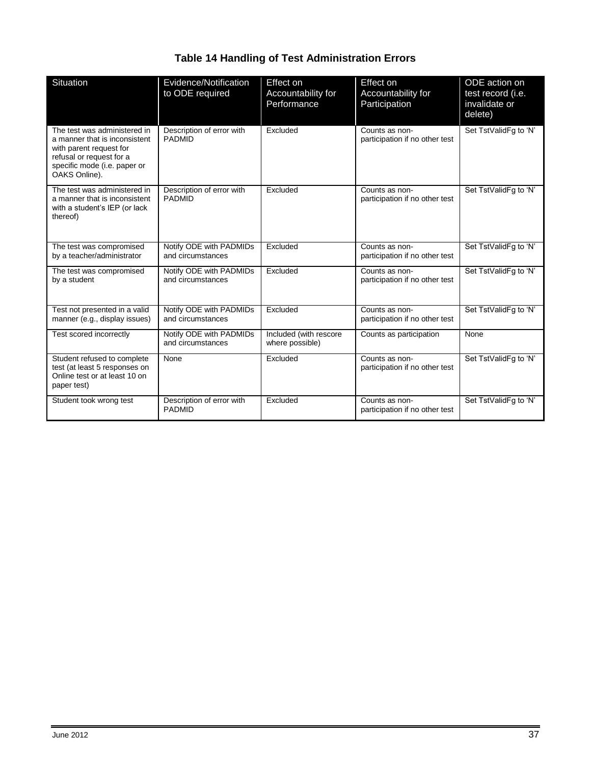## Table 14 Handling of Test Administration Errors

| Situation | Evidence/Notification to ODE required | Effect on Accountability for Performance | Effect on Accountability for Participation | ODE action on test record (i.e. invalidate or delete) |
|---|---|---|---|---|
| The test was administered in a manner that is inconsistent with parent request for refusal or request for a specific mode (i.e. paper or OAKS Online). | Description of error with PADMID | Excluded | Counts as non-participation if no other test | Set TstValidFg to 'N' |
| The test was administered in a manner that is inconsistent with a student's IEP (or lack thereof) | Description of error with PADMID | Excluded | Counts as non-participation if no other test | Set TstValidFg to 'N' |
| The test was compromised by a teacher/administrator | Notify ODE with PADMIDs and circumstances | Excluded | Counts as non-participation if no other test | Set TstValidFg to 'N' |
| The test was compromised by a student | Notify ODE with PADMIDs and circumstances | Excluded | Counts as non-participation if no other test | Set TstValidFg to 'N' |
| Test not presented in a valid manner (e.g., display issues) | Notify ODE with PADMIDs and circumstances | Excluded | Counts as non-participation if no other test | Set TstValidFg to 'N' |
| Test scored incorrectly | Notify ODE with PADMIDs and circumstances | Included (with rescore where possible) | Counts as participation | None |
| Student refused to complete test (at least 5 responses on Online test or at least 10 on paper test) | None | Excluded | Counts as non-participation if no other test | Set TstValidFg to 'N' |
| Student took wrong test | Description of error with PADMID | Excluded | Counts as non-participation if no other test | Set TstValidFg to 'N' |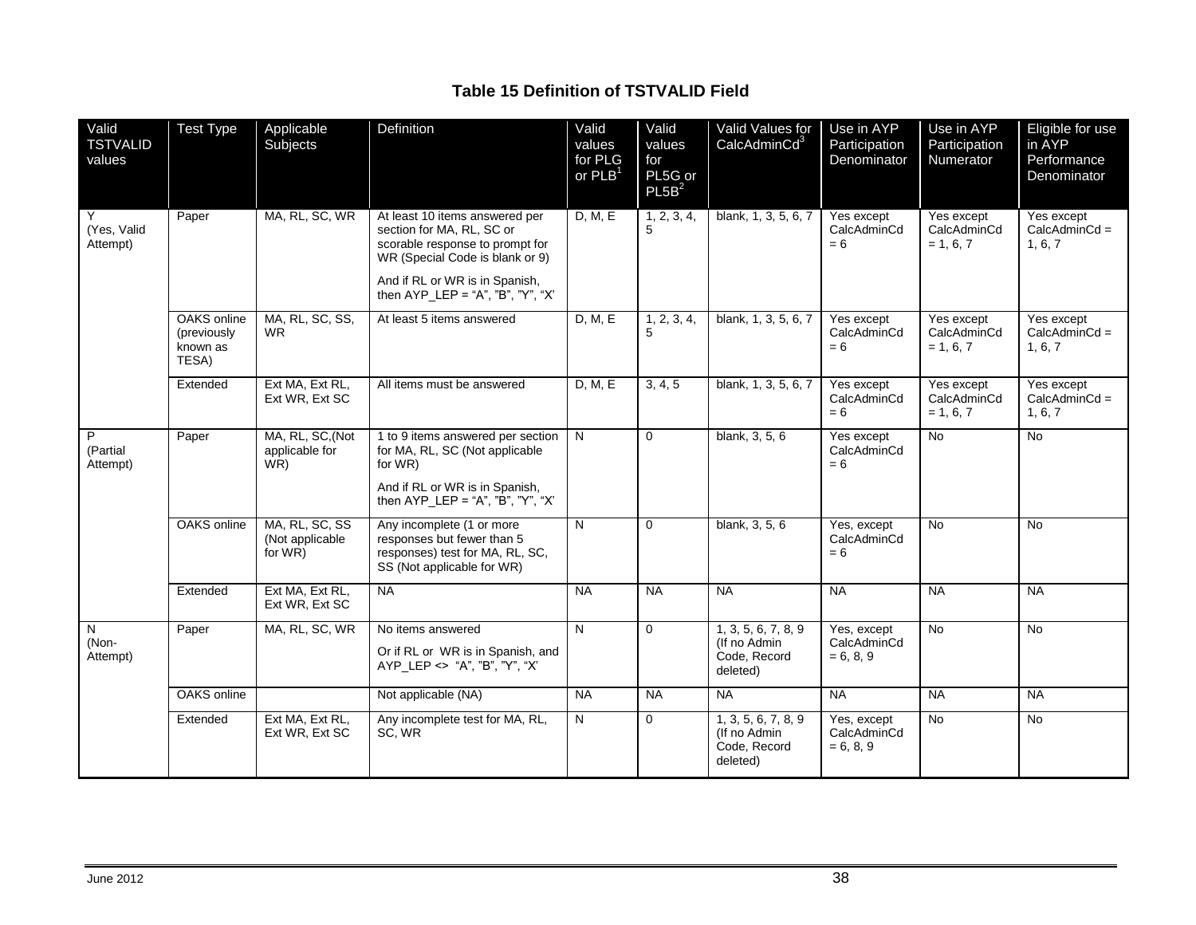**Table 15 Definition of TSTVALID Field**

| Valid TSTVALID values | Test Type | Applicable Subjects | Definition | Valid values for PLG or PLB[1] | Valid values for PL5G or PL5B[2] | Valid Values for CalcAdminCd[3] | Use in AYP Participation Denominator | Use in AYP Participation Numerator | Eligible for use in AYP Performance Denominator |
|---|---|---|---|---|---|---|---|---|---|
| Y (Yes, Valid Attempt) | Paper | MA, RL, SC, WR | At least 10 items answered per section for MA, RL, SC or scorable response to prompt for WR (Special Code is blank or 9)<br><br>And if RL or WR is in Spanish, then AYP_LEP = "A", "B", "Y", "X' | D, M, E | 1, 2, 3, 4, 5 | blank, 1, 3, 5, 6, 7 | Yes except CalcAdminCd = 6 | Yes except CalcAdminCd = 1, 6, 7 | Yes except CalcAdminCd = 1, 6, 7 |
| | OAKS online (previously known as TESA) | MA, RL, SC, SS, WR | At least 5 items answered | D, M, E | 1, 2, 3, 4, 5 | blank, 1, 3, 5, 6, 7 | Yes except CalcAdminCd = 6 | Yes except CalcAdminCd = 1, 6, 7 | Yes except CalcAdminCd = 1, 6, 7 |
| | Extended | Ext MA, Ext RL, Ext WR, Ext SC | All items must be answered | D, M, E | 3, 4, 5 | blank, 1, 3, 5, 6, 7 | Yes except CalcAdminCd = 6 | Yes except CalcAdminCd = 1, 6, 7 | Yes except CalcAdminCd = 1, 6, 7 |
| P (Partial Attempt) | Paper | MA, RL, SC,(Not applicable for WR) | 1 to 9 items answered per section for MA, RL, SC (Not applicable for WR)<br><br>And if RL or WR is in Spanish, then AYP_LEP = "A", "B", "Y", "X' | N | 0 | blank, 3, 5, 6 | Yes except CalcAdminCd = 6 | No | No |
| | OAKS online | MA, RL, SC, SS (Not applicable for WR) | Any incomplete (1 or more responses but fewer than 5 responses) test for MA, RL, SC, SS (Not applicable for WR) | N | 0 | blank, 3, 5, 6 | Yes, except CalcAdminCd = 6 | No | No |
| | Extended | Ext MA, Ext RL, Ext WR, Ext SC | NA | NA | NA | NA | NA | NA | NA |
| N (Non-Attempt) | Paper | MA, RL, SC, WR | No items answered<br><br>Or if RL or WR is in Spanish, and AYP_LEP <> "A", "B", "Y", "X' | N | 0 | 1, 3, 5, 6, 7, 8, 9 (If no Admin Code, Record deleted) | Yes, except CalcAdminCd = 6, 8, 9 | No | No |
| | OAKS online | | Not applicable (NA) | NA | NA | NA | NA | NA | NA |
| | Extended | Ext MA, Ext RL, Ext WR, Ext SC | Any incomplete test for MA, RL, SC, WR | N | 0 | 1, 3, 5, 6, 7, 8, 9 (If no Admin Code, Record deleted) | Yes, except CalcAdminCd = 6, 8, 9 | No | No |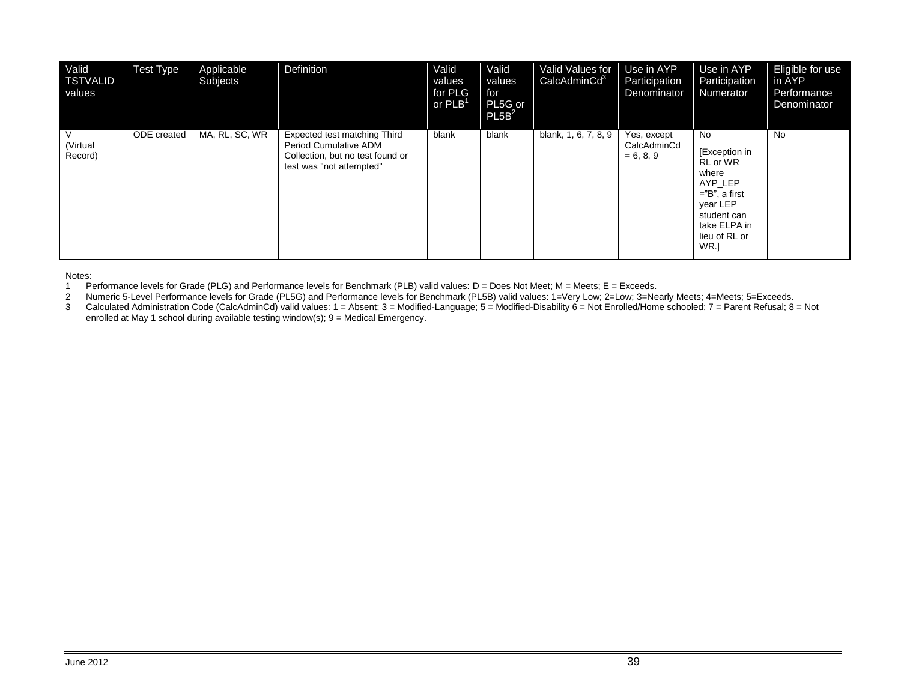| Valid TSTVALID values | Test Type | Applicable Subjects | Definition | Valid values for PLG or PLB[1] | Valid values for PL5G or PL5B[2] | Valid Values for CalcAdminCd[3] | Use in AYP Participation Denominator | Use in AYP Participation Numerator | Eligible for use in AYP Performance Denominator |
|---|---|---|---|---|---|---|---|---|---|
| V (Virtual Record) | ODE created | MA, RL, SC, WR | Expected test matching Third Period Cumulative ADM Collection, but no test found or test was "not attempted" | blank | blank | blank, 1, 6, 7, 8, 9 | Yes, except CalcAdminCd = 6, 8, 9 | No [Exception in RL or WR where AYP_LEP ="B", a first year LEP student can take ELPA in lieu of RL or WR.] | No |

Notes:

1 Performance levels for Grade (PLG) and Performance levels for Benchmark (PLB) valid values: D = Does Not Meet; M = Meets; E = Exceeds.

2 Numeric 5-Level Performance levels for Grade (PL5G) and Performance levels for Benchmark (PL5B) valid values: 1=Very Low; 2=Low; 3=Nearly Meets; 4=Meets; 5=Exceeds.

3 Calculated Administration Code (CalcAdminCd) valid values: 1 = Absent; 3 = Modified-Language; 5 = Modified-Disability 6 = Not Enrolled/Home schooled; 7 = Parent Refusal; 8 = Not enrolled at May 1 school during available testing window(s); 9 = Medical Emergency.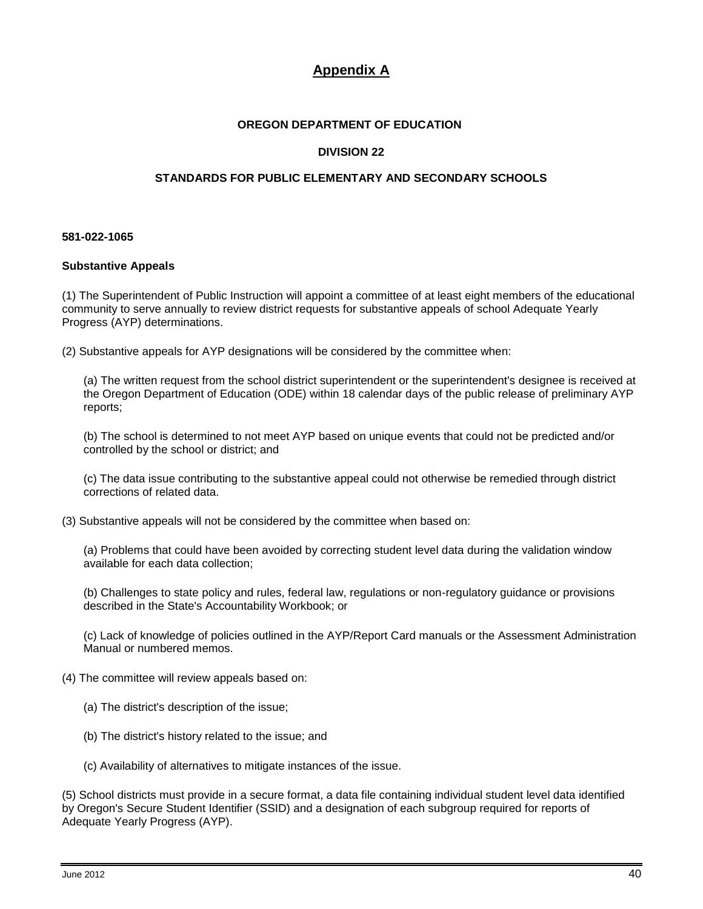# Appendix A

**OREGON DEPARTMENT OF EDUCATION**

**DIVISION 22**

**STANDARDS FOR PUBLIC ELEMENTARY AND SECONDARY SCHOOLS**

**581-022-1065**

**Substantive Appeals**

(1) The Superintendent of Public Instruction will appoint a committee of at least eight members of the educational community to serve annually to review district requests for substantive appeals of school Adequate Yearly Progress (AYP) determinations.

(2) Substantive appeals for AYP designations will be considered by the committee when:

(a) The written request from the school district superintendent or the superintendent's designee is received at the Oregon Department of Education (ODE) within 18 calendar days of the public release of preliminary AYP reports;

(b) The school is determined to not meet AYP based on unique events that could not be predicted and/or controlled by the school or district; and

(c) The data issue contributing to the substantive appeal could not otherwise be remedied through district corrections of related data.

(3) Substantive appeals will not be considered by the committee when based on:

(a) Problems that could have been avoided by correcting student level data during the validation window available for each data collection;

(b) Challenges to state policy and rules, federal law, regulations or non-regulatory guidance or provisions described in the State's Accountability Workbook; or

(c) Lack of knowledge of policies outlined in the AYP/Report Card manuals or the Assessment Administration Manual or numbered memos.

(4) The committee will review appeals based on:

(a) The district's description of the issue;

(b) The district's history related to the issue; and

(c) Availability of alternatives to mitigate instances of the issue.

(5) School districts must provide in a secure format, a data file containing individual student level data identified by Oregon's Secure Student Identifier (SSID) and a designation of each subgroup required for reports of Adequate Yearly Progress (AYP).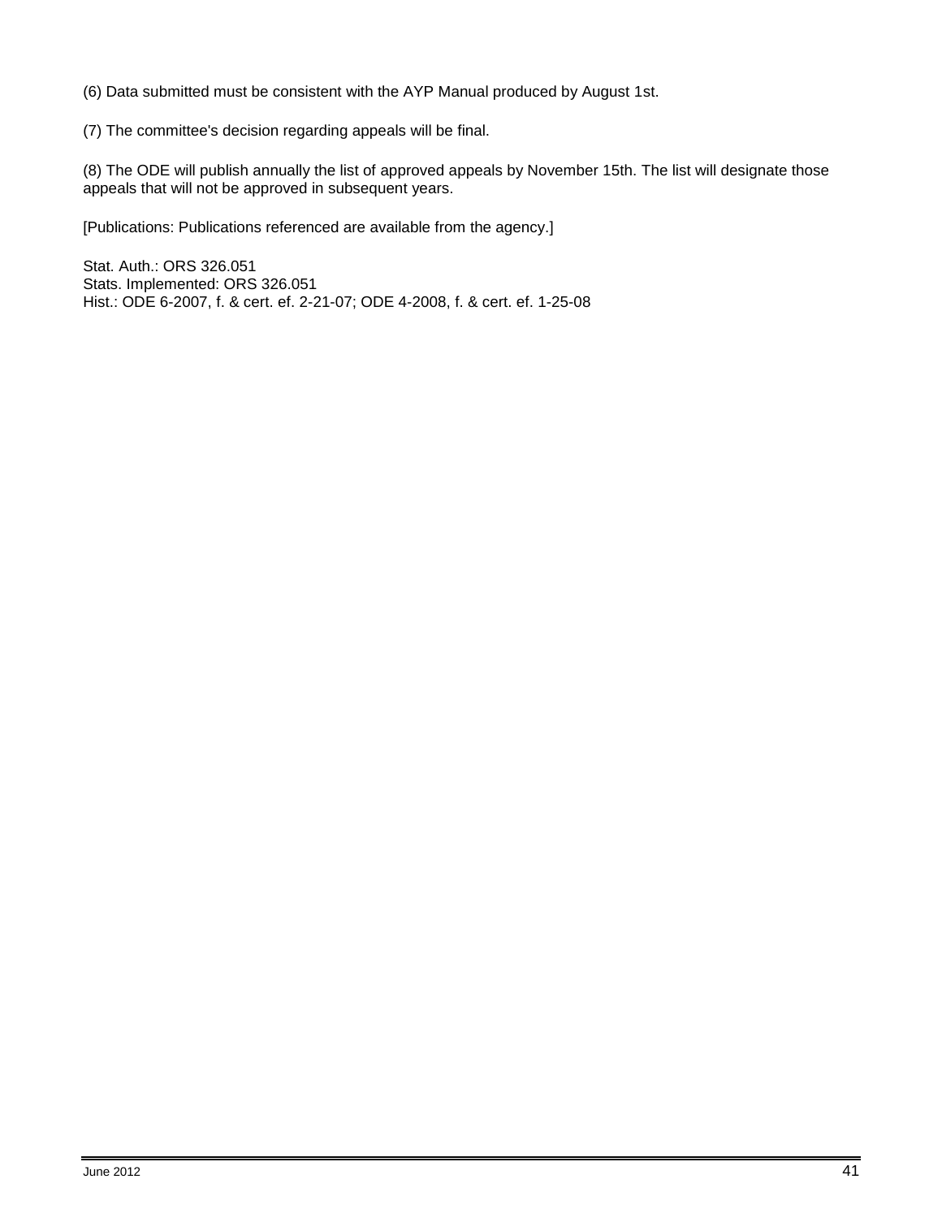(6) Data submitted must be consistent with the AYP Manual produced by August 1st.

(7) The committee's decision regarding appeals will be final.

(8) The ODE will publish annually the list of approved appeals by November 15th. The list will designate those appeals that will not be approved in subsequent years.

[Publications: Publications referenced are available from the agency.]

Stat. Auth.: ORS 326.051
Stats. Implemented: ORS 326.051
Hist.: ODE 6-2007, f. & cert. ef. 2-21-07; ODE 4-2008, f. & cert. ef. 1-25-08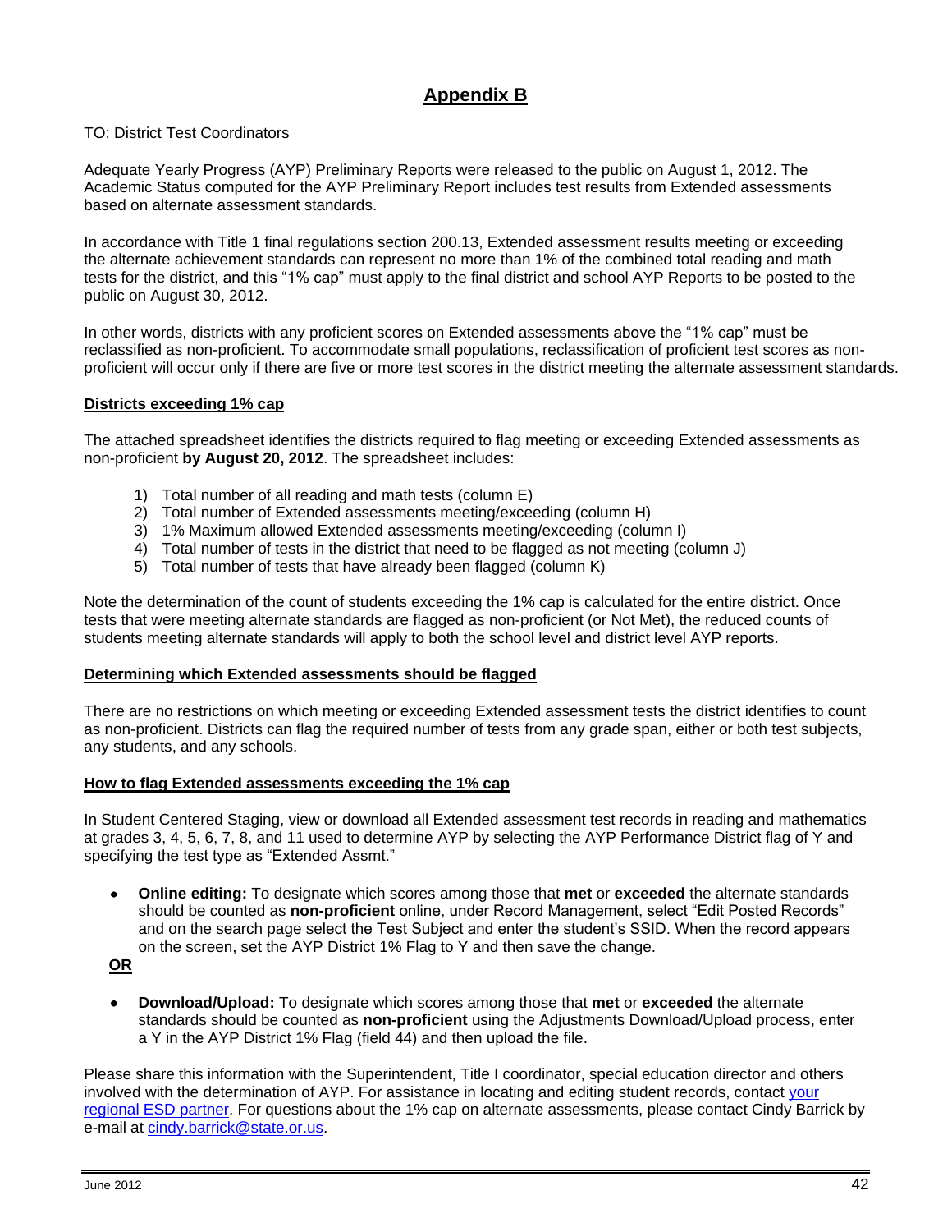# Appendix B

TO: District Test Coordinators

Adequate Yearly Progress (AYP) Preliminary Reports were released to the public on August 1, 2012. The Academic Status computed for the AYP Preliminary Report includes test results from Extended assessments based on alternate assessment standards.

In accordance with Title 1 final regulations section 200.13, Extended assessment results meeting or exceeding the alternate achievement standards can represent no more than 1% of the combined total reading and math tests for the district, and this "1% cap" must apply to the final district and school AYP Reports to be posted to the public on August 30, 2012.

In other words, districts with any proficient scores on Extended assessments above the "1% cap" must be reclassified as non-proficient. To accommodate small populations, reclassification of proficient test scores as non-proficient will occur only if there are five or more test scores in the district meeting the alternate assessment standards.

## Districts exceeding 1% cap

The attached spreadsheet identifies the districts required to flag meeting or exceeding Extended assessments as non-proficient **by August 20, 2012**. The spreadsheet includes:

1) Total number of all reading and math tests (column E)
2) Total number of Extended assessments meeting/exceeding (column H)
3) 1% Maximum allowed Extended assessments meeting/exceeding (column I)
4) Total number of tests in the district that need to be flagged as not meeting (column J)
5) Total number of tests that have already been flagged (column K)

Note the determination of the count of students exceeding the 1% cap is calculated for the entire district. Once tests that were meeting alternate standards are flagged as non-proficient (or Not Met), the reduced counts of students meeting alternate standards will apply to both the school level and district level AYP reports.

## Determining which Extended assessments should be flagged

There are no restrictions on which meeting or exceeding Extended assessment tests the district identifies to count as non-proficient. Districts can flag the required number of tests from any grade span, either or both test subjects, any students, and any schools.

## How to flag Extended assessments exceeding the 1% cap

In Student Centered Staging, view or download all Extended assessment test records in reading and mathematics at grades 3, 4, 5, 6, 7, 8, and 11 used to determine AYP by selecting the AYP Performance District flag of Y and specifying the test type as "Extended Assmt."

- **Online editing:** To designate which scores among those that **met** or **exceeded** the alternate standards should be counted as **non-proficient** online, under Record Management, select "Edit Posted Records" and on the search page select the Test Subject and enter the student's SSID. When the record appears on the screen, set the AYP District 1% Flag to Y and then save the change.

**OR**

- **Download/Upload:** To designate which scores among those that **met** or **exceeded** the alternate standards should be counted as **non-proficient** using the Adjustments Download/Upload process, enter a Y in the AYP District 1% Flag (field 44) and then upload the file.

Please share this information with the Superintendent, Title I coordinator, special education director and others involved with the determination of AYP. For assistance in locating and editing student records, contact your regional ESD partner. For questions about the 1% cap on alternate assessments, please contact Cindy Barrick by e-mail at cindy.barrick@state.or.us.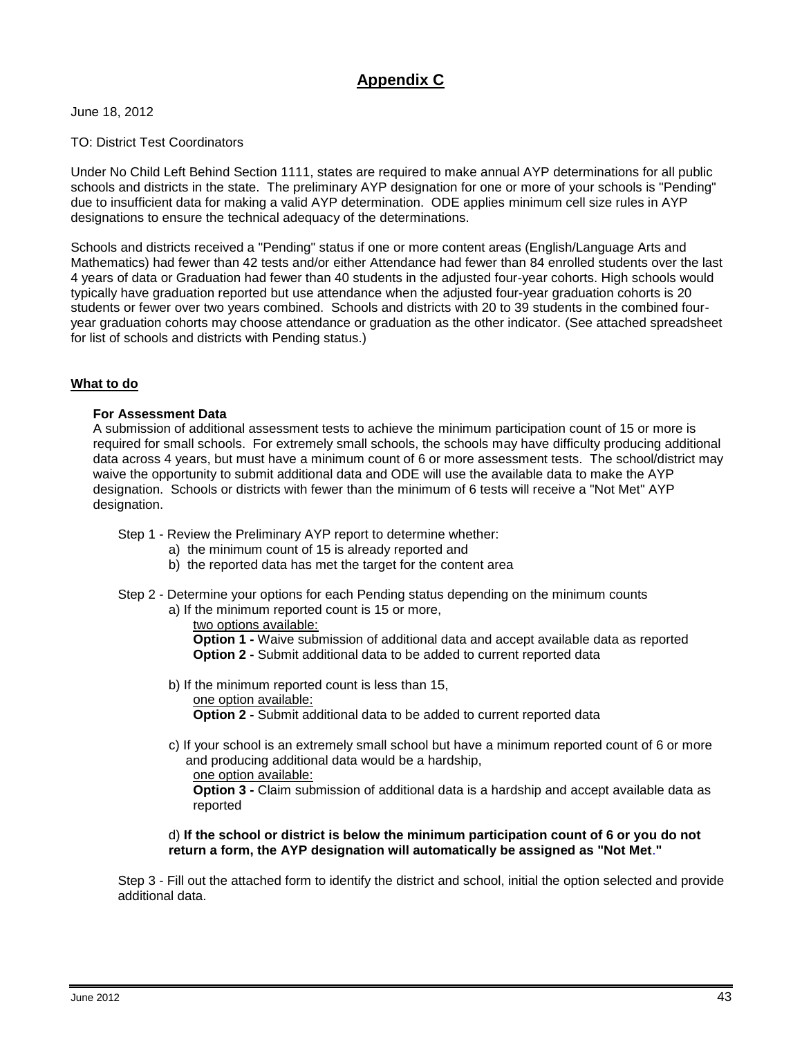## Appendix C

June 18, 2012

TO: District Test Coordinators

Under No Child Left Behind Section 1111, states are required to make annual AYP determinations for all public schools and districts in the state. The preliminary AYP designation for one or more of your schools is "Pending" due to insufficient data for making a valid AYP determination. ODE applies minimum cell size rules in AYP designations to ensure the technical adequacy of the determinations.

Schools and districts received a "Pending" status if one or more content areas (English/Language Arts and Mathematics) had fewer than 42 tests and/or either Attendance had fewer than 84 enrolled students over the last 4 years of data or Graduation had fewer than 40 students in the adjusted four-year cohorts. High schools would typically have graduation reported but use attendance when the adjusted four-year graduation cohorts is 20 students or fewer over two years combined. Schools and districts with 20 to 39 students in the combined four-year graduation cohorts may choose attendance or graduation as the other indicator. (See attached spreadsheet for list of schools and districts with Pending status.)

**What to do**

**For Assessment Data**

A submission of additional assessment tests to achieve the minimum participation count of 15 or more is required for small schools. For extremely small schools, the schools may have difficulty producing additional data across 4 years, but must have a minimum count of 6 or more assessment tests. The school/district may waive the opportunity to submit additional data and ODE will use the available data to make the AYP designation. Schools or districts with fewer than the minimum of 6 tests will receive a "Not Met" AYP designation.

Step 1 - Review the Preliminary AYP report to determine whether:

- a) the minimum count of 15 is already reported and
- b) the reported data has met the target for the content area

Step 2 - Determine your options for each Pending status depending on the minimum counts

a) If the minimum reported count is 15 or more,

two options available:

**Option 1 -** Waive submission of additional data and accept available data as reported

**Option 2 -** Submit additional data to be added to current reported data

b) If the minimum reported count is less than 15,

one option available:

**Option 2 -** Submit additional data to be added to current reported data

c) If your school is an extremely small school but have a minimum reported count of 6 or more and producing additional data would be a hardship,

one option available:

**Option 3 -** Claim submission of additional data is a hardship and accept available data as reported

d) **If the school or district is below the minimum participation count of 6 or you do not return a form, the AYP designation will automatically be assigned as "Not Met."**

Step 3 - Fill out the attached form to identify the district and school, initial the option selected and provide additional data.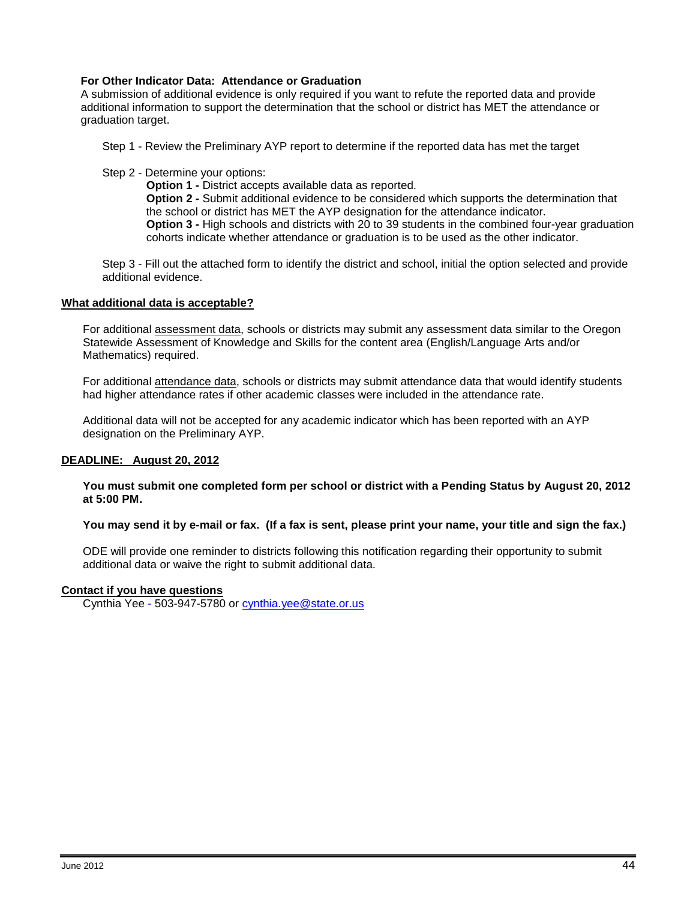**For Other Indicator Data: Attendance or Graduation**

A submission of additional evidence is only required if you want to refute the reported data and provide additional information to support the determination that the school or district has MET the attendance or graduation target.

Step 1 - Review the Preliminary AYP report to determine if the reported data has met the target

Step 2 - Determine your options:

**Option 1 -** District accepts available data as reported.

**Option 2 -** Submit additional evidence to be considered which supports the determination that the school or district has MET the AYP designation for the attendance indicator.

**Option 3 -** High schools and districts with 20 to 39 students in the combined four-year graduation cohorts indicate whether attendance or graduation is to be used as the other indicator.

Step 3 - Fill out the attached form to identify the district and school, initial the option selected and provide additional evidence.

**What additional data is acceptable?**

For additional assessment data, schools or districts may submit any assessment data similar to the Oregon Statewide Assessment of Knowledge and Skills for the content area (English/Language Arts and/or Mathematics) required.

For additional attendance data, schools or districts may submit attendance data that would identify students had higher attendance rates if other academic classes were included in the attendance rate.

Additional data will not be accepted for any academic indicator which has been reported with an AYP designation on the Preliminary AYP.

**DEADLINE: August 20, 2012**

**You must submit one completed form per school or district with a Pending Status by August 20, 2012 at 5:00 PM.**

**You may send it by e-mail or fax. (If a fax is sent, please print your name, your title and sign the fax.)**

ODE will provide one reminder to districts following this notification regarding their opportunity to submit additional data or waive the right to submit additional data.

**Contact if you have questions**

Cynthia Yee - 503-947-5780 or cynthia.yee@state.or.us